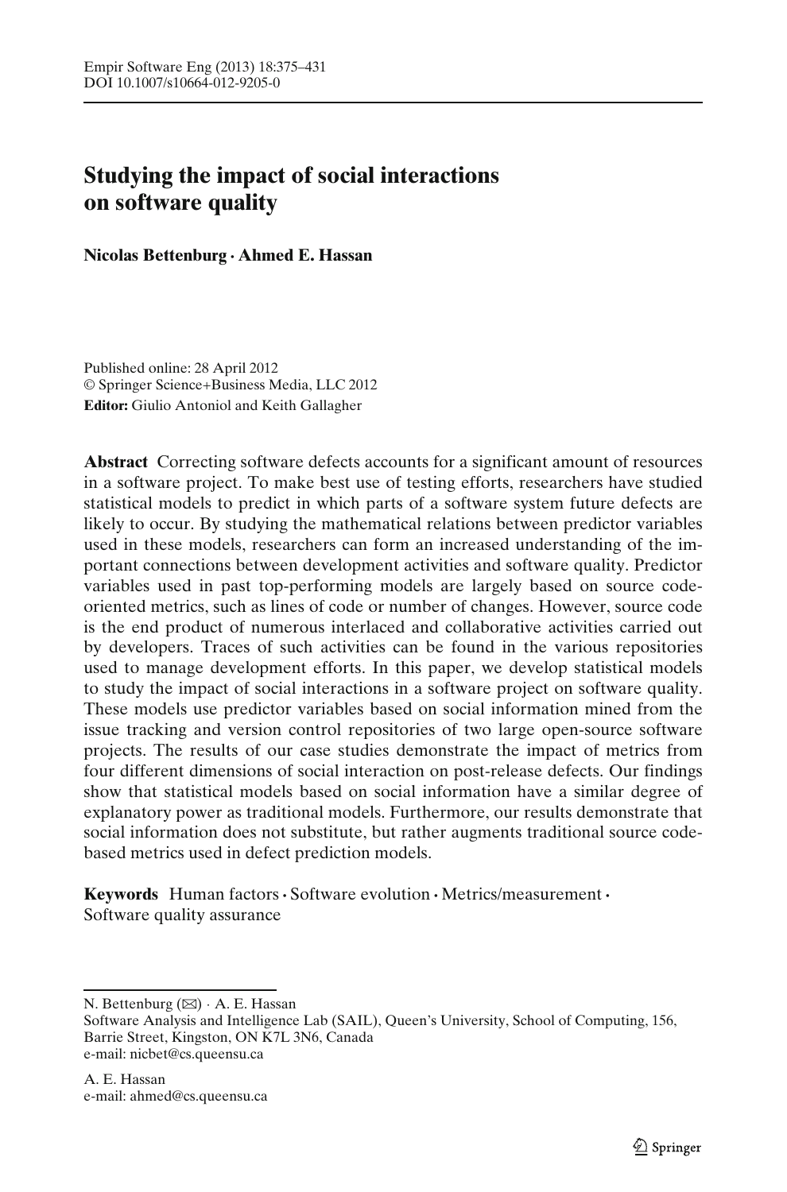# Studying the impact of social interactions on software quality

**Nicolas Bettenburg · Ahmed E. Hassan**

Published online: 28 April 2012
© Springer Science+Business Media, LLC 2012
**Editor:** Giulio Antoniol and Keith Gallagher

**Abstract** Correcting software defects accounts for a significant amount of resources in a software project. To make best use of testing efforts, researchers have studied statistical models to predict in which parts of a software system future defects are likely to occur. By studying the mathematical relations between predictor variables used in these models, researchers can form an increased understanding of the important connections between development activities and software quality. Predictor variables used in past top-performing models are largely based on source code-oriented metrics, such as lines of code or number of changes. However, source code is the end product of numerous interlaced and collaborative activities carried out by developers. Traces of such activities can be found in the various repositories used to manage development efforts. In this paper, we develop statistical models to study the impact of social interactions in a software project on software quality. These models use predictor variables based on social information mined from the issue tracking and version control repositories of two large open-source software projects. The results of our case studies demonstrate the impact of metrics from four different dimensions of social interaction on post-release defects. Our findings show that statistical models based on social information have a similar degree of explanatory power as traditional models. Furthermore, our results demonstrate that social information does not substitute, but rather augments traditional source code-based metrics used in defect prediction models.

**Keywords** Human factors · Software evolution · Metrics/measurement · Software quality assurance

---

N. Bettenburg (✉) · A. E. Hassan
Software Analysis and Intelligence Lab (SAIL), Queen's University, School of Computing, 156, Barrie Street, Kingston, ON K7L 3N6, Canada
e-mail: nicbet@cs.queensu.ca

A. E. Hassan
e-mail: ahmed@cs.queensu.ca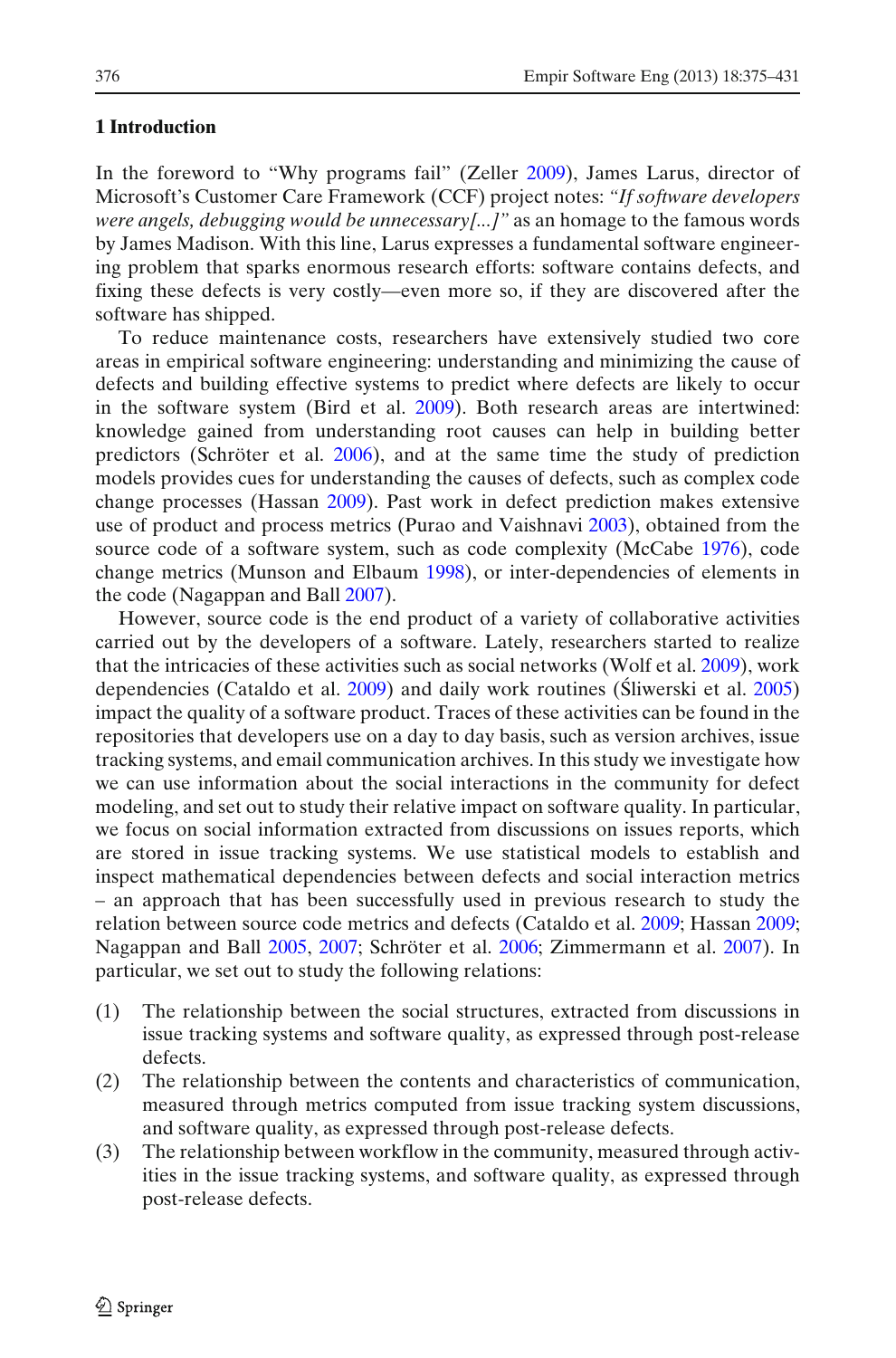## 1 Introduction

In the foreword to "Why programs fail" (Zeller 2009), James Larus, director of Microsoft's Customer Care Framework (CCF) project notes: *"If software developers were angels, debugging would be unnecessary[...]"* as an homage to the famous words by James Madison. With this line, Larus expresses a fundamental software engineering problem that sparks enormous research efforts: software contains defects, and fixing these defects is very costly—even more so, if they are discovered after the software has shipped.

To reduce maintenance costs, researchers have extensively studied two core areas in empirical software engineering: understanding and minimizing the cause of defects and building effective systems to predict where defects are likely to occur in the software system (Bird et al. 2009). Both research areas are intertwined: knowledge gained from understanding root causes can help in building better predictors (Schröter et al. 2006), and at the same time the study of prediction models provides cues for understanding the causes of defects, such as complex code change processes (Hassan 2009). Past work in defect prediction makes extensive use of product and process metrics (Purao and Vaishnavi 2003), obtained from the source code of a software system, such as code complexity (McCabe 1976), code change metrics (Munson and Elbaum 1998), or inter-dependencies of elements in the code (Nagappan and Ball 2007).

However, source code is the end product of a variety of collaborative activities carried out by the developers of a software. Lately, researchers started to realize that the intricacies of these activities such as social networks (Wolf et al. 2009), work dependencies (Cataldo et al. 2009) and daily work routines (Śliwerski et al. 2005) impact the quality of a software product. Traces of these activities can be found in the repositories that developers use on a day to day basis, such as version archives, issue tracking systems, and email communication archives. In this study we investigate how we can use information about the social interactions in the community for defect modeling, and set out to study their relative impact on software quality. In particular, we focus on social information extracted from discussions on issues reports, which are stored in issue tracking systems. We use statistical models to establish and inspect mathematical dependencies between defects and social interaction metrics – an approach that has been successfully used in previous research to study the relation between source code metrics and defects (Cataldo et al. 2009; Hassan 2009; Nagappan and Ball 2005, 2007; Schröter et al. 2006; Zimmermann et al. 2007). In particular, we set out to study the following relations:

(1) The relationship between the social structures, extracted from discussions in issue tracking systems and software quality, as expressed through post-release defects.

(2) The relationship between the contents and characteristics of communication, measured through metrics computed from issue tracking system discussions, and software quality, as expressed through post-release defects.

(3) The relationship between workflow in the community, measured through activities in the issue tracking systems, and software quality, as expressed through post-release defects.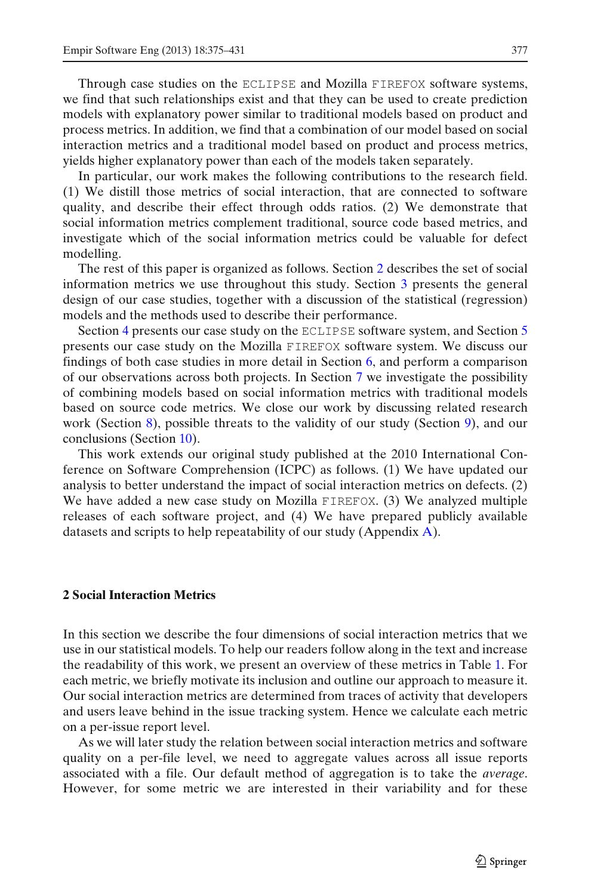Through case studies on the ECLIPSE and Mozilla FIREFOX software systems, we find that such relationships exist and that they can be used to create prediction models with explanatory power similar to traditional models based on product and process metrics. In addition, we find that a combination of our model based on social interaction metrics and a traditional model based on product and process metrics, yields higher explanatory power than each of the models taken separately.

In particular, our work makes the following contributions to the research field. (1) We distill those metrics of social interaction, that are connected to software quality, and describe their effect through odds ratios. (2) We demonstrate that social information metrics complement traditional, source code based metrics, and investigate which of the social information metrics could be valuable for defect modelling.

The rest of this paper is organized as follows. Section 2 describes the set of social information metrics we use throughout this study. Section 3 presents the general design of our case studies, together with a discussion of the statistical (regression) models and the methods used to describe their performance.

Section 4 presents our case study on the ECLIPSE software system, and Section 5 presents our case study on the Mozilla FIREFOX software system. We discuss our findings of both case studies in more detail in Section 6, and perform a comparison of our observations across both projects. In Section 7 we investigate the possibility of combining models based on social information metrics with traditional models based on source code metrics. We close our work by discussing related research work (Section 8), possible threats to the validity of our study (Section 9), and our conclusions (Section 10).

This work extends our original study published at the 2010 International Conference on Software Comprehension (ICPC) as follows. (1) We have updated our analysis to better understand the impact of social interaction metrics on defects. (2) We have added a new case study on Mozilla FIREFOX. (3) We analyzed multiple releases of each software project, and (4) We have prepared publicly available datasets and scripts to help repeatability of our study (Appendix A).

## 2 Social Interaction Metrics

In this section we describe the four dimensions of social interaction metrics that we use in our statistical models. To help our readers follow along in the text and increase the readability of this work, we present an overview of these metrics in Table 1. For each metric, we briefly motivate its inclusion and outline our approach to measure it. Our social interaction metrics are determined from traces of activity that developers and users leave behind in the issue tracking system. Hence we calculate each metric on a per-issue report level.

As we will later study the relation between social interaction metrics and software quality on a per-file level, we need to aggregate values across all issue reports associated with a file. Our default method of aggregation is to take the *average*. However, for some metric we are interested in their variability and for these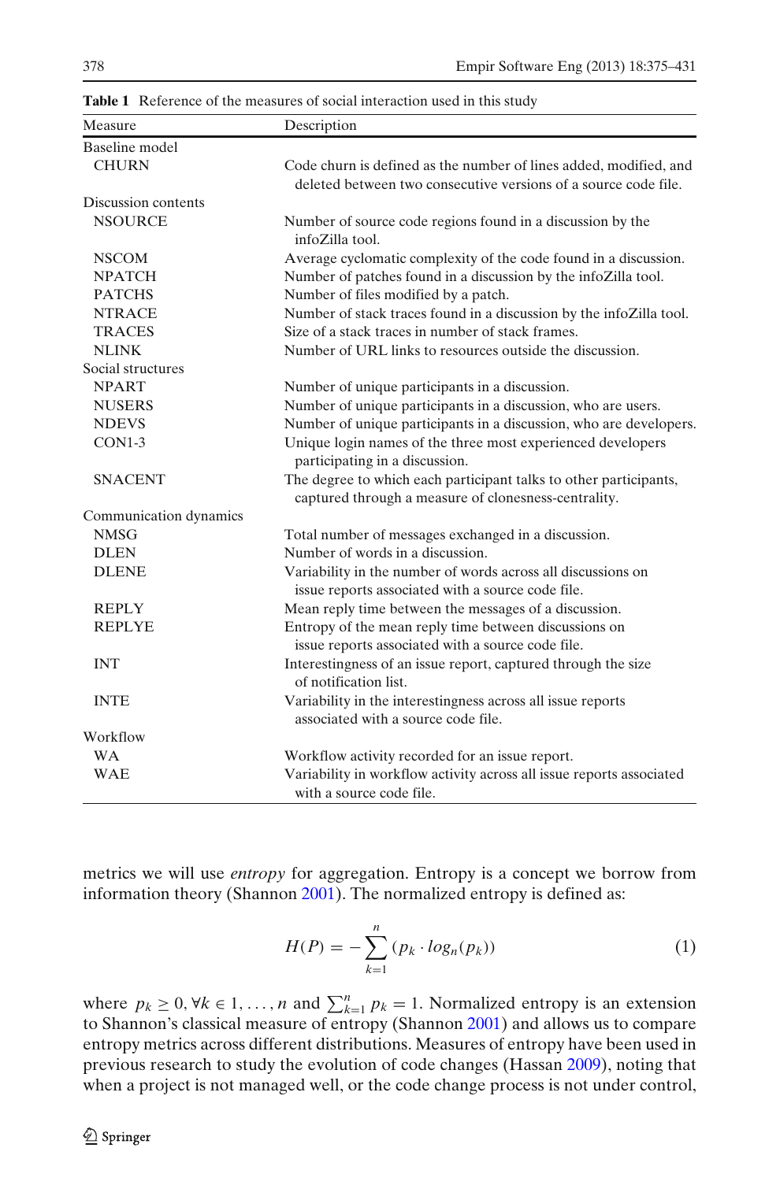**Table 1** Reference of the measures of social interaction used in this study

| Measure | Description |
|---|---|
| Baseline model | |
| CHURN | Code churn is defined as the number of lines added, modified, and deleted between two consecutive versions of a source code file. |
| Discussion contents | |
| NSOURCE | Number of source code regions found in a discussion by the infoZilla tool. |
| NSCOM | Average cyclomatic complexity of the code found in a discussion. |
| NPATCH | Number of patches found in a discussion by the infoZilla tool. |
| PATCHS | Number of files modified by a patch. |
| NTRACE | Number of stack traces found in a discussion by the infoZilla tool. |
| TRACES | Size of a stack traces in number of stack frames. |
| NLINK | Number of URL links to resources outside the discussion. |
| Social structures | |
| NPART | Number of unique participants in a discussion. |
| NUSERS | Number of unique participants in a discussion, who are users. |
| NDEVS | Number of unique participants in a discussion, who are developers. |
| CON1-3 | Unique login names of the three most experienced developers participating in a discussion. |
| SNACENT | The degree to which each participant talks to other participants, captured through a measure of clonesness-centrality. |
| Communication dynamics | |
| NMSG | Total number of messages exchanged in a discussion. |
| DLEN | Number of words in a discussion. |
| DLENE | Variability in the number of words across all discussions on issue reports associated with a source code file. |
| REPLY | Mean reply time between the messages of a discussion. |
| REPLYE | Entropy of the mean reply time between discussions on issue reports associated with a source code file. |
| INT | Interestingness of an issue report, captured through the size of notification list. |
| INTE | Variability in the interestingness across all issue reports associated with a source code file. |
| Workflow | |
| WA | Workflow activity recorded for an issue report. |
| WAE | Variability in workflow activity across all issue reports associated with a source code file. |

metrics we will use *entropy* for aggregation. Entropy is a concept we borrow from information theory (Shannon 2001). The normalized entropy is defined as:

$$H(P) = -\sum_{k=1}^{n} (p_k \cdot log_n(p_k)) \tag{1}$$

where $p_k \geq 0, \forall k \in 1, \ldots, n$ and $\sum_{k=1}^{n} p_k = 1$. Normalized entropy is an extension to Shannon's classical measure of entropy (Shannon 2001) and allows us to compare entropy metrics across different distributions. Measures of entropy have been used in previous research to study the evolution of code changes (Hassan 2009), noting that when a project is not managed well, or the code change process is not under control,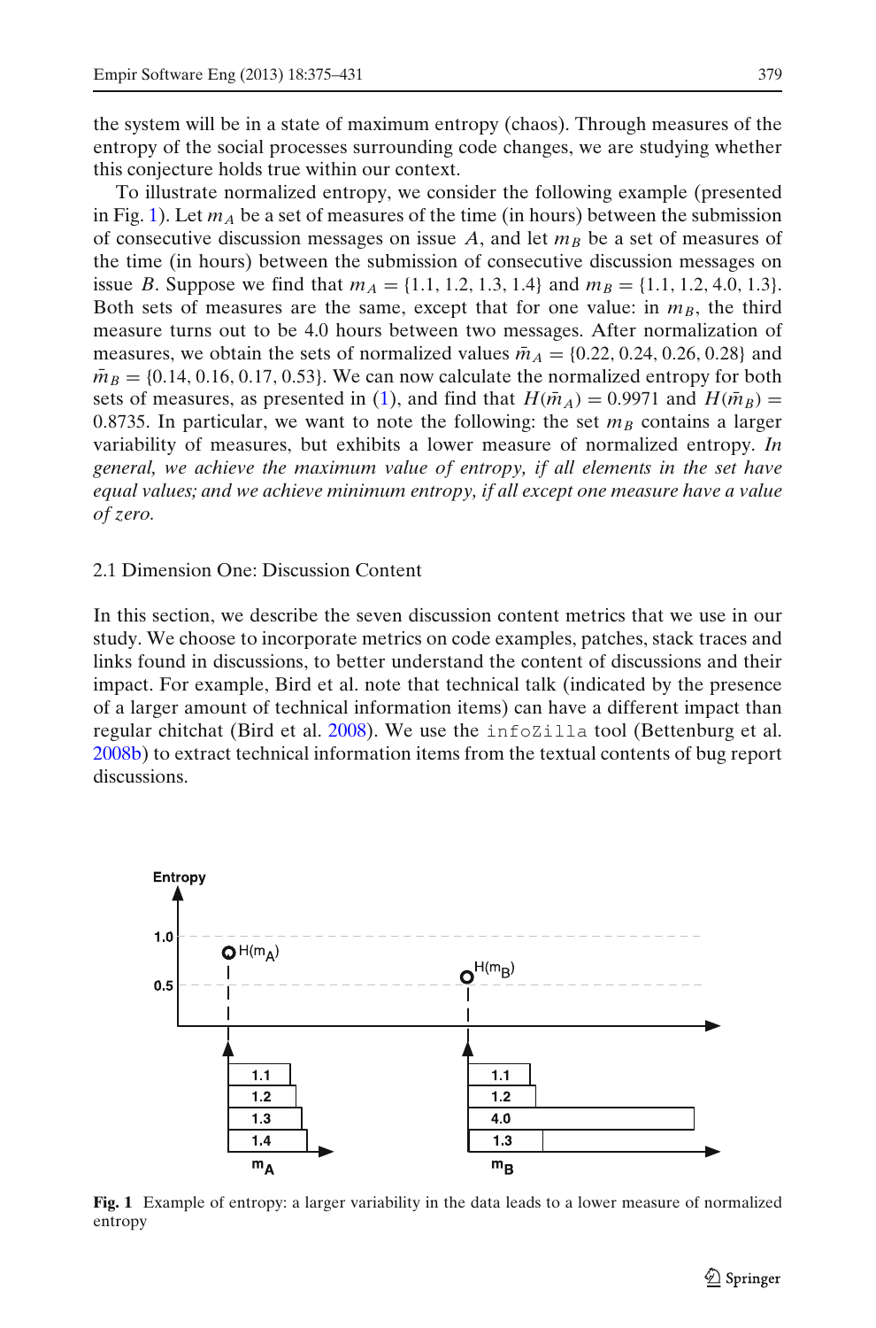the system will be in a state of maximum entropy (chaos). Through measures of the entropy of the social processes surrounding code changes, we are studying whether this conjecture holds true within our context.

To illustrate normalized entropy, we consider the following example (presented in Fig. 1). Let $m_A$ be a set of measures of the time (in hours) between the submission of consecutive discussion messages on issue $A$, and let $m_B$ be a set of measures of the time (in hours) between the submission of consecutive discussion messages on issue $B$. Suppose we find that $m_A = \{1.1, 1.2, 1.3, 1.4\}$ and $m_B = \{1.1, 1.2, 4.0, 1.3\}$. Both sets of measures are the same, except that for one value: in $m_B$, the third measure turns out to be 4.0 hours between two messages. After normalization of measures, we obtain the sets of normalized values $\bar{m}_A = \{0.22, 0.24, 0.26, 0.28\}$ and $\bar{m}_B = \{0.14, 0.16, 0.17, 0.53\}$. We can now calculate the normalized entropy for both sets of measures, as presented in (1), and find that $H(\bar{m}_A) = 0.9971$ and $H(\bar{m}_B) = 0.8735$. In particular, we want to note the following: the set $m_B$ contains a larger variability of measures, but exhibits a lower measure of normalized entropy. *In general, we achieve the maximum value of entropy, if all elements in the set have equal values; and we achieve minimum entropy, if all except one measure have a value of zero.*

### 2.1 Dimension One: Discussion Content

In this section, we describe the seven discussion content metrics that we use in our study. We choose to incorporate metrics on code examples, patches, stack traces and links found in discussions, to better understand the content of discussions and their impact. For example, Bird et al. note that technical talk (indicated by the presence of a larger amount of technical information items) can have a different impact than regular chitchat (Bird et al. 2008). We use the infoZilla tool (Bettenburg et al. 2008b) to extract technical information items from the textual contents of bug report discussions.

**Fig. 1** Example of entropy: a larger variability in the data leads to a lower measure of normalized entropy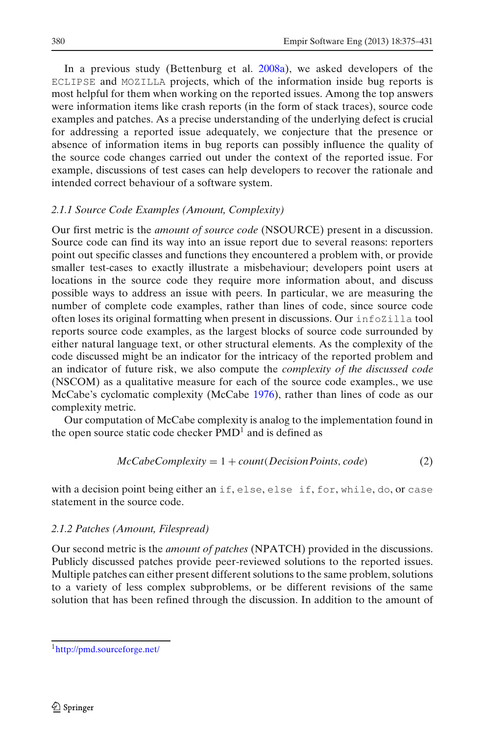In a previous study (Bettenburg et al. 2008a), we asked developers of the `ECLIPSE` and `MOZILLA` projects, which of the information inside bug reports is most helpful for them when working on the reported issues. Among the top answers were information items like crash reports (in the form of stack traces), source code examples and patches. As a precise understanding of the underlying defect is crucial for addressing a reported issue adequately, we conjecture that the presence or absence of information items in bug reports can possibly influence the quality of the source code changes carried out under the context of the reported issue. For example, discussions of test cases can help developers to recover the rationale and intended correct behaviour of a software system.

#### *2.1.1 Source Code Examples (Amount, Complexity)*

Our first metric is the *amount of source code* (NSOURCE) present in a discussion. Source code can find its way into an issue report due to several reasons: reporters point out specific classes and functions they encountered a problem with, or provide smaller test-cases to exactly illustrate a misbehaviour; developers point users at locations in the source code they require more information about, and discuss possible ways to address an issue with peers. In particular, we are measuring the number of complete code examples, rather than lines of code, since source code often loses its original formatting when present in discussions. Our `infoZilla` tool reports source code examples, as the largest blocks of source code surrounded by either natural language text, or other structural elements. As the complexity of the code discussed might be an indicator for the intricacy of the reported problem and an indicator of future risk, we also compute the *complexity of the discussed code* (NSCOM) as a qualitative measure for each of the source code examples., we use McCabe's cyclomatic complexity (McCabe 1976), rather than lines of code as our complexity metric.

Our computation of McCabe complexity is analog to the implementation found in the open source static code checker PMD[1] and is defined as

$$McCabeComplexity = 1 + count(DecisionPoints, code) \tag{2}$$

with a decision point being either an `if`, `else`, `else if`, `for`, `while`, `do`, or `case` statement in the source code.

#### *2.1.2 Patches (Amount, Filespread)*

Our second metric is the *amount of patches* (NPATCH) provided in the discussions. Publicly discussed patches provide peer-reviewed solutions to the reported issues. Multiple patches can either present different solutions to the same problem, solutions to a variety of less complex subproblems, or be different revisions of the same solution that has been refined through the discussion. In addition to the amount of

[1] http://pmd.sourceforge.net/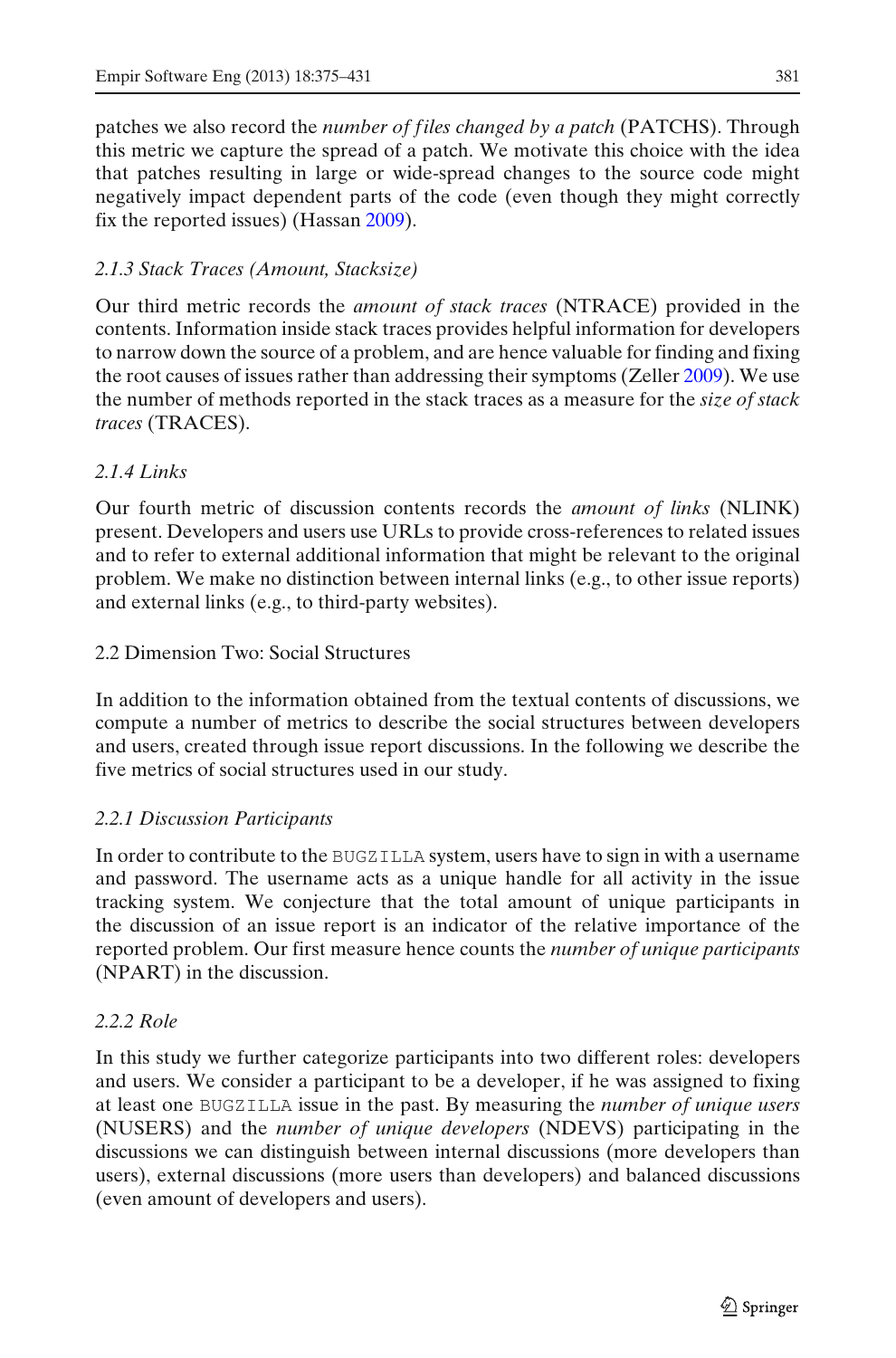patches we also record the *number of files changed by a patch* (PATCHS). Through this metric we capture the spread of a patch. We motivate this choice with the idea that patches resulting in large or wide-spread changes to the source code might negatively impact dependent parts of the code (even though they might correctly fix the reported issues) (Hassan 2009).

#### *2.1.3 Stack Traces (Amount, Stacksize)*

Our third metric records the *amount of stack traces* (NTRACE) provided in the contents. Information inside stack traces provides helpful information for developers to narrow down the source of a problem, and are hence valuable for finding and fixing the root causes of issues rather than addressing their symptoms (Zeller 2009). We use the number of methods reported in the stack traces as a measure for the *size of stack traces* (TRACES).

#### *2.1.4 Links*

Our fourth metric of discussion contents records the *amount of links* (NLINK) present. Developers and users use URLs to provide cross-references to related issues and to refer to external additional information that might be relevant to the original problem. We make no distinction between internal links (e.g., to other issue reports) and external links (e.g., to third-party websites).

### 2.2 Dimension Two: Social Structures

In addition to the information obtained from the textual contents of discussions, we compute a number of metrics to describe the social structures between developers and users, created through issue report discussions. In the following we describe the five metrics of social structures used in our study.

#### *2.2.1 Discussion Participants*

In order to contribute to the BUGZILLA system, users have to sign in with a username and password. The username acts as a unique handle for all activity in the issue tracking system. We conjecture that the total amount of unique participants in the discussion of an issue report is an indicator of the relative importance of the reported problem. Our first measure hence counts the *number of unique participants* (NPART) in the discussion.

#### *2.2.2 Role*

In this study we further categorize participants into two different roles: developers and users. We consider a participant to be a developer, if he was assigned to fixing at least one BUGZILLA issue in the past. By measuring the *number of unique users* (NUSERS) and the *number of unique developers* (NDEVS) participating in the discussions we can distinguish between internal discussions (more developers than users), external discussions (more users than developers) and balanced discussions (even amount of developers and users).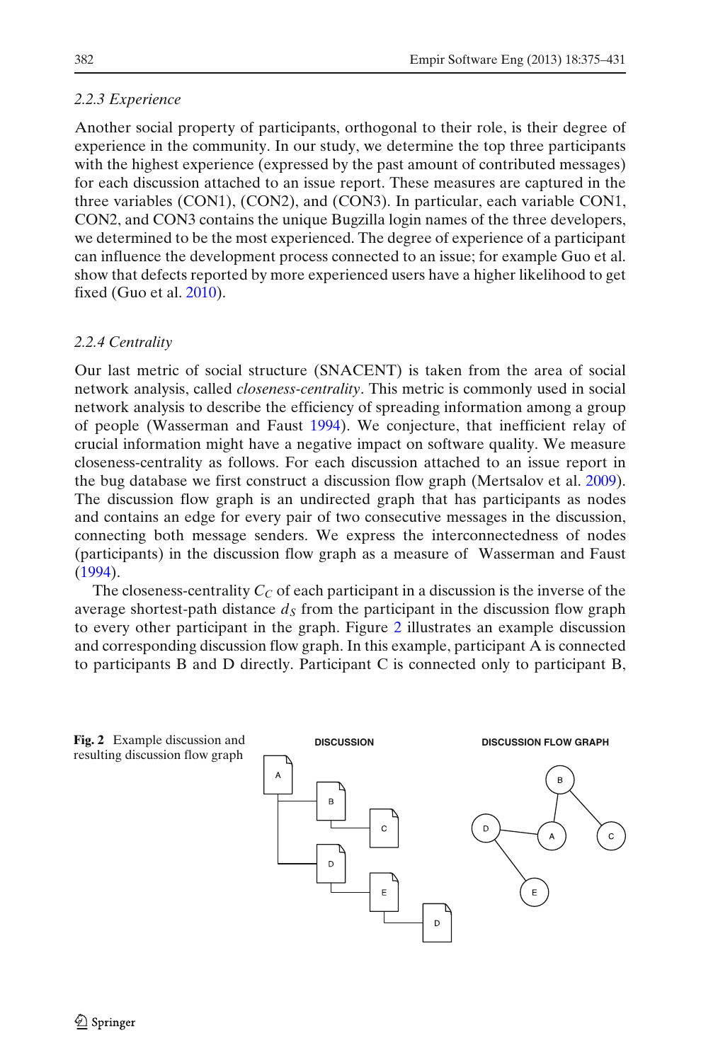#### 2.2.3 Experience

Another social property of participants, orthogonal to their role, is their degree of experience in the community. In our study, we determine the top three participants with the highest experience (expressed by the past amount of contributed messages) for each discussion attached to an issue report. These measures are captured in the three variables (CON1), (CON2), and (CON3). In particular, each variable CON1, CON2, and CON3 contains the unique Bugzilla login names of the three developers, we determined to be the most experienced. The degree of experience of a participant can influence the development process connected to an issue; for example Guo et al. show that defects reported by more experienced users have a higher likelihood to get fixed (Guo et al. 2010).

#### 2.2.4 Centrality

Our last metric of social structure (SNACENT) is taken from the area of social network analysis, called *closeness-centrality*. This metric is commonly used in social network analysis to describe the efficiency of spreading information among a group of people (Wasserman and Faust 1994). We conjecture, that inefficient relay of crucial information might have a negative impact on software quality. We measure closeness-centrality as follows. For each discussion attached to an issue report in the bug database we first construct a discussion flow graph (Mertsalov et al. 2009). The discussion flow graph is an undirected graph that has participants as nodes and contains an edge for every pair of two consecutive messages in the discussion, connecting both message senders. We express the interconnectedness of nodes (participants) in the discussion flow graph as a measure of Wasserman and Faust (1994).

The closeness-centrality $C_C$ of each participant in a discussion is the inverse of the average shortest-path distance $d_S$ from the participant in the discussion flow graph to every other participant in the graph. Figure 2 illustrates an example discussion and corresponding discussion flow graph. In this example, participant A is connected to participants B and D directly. Participant C is connected only to participant B,

**Fig. 2** Example discussion and resulting discussion flow graph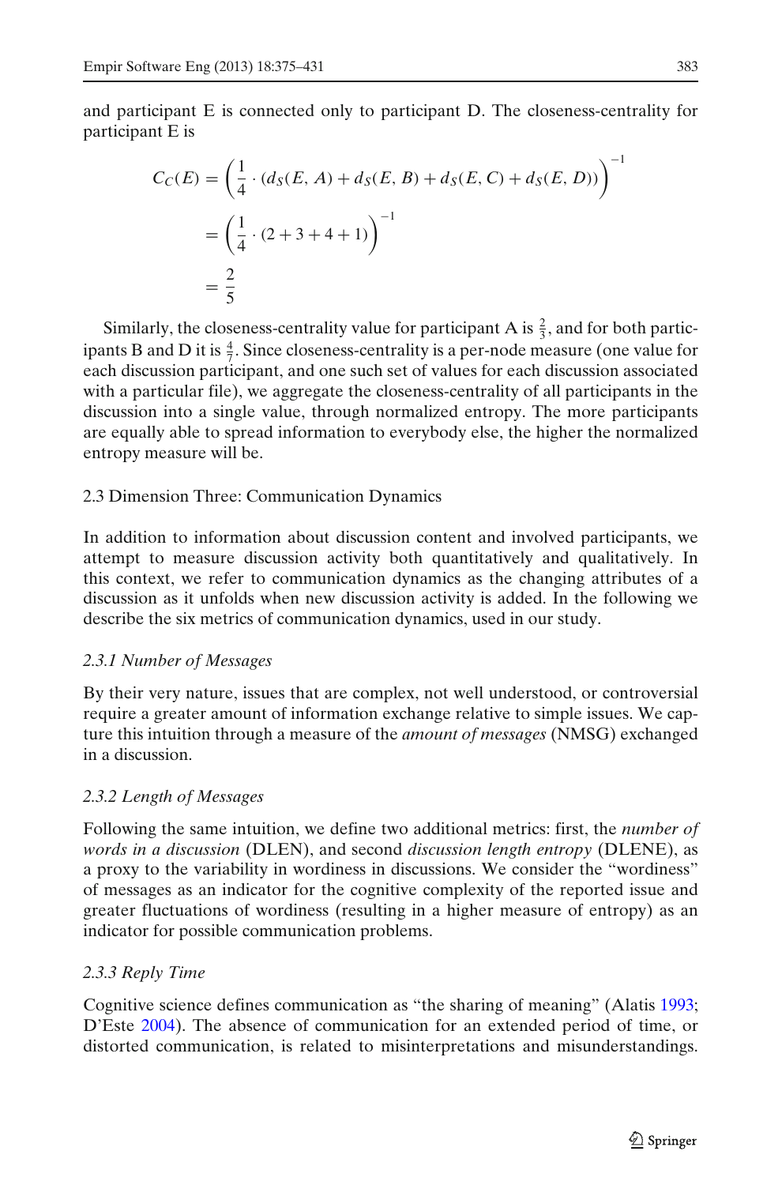and participant E is connected only to participant D. The closeness-centrality for participant E is

$$
\begin{aligned}
C_C(E) &= \left(\frac{1}{4} \cdot (d_S(E, A) + d_S(E, B) + d_S(E, C) + d_S(E, D))\right)^{-1} \\
&= \left(\frac{1}{4} \cdot (2 + 3 + 4 + 1)\right)^{-1} \\
&= \frac{2}{5}
\end{aligned}
$$

Similarly, the closeness-centrality value for participant A is $\frac{2}{3}$, and for both participants B and D it is $\frac{4}{7}$. Since closeness-centrality is a per-node measure (one value for each discussion participant, and one such set of values for each discussion associated with a particular file), we aggregate the closeness-centrality of all participants in the discussion into a single value, through normalized entropy. The more participants are equally able to spread information to everybody else, the higher the normalized entropy measure will be.

### 2.3 Dimension Three: Communication Dynamics

In addition to information about discussion content and involved participants, we attempt to measure discussion activity both quantitatively and qualitatively. In this context, we refer to communication dynamics as the changing attributes of a discussion as it unfolds when new discussion activity is added. In the following we describe the six metrics of communication dynamics, used in our study.

#### *2.3.1 Number of Messages*

By their very nature, issues that are complex, not well understood, or controversial require a greater amount of information exchange relative to simple issues. We capture this intuition through a measure of the *amount of messages* (NMSG) exchanged in a discussion.

#### *2.3.2 Length of Messages*

Following the same intuition, we define two additional metrics: first, the *number of words in a discussion* (DLEN), and second *discussion length entropy* (DLENE), as a proxy to the variability in wordiness in discussions. We consider the "wordiness" of messages as an indicator for the cognitive complexity of the reported issue and greater fluctuations of wordiness (resulting in a higher measure of entropy) as an indicator for possible communication problems.

#### *2.3.3 Reply Time*

Cognitive science defines communication as "the sharing of meaning" (Alatis 1993; D'Este 2004). The absence of communication for an extended period of time, or distorted communication, is related to misinterpretations and misunderstandings.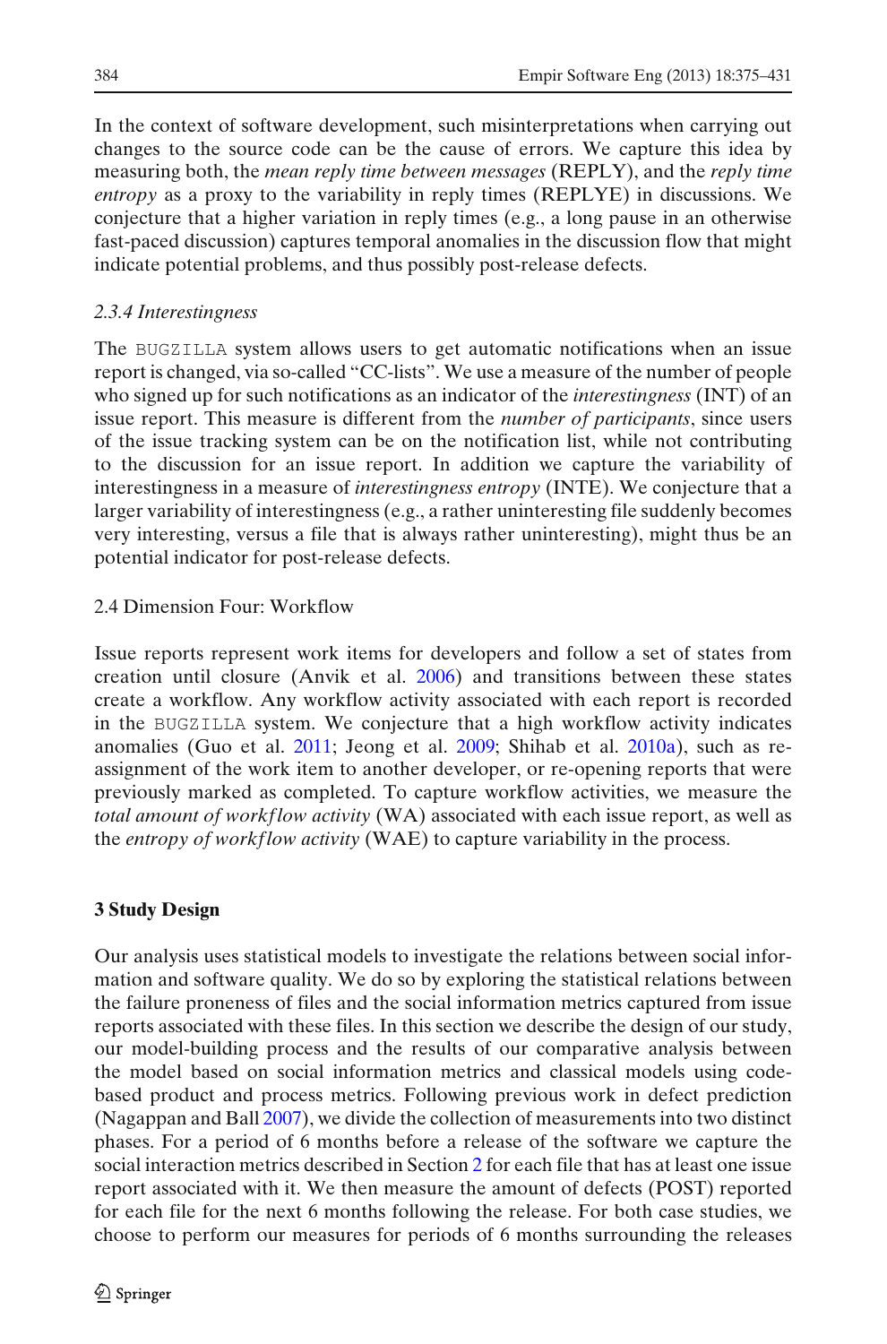In the context of software development, such misinterpretations when carrying out changes to the source code can be the cause of errors. We capture this idea by measuring both, the *mean reply time between messages* (REPLY), and the *reply time entropy* as a proxy to the variability in reply times (REPLYE) in discussions. We conjecture that a higher variation in reply times (e.g., a long pause in an otherwise fast-paced discussion) captures temporal anomalies in the discussion flow that might indicate potential problems, and thus possibly post-release defects.

#### 2.3.4 Interestingness

The BUGZILLA system allows users to get automatic notifications when an issue report is changed, via so-called "CC-lists". We use a measure of the number of people who signed up for such notifications as an indicator of the *interestingness* (INT) of an issue report. This measure is different from the *number of participants*, since users of the issue tracking system can be on the notification list, while not contributing to the discussion for an issue report. In addition we capture the variability of interestingness in a measure of *interestingness entropy* (INTE). We conjecture that a larger variability of interestingness (e.g., a rather uninteresting file suddenly becomes very interesting, versus a file that is always rather uninteresting), might thus be an potential indicator for post-release defects.

### 2.4 Dimension Four: Workflow

Issue reports represent work items for developers and follow a set of states from creation until closure (Anvik et al. 2006) and transitions between these states create a workflow. Any workflow activity associated with each report is recorded in the BUGZILLA system. We conjecture that a high workflow activity indicates anomalies (Guo et al. 2011; Jeong et al. 2009; Shihab et al. 2010a), such as re-assignment of the work item to another developer, or re-opening reports that were previously marked as completed. To capture workflow activities, we measure the *total amount of workflow activity* (WA) associated with each issue report, as well as the *entropy of workflow activity* (WAE) to capture variability in the process.

## 3 Study Design

Our analysis uses statistical models to investigate the relations between social information and software quality. We do so by exploring the statistical relations between the failure proneness of files and the social information metrics captured from issue reports associated with these files. In this section we describe the design of our study, our model-building process and the results of our comparative analysis between the model based on social information metrics and classical models using code-based product and process metrics. Following previous work in defect prediction (Nagappan and Ball 2007), we divide the collection of measurements into two distinct phases. For a period of 6 months before a release of the software we capture the social interaction metrics described in Section 2 for each file that has at least one issue report associated with it. We then measure the amount of defects (POST) reported for each file for the next 6 months following the release. For both case studies, we choose to perform our measures for periods of 6 months surrounding the releases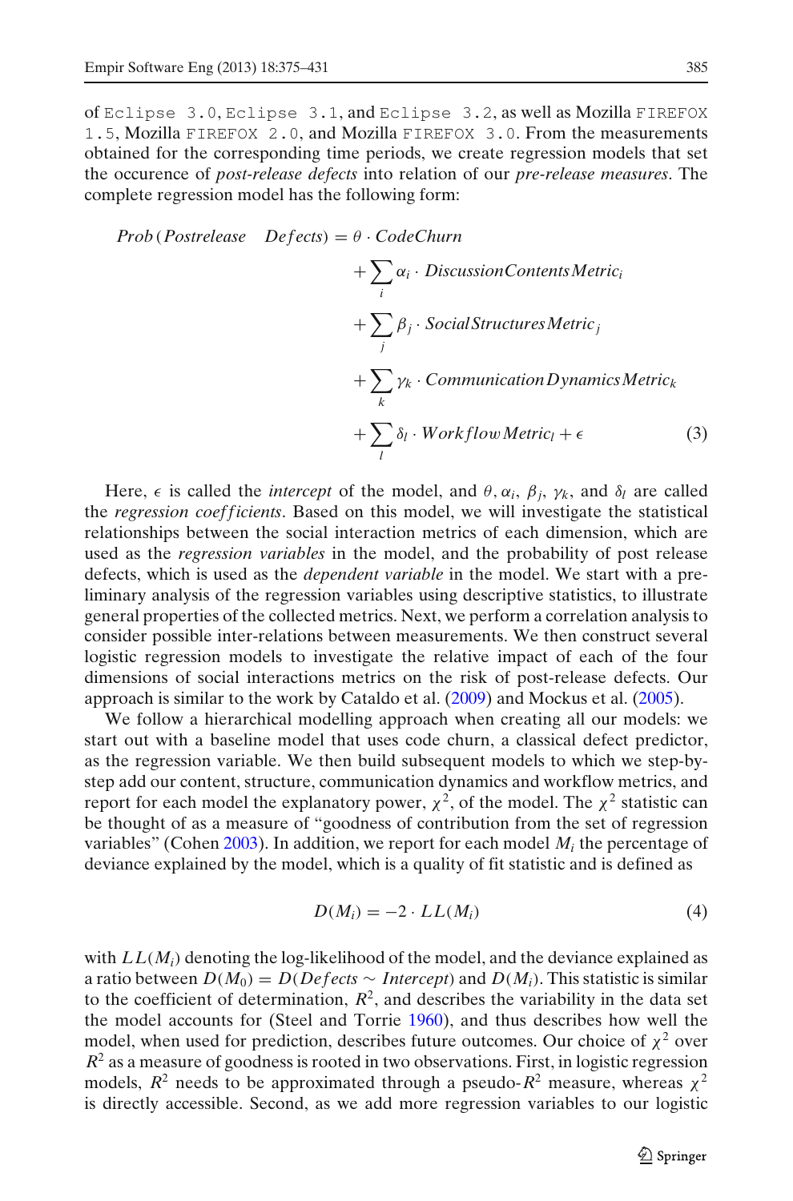of `Eclipse 3.0`, `Eclipse 3.1`, and `Eclipse 3.2`, as well as Mozilla `FIREFOX 1.5`, Mozilla `FIREFOX 2.0`, and Mozilla `FIREFOX 3.0`. From the measurements obtained for the corresponding time periods, we create regression models that set the occurence of *post-release defects* into relation of our *pre-release measures*. The complete regression model has the following form:

$$
\begin{aligned}
Prob\,(Postrelease \quad Defects) = \theta \cdot CodeChurn \\
&+ \sum_i \alpha_i \cdot DiscussionContentsMetric_i \\
&+ \sum_j \beta_j \cdot SocialStructuresMetric_j \\
&+ \sum_k \gamma_k \cdot CommunicationDynamicsMetric_k \\
&+ \sum_l \delta_l \cdot WorkflowMetric_l + \epsilon
\end{aligned}
\tag{3}
$$

Here, $\epsilon$ is called the *intercept* of the model, and $\theta, \alpha_i, \beta_j, \gamma_k$, and $\delta_l$ are called the *regression coefficients*. Based on this model, we will investigate the statistical relationships between the social interaction metrics of each dimension, which are used as the *regression variables* in the model, and the probability of post release defects, which is used as the *dependent variable* in the model. We start with a preliminary analysis of the regression variables using descriptive statistics, to illustrate general properties of the collected metrics. Next, we perform a correlation analysis to consider possible inter-relations between measurements. We then construct several logistic regression models to investigate the relative impact of each of the four dimensions of social interactions metrics on the risk of post-release defects. Our approach is similar to the work by Cataldo et al. (2009) and Mockus et al. (2005).

We follow a hierarchical modelling approach when creating all our models: we start out with a baseline model that uses code churn, a classical defect predictor, as the regression variable. We then build subsequent models to which we step-by-step add our content, structure, communication dynamics and workflow metrics, and report for each model the explanatory power, $\chi^2$, of the model. The $\chi^2$ statistic can be thought of as a measure of "goodness of contribution from the set of regression variables" (Cohen 2003). In addition, we report for each model $M_i$ the percentage of deviance explained by the model, which is a quality of fit statistic and is defined as

$$
D(M_i) = -2 \cdot LL(M_i) \tag{4}
$$

with $LL(M_i)$ denoting the log-likelihood of the model, and the deviance explained as a ratio between $D(M_0) = D(Defects \sim Intercept)$ and $D(M_i)$. This statistic is similar to the coefficient of determination, $R^2$, and describes the variability in the data set the model accounts for (Steel and Torrie 1960), and thus describes how well the model, when used for prediction, describes future outcomes. Our choice of $\chi^2$ over $R^2$ as a measure of goodness is rooted in two observations. First, in logistic regression models, $R^2$ needs to be approximated through a pseudo-$R^2$ measure, whereas $\chi^2$ is directly accessible. Second, as we add more regression variables to our logistic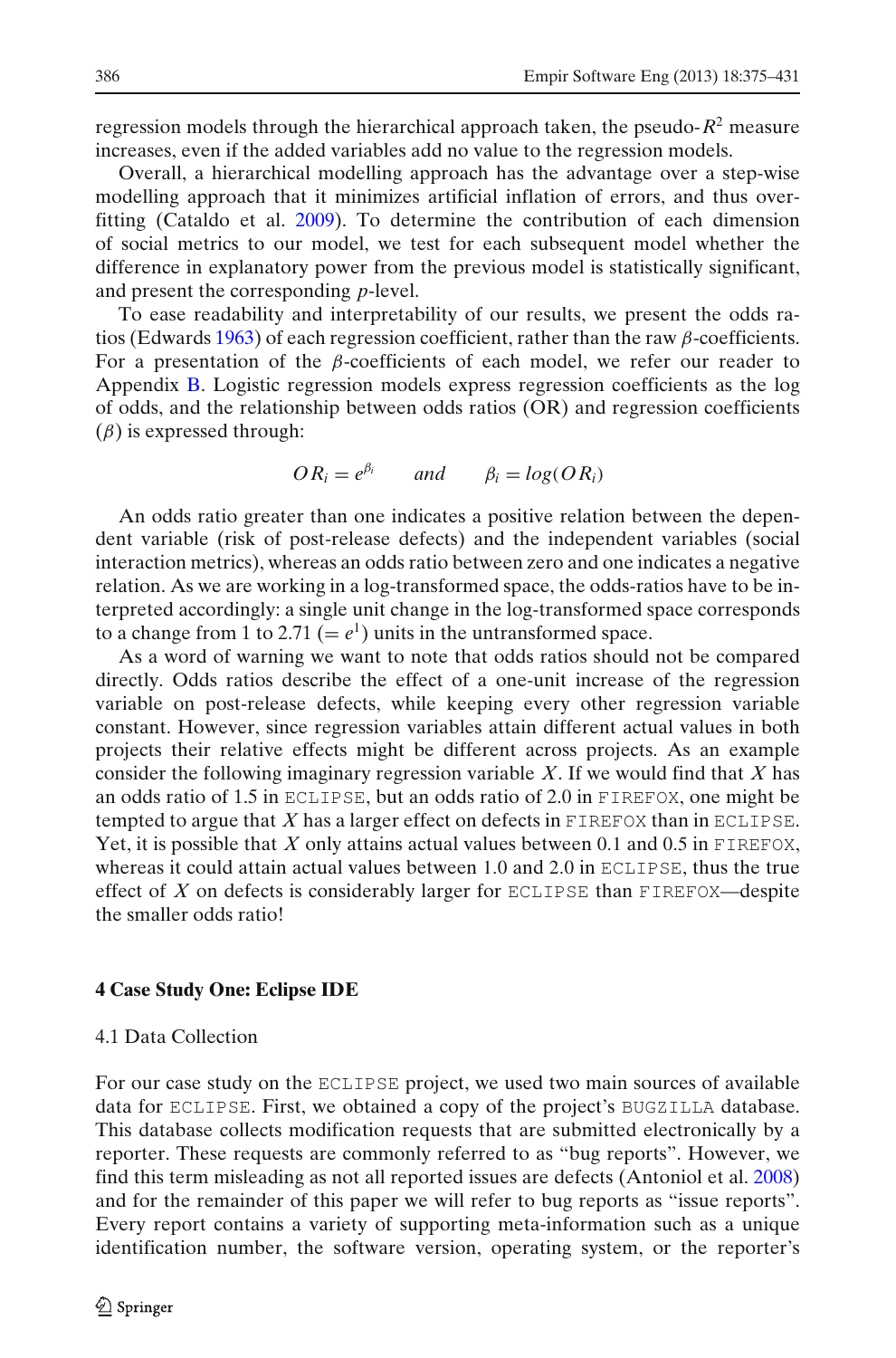regression models through the hierarchical approach taken, the pseudo-$R^2$ measure increases, even if the added variables add no value to the regression models.

Overall, a hierarchical modelling approach has the advantage over a step-wise modelling approach that it minimizes artificial inflation of errors, and thus overfitting (Cataldo et al. 2009). To determine the contribution of each dimension of social metrics to our model, we test for each subsequent model whether the difference in explanatory power from the previous model is statistically significant, and present the corresponding $p$-level.

To ease readability and interpretability of our results, we present the odds ratios (Edwards 1963) of each regression coefficient, rather than the raw $\beta$-coefficients. For a presentation of the $\beta$-coefficients of each model, we refer our reader to Appendix B. Logistic regression models express regression coefficients as the log of odds, and the relationship between odds ratios (OR) and regression coefficients ($\beta$) is expressed through:

$$OR_i = e^{\beta_i} \qquad and \qquad \beta_i = log(OR_i)$$

An odds ratio greater than one indicates a positive relation between the dependent variable (risk of post-release defects) and the independent variables (social interaction metrics), whereas an odds ratio between zero and one indicates a negative relation. As we are working in a log-transformed space, the odds-ratios have to be interpreted accordingly: a single unit change in the log-transformed space corresponds to a change from 1 to 2.71 ($= e^1$) units in the untransformed space.

As a word of warning we want to note that odds ratios should not be compared directly. Odds ratios describe the effect of a one-unit increase of the regression variable on post-release defects, while keeping every other regression variable constant. However, since regression variables attain different actual values in both projects their relative effects might be different across projects. As an example consider the following imaginary regression variable $X$. If we would find that $X$ has an odds ratio of 1.5 in ECLIPSE, but an odds ratio of 2.0 in FIREFOX, one might be tempted to argue that $X$ has a larger effect on defects in FIREFOX than in ECLIPSE. Yet, it is possible that $X$ only attains actual values between 0.1 and 0.5 in FIREFOX, whereas it could attain actual values between 1.0 and 2.0 in ECLIPSE, thus the true effect of $X$ on defects is considerably larger for ECLIPSE than FIREFOX—despite the smaller odds ratio!

## 4 Case Study One: Eclipse IDE

### 4.1 Data Collection

For our case study on the ECLIPSE project, we used two main sources of available data for ECLIPSE. First, we obtained a copy of the project's BUGZILLA database. This database collects modification requests that are submitted electronically by a reporter. These requests are commonly referred to as "bug reports". However, we find this term misleading as not all reported issues are defects (Antoniol et al. 2008) and for the remainder of this paper we will refer to bug reports as "issue reports". Every report contains a variety of supporting meta-information such as a unique identification number, the software version, operating system, or the reporter's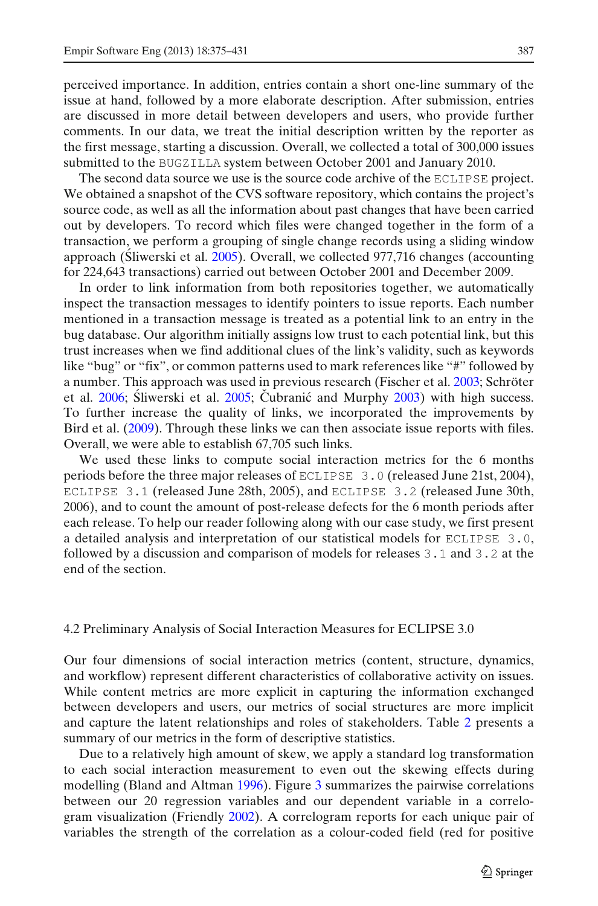perceived importance. In addition, entries contain a short one-line summary of the issue at hand, followed by a more elaborate description. After submission, entries are discussed in more detail between developers and users, who provide further comments. In our data, we treat the initial description written by the reporter as the first message, starting a discussion. Overall, we collected a total of 300,000 issues submitted to the BUGZILLA system between October 2001 and January 2010.

The second data source we use is the source code archive of the ECLIPSE project. We obtained a snapshot of the CVS software repository, which contains the project's source code, as well as all the information about past changes that have been carried out by developers. To record which files were changed together in the form of a transaction, we perform a grouping of single change records using a sliding window approach (Śliwerski et al. 2005). Overall, we collected 977,716 changes (accounting for 224,643 transactions) carried out between October 2001 and December 2009.

In order to link information from both repositories together, we automatically inspect the transaction messages to identify pointers to issue reports. Each number mentioned in a transaction message is treated as a potential link to an entry in the bug database. Our algorithm initially assigns low trust to each potential link, but this trust increases when we find additional clues of the link's validity, such as keywords like "bug" or "fix", or common patterns used to mark references like "#" followed by a number. This approach was used in previous research (Fischer et al. 2003; Schröter et al. 2006; Śliwerski et al. 2005; Čubranić and Murphy 2003) with high success. To further increase the quality of links, we incorporated the improvements by Bird et al. (2009). Through these links we can then associate issue reports with files. Overall, we were able to establish 67,705 such links.

We used these links to compute social interaction metrics for the 6 months periods before the three major releases of ECLIPSE 3.0 (released June 21st, 2004), ECLIPSE 3.1 (released June 28th, 2005), and ECLIPSE 3.2 (released June 30th, 2006), and to count the amount of post-release defects for the 6 month periods after each release. To help our reader following along with our case study, we first present a detailed analysis and interpretation of our statistical models for ECLIPSE 3.0, followed by a discussion and comparison of models for releases 3.1 and 3.2 at the end of the section.

### 4.2 Preliminary Analysis of Social Interaction Measures for ECLIPSE 3.0

Our four dimensions of social interaction metrics (content, structure, dynamics, and workflow) represent different characteristics of collaborative activity on issues. While content metrics are more explicit in capturing the information exchanged between developers and users, our metrics of social structures are more implicit and capture the latent relationships and roles of stakeholders. Table 2 presents a summary of our metrics in the form of descriptive statistics.

Due to a relatively high amount of skew, we apply a standard log transformation to each social interaction measurement to even out the skewing effects during modelling (Bland and Altman 1996). Figure 3 summarizes the pairwise correlations between our 20 regression variables and our dependent variable in a correlogram visualization (Friendly 2002). A correlogram reports for each unique pair of variables the strength of the correlation as a colour-coded field (red for positive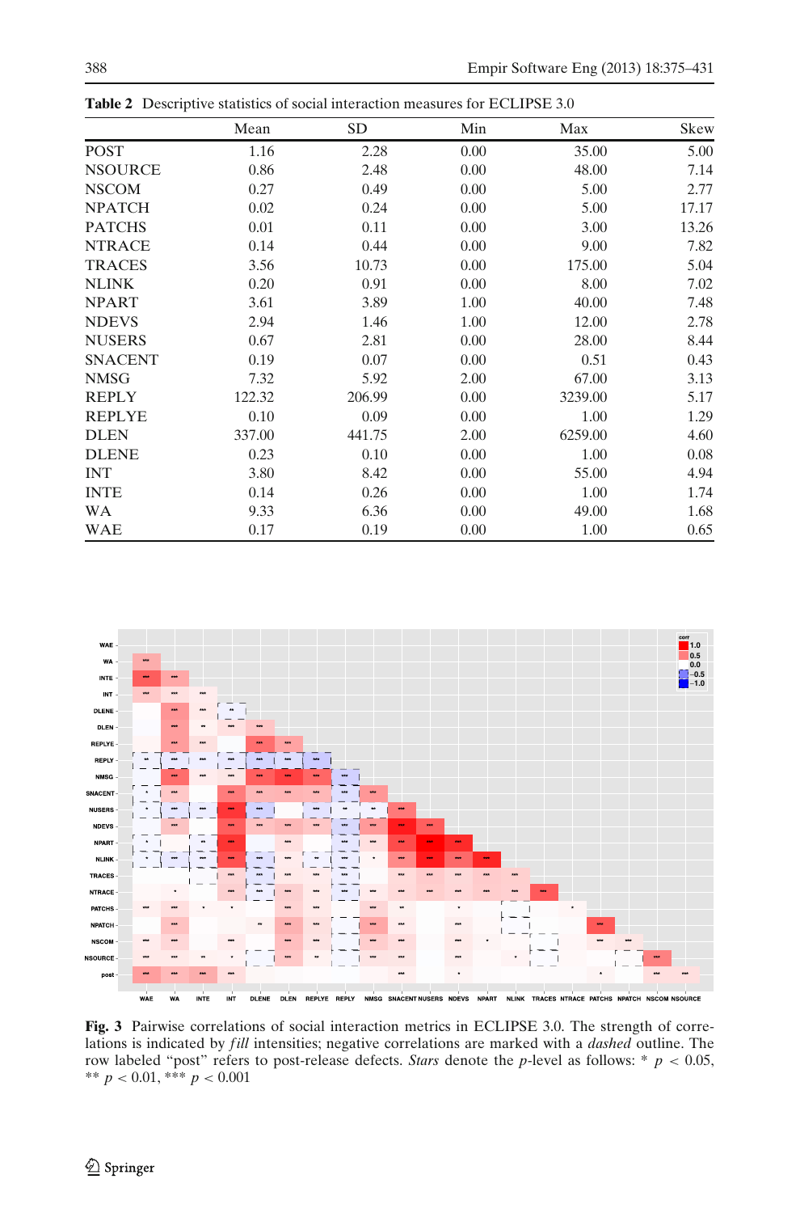**Table 2** Descriptive statistics of social interaction measures for ECLIPSE 3.0

| | Mean | SD | Min | Max | Skew |
|---|---|---|---|---|---|
| POST | 1.16 | 2.28 | 0.00 | 35.00 | 5.00 |
| NSOURCE | 0.86 | 2.48 | 0.00 | 48.00 | 7.14 |
| NSCOM | 0.27 | 0.49 | 0.00 | 5.00 | 2.77 |
| NPATCH | 0.02 | 0.24 | 0.00 | 5.00 | 17.17 |
| PATCHS | 0.01 | 0.11 | 0.00 | 3.00 | 13.26 |
| NTRACE | 0.14 | 0.44 | 0.00 | 9.00 | 7.82 |
| TRACES | 3.56 | 10.73 | 0.00 | 175.00 | 5.04 |
| NLINK | 0.20 | 0.91 | 0.00 | 8.00 | 7.02 |
| NPART | 3.61 | 3.89 | 1.00 | 40.00 | 7.48 |
| NDEVS | 2.94 | 1.46 | 1.00 | 12.00 | 2.78 |
| NUSERS | 0.67 | 2.81 | 0.00 | 28.00 | 8.44 |
| SNACENT | 0.19 | 0.07 | 0.00 | 0.51 | 0.43 |
| NMSG | 7.32 | 5.92 | 2.00 | 67.00 | 3.13 |
| REPLY | 122.32 | 206.99 | 0.00 | 3239.00 | 5.17 |
| REPLYE | 0.10 | 0.09 | 0.00 | 1.00 | 1.29 |
| DLEN | 337.00 | 441.75 | 2.00 | 6259.00 | 4.60 |
| DLENE | 0.23 | 0.10 | 0.00 | 1.00 | 0.08 |
| INT | 3.80 | 8.42 | 0.00 | 55.00 | 4.94 |
| INTE | 0.14 | 0.26 | 0.00 | 1.00 | 1.74 |
| WA | 9.33 | 6.36 | 0.00 | 49.00 | 1.68 |
| WAE | 0.17 | 0.19 | 0.00 | 1.00 | 0.65 |

**Fig. 3** Pairwise correlations of social interaction metrics in ECLIPSE 3.0. The strength of correlations is indicated by *fill* intensities; negative correlations are marked with a *dashed* outline. The row labeled "post" refers to post-release defects. *Stars* denote the *p*-level as follows: * $p < 0.05$, ** $p < 0.01$, *** $p < 0.001$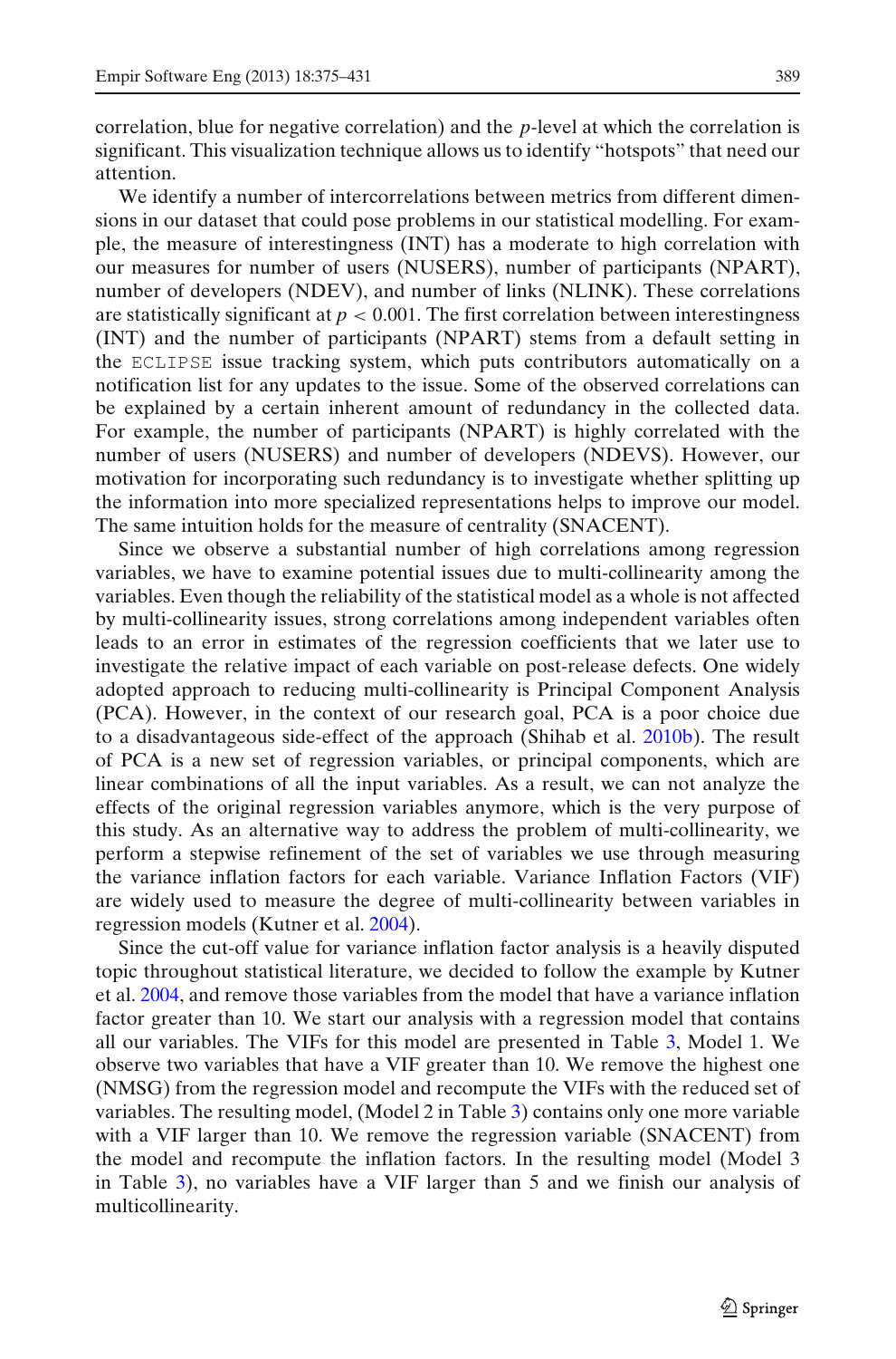correlation, blue for negative correlation) and the *p*-level at which the correlation is significant. This visualization technique allows us to identify "hotspots" that need our attention.

We identify a number of intercorrelations between metrics from different dimensions in our dataset that could pose problems in our statistical modelling. For example, the measure of interestingness (INT) has a moderate to high correlation with our measures for number of users (NUSERS), number of participants (NPART), number of developers (NDEV), and number of links (NLINK). These correlations are statistically significant at $p < 0.001$. The first correlation between interestingness (INT) and the number of participants (NPART) stems from a default setting in the ECLIPSE issue tracking system, which puts contributors automatically on a notification list for any updates to the issue. Some of the observed correlations can be explained by a certain inherent amount of redundancy in the collected data. For example, the number of participants (NPART) is highly correlated with the number of users (NUSERS) and number of developers (NDEVS). However, our motivation for incorporating such redundancy is to investigate whether splitting up the information into more specialized representations helps to improve our model. The same intuition holds for the measure of centrality (SNACENT).

Since we observe a substantial number of high correlations among regression variables, we have to examine potential issues due to multi-collinearity among the variables. Even though the reliability of the statistical model as a whole is not affected by multi-collinearity issues, strong correlations among independent variables often leads to an error in estimates of the regression coefficients that we later use to investigate the relative impact of each variable on post-release defects. One widely adopted approach to reducing multi-collinearity is Principal Component Analysis (PCA). However, in the context of our research goal, PCA is a poor choice due to a disadvantageous side-effect of the approach (Shihab et al. 2010b). The result of PCA is a new set of regression variables, or principal components, which are linear combinations of all the input variables. As a result, we can not analyze the effects of the original regression variables anymore, which is the very purpose of this study. As an alternative way to address the problem of multi-collinearity, we perform a stepwise refinement of the set of variables we use through measuring the variance inflation factors for each variable. Variance Inflation Factors (VIF) are widely used to measure the degree of multi-collinearity between variables in regression models (Kutner et al. 2004).

Since the cut-off value for variance inflation factor analysis is a heavily disputed topic throughout statistical literature, we decided to follow the example by Kutner et al. 2004, and remove those variables from the model that have a variance inflation factor greater than 10. We start our analysis with a regression model that contains all our variables. The VIFs for this model are presented in Table 3, Model 1. We observe two variables that have a VIF greater than 10. We remove the highest one (NMSG) from the regression model and recompute the VIFs with the reduced set of variables. The resulting model, (Model 2 in Table 3) contains only one more variable with a VIF larger than 10. We remove the regression variable (SNACENT) from the model and recompute the inflation factors. In the resulting model (Model 3 in Table 3), no variables have a VIF larger than 5 and we finish our analysis of multicollinearity.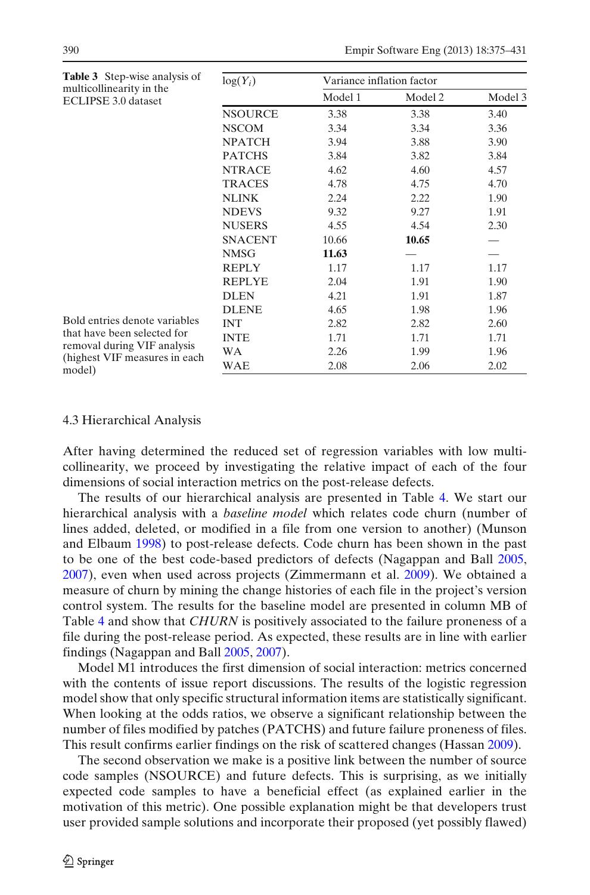**Table 3** Step-wise analysis of multicollinearity in the ECLIPSE 3.0 dataset

| $\log(Y_i)$ | Variance inflation factor | | |
|---|---|---|---|
| | Model 1 | Model 2 | Model 3 |
| NSOURCE | 3.38 | 3.38 | 3.40 |
| NSCOM | 3.34 | 3.34 | 3.36 |
| NPATCH | 3.94 | 3.88 | 3.90 |
| PATCHS | 3.84 | 3.82 | 3.84 |
| NTRACE | 4.62 | 4.60 | 4.57 |
| TRACES | 4.78 | 4.75 | 4.70 |
| NLINK | 2.24 | 2.22 | 1.90 |
| NDEVS | 9.32 | 9.27 | 1.91 |
| NUSERS | 4.55 | 4.54 | 2.30 |
| SNACENT | 10.66 | **10.65** | — |
| NMSG | **11.63** | — | — |
| REPLY | 1.17 | 1.17 | 1.17 |
| REPLYE | 2.04 | 1.91 | 1.90 |
| DLEN | 4.21 | 1.91 | 1.87 |
| DLENE | 4.65 | 1.98 | 1.96 |
| INT | 2.82 | 2.82 | 2.60 |
| INTE | 1.71 | 1.71 | 1.71 |
| WA | 2.26 | 1.99 | 1.96 |
| WAE | 2.08 | 2.06 | 2.02 |

Bold entries denote variables that have been selected for removal during VIF analysis (highest VIF measures in each model)

### 4.3 Hierarchical Analysis

After having determined the reduced set of regression variables with low multicollinearity, we proceed by investigating the relative impact of each of the four dimensions of social interaction metrics on the post-release defects.

The results of our hierarchical analysis are presented in Table 4. We start our hierarchical analysis with a *baseline model* which relates code churn (number of lines added, deleted, or modified in a file from one version to another) (Munson and Elbaum 1998) to post-release defects. Code churn has been shown in the past to be one of the best code-based predictors of defects (Nagappan and Ball 2005, 2007), even when used across projects (Zimmermann et al. 2009). We obtained a measure of churn by mining the change histories of each file in the project's version control system. The results for the baseline model are presented in column MB of Table 4 and show that *CHURN* is positively associated to the failure proneness of a file during the post-release period. As expected, these results are in line with earlier findings (Nagappan and Ball 2005, 2007).

Model M1 introduces the first dimension of social interaction: metrics concerned with the contents of issue report discussions. The results of the logistic regression model show that only specific structural information items are statistically significant. When looking at the odds ratios, we observe a significant relationship between the number of files modified by patches (PATCHS) and future failure proneness of files. This result confirms earlier findings on the risk of scattered changes (Hassan 2009).

The second observation we make is a positive link between the number of source code samples (NSOURCE) and future defects. This is surprising, as we initially expected code samples to have a beneficial effect (as explained earlier in the motivation of this metric). One possible explanation might be that developers trust user provided sample solutions and incorporate their proposed (yet possibly flawed)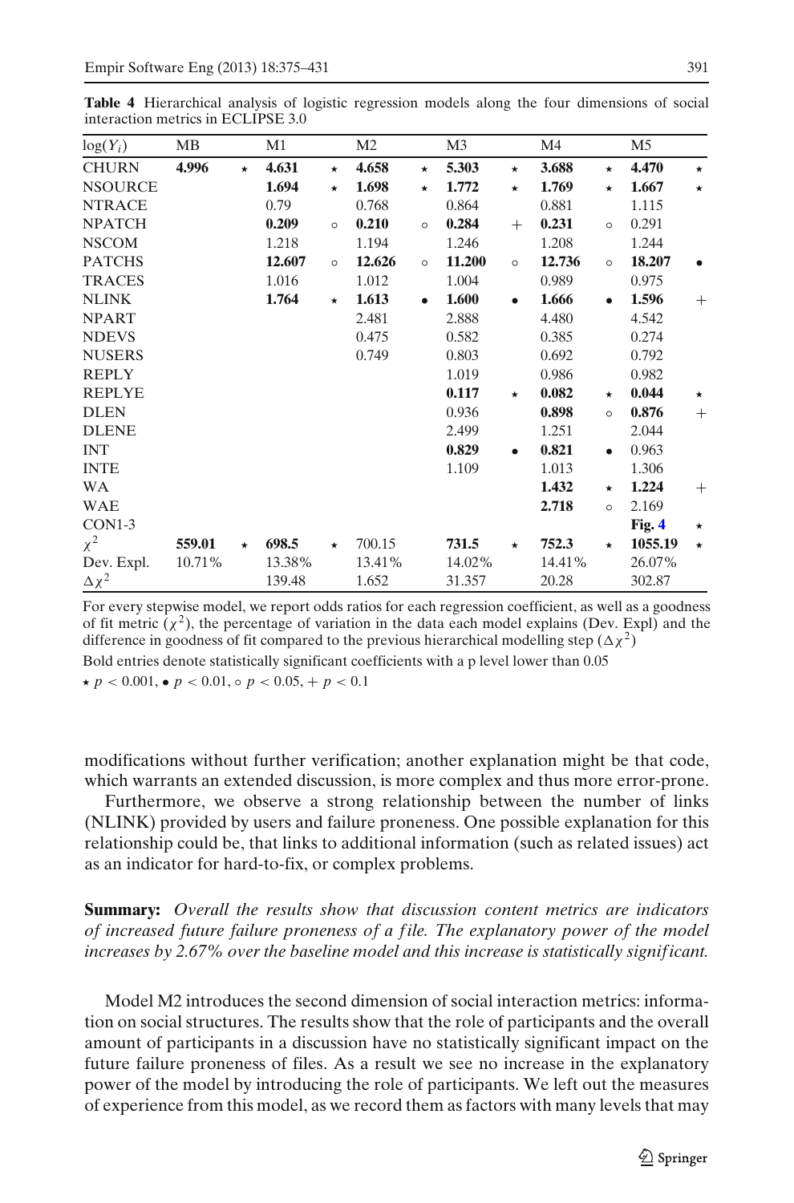**Table 4** Hierarchical analysis of logistic regression models along the four dimensions of social interaction metrics in ECLIPSE 3.0

| $\log(Y_i)$ | MB | | M1 | | M2 | | M3 | | M4 | | M5 | |
|---|---|---|---|---|---|---|---|---|---|---|---|---|
| CHURN | **4.996** | ⋆ | **4.631** | ⋆ | **4.658** | ⋆ | **5.303** | ⋆ | **3.688** | ⋆ | **4.470** | ⋆ |
| NSOURCE | | | **1.694** | ⋆ | **1.698** | ⋆ | **1.772** | ⋆ | **1.769** | ⋆ | **1.667** | ⋆ |
| NTRACE | | | 0.79 | | 0.768 | | 0.864 | | 0.881 | | 1.115 | |
| NPATCH | | | **0.209** | ∘ | **0.210** | ∘ | **0.284** | + | **0.231** | ∘ | 0.291 | |
| NSCOM | | | 1.218 | | 1.194 | | 1.246 | | 1.208 | | 1.244 | |
| PATCHS | | | **12.607** | ∘ | **12.626** | ∘ | **11.200** | ∘ | **12.736** | ∘ | **18.207** | • |
| TRACES | | | 1.016 | | 1.012 | | 1.004 | | 0.989 | | 0.975 | |
| NLINK | | | **1.764** | ⋆ | **1.613** | • | **1.600** | • | **1.666** | • | **1.596** | + |
| NPART | | | | | 2.481 | | 2.888 | | 4.480 | | 4.542 | |
| NDEVS | | | | | 0.475 | | 0.582 | | 0.385 | | 0.274 | |
| NUSERS | | | | | 0.749 | | 0.803 | | 0.692 | | 0.792 | |
| REPLY | | | | | | | 1.019 | | 0.986 | | 0.982 | |
| REPLYE | | | | | | | **0.117** | ⋆ | **0.082** | ⋆ | **0.044** | ⋆ |
| DLEN | | | | | | | 0.936 | | **0.898** | ∘ | **0.876** | + |
| DLENE | | | | | | | 2.499 | | 1.251 | | 2.044 | |
| INT | | | | | | | **0.829** | • | **0.821** | • | 0.963 | |
| INTE | | | | | | | 1.109 | | 1.013 | | 1.306 | |
| WA | | | | | | | | | **1.432** | ⋆ | **1.224** | + |
| WAE | | | | | | | | | **2.718** | ∘ | 2.169 | |
| CON1-3 | | | | | | | | | | | **Fig. 4** | ⋆ |
| $\chi^2$ | **559.01** | ⋆ | **698.5** | ⋆ | 700.15 | | **731.5** | ⋆ | **752.3** | ⋆ | **1055.19** | ⋆ |
| Dev. Expl. | 10.71% | | 13.38% | | 13.41% | | 14.02% | | 14.41% | | 26.07% | |
| $\Delta\chi^2$ | | | 139.48 | | 1.652 | | 31.357 | | 20.28 | | 302.87 | |

For every stepwise model, we report odds ratios for each regression coefficient, as well as a goodness of fit metric ($\chi^2$), the percentage of variation in the data each model explains (Dev. Expl) and the difference in goodness of fit compared to the previous hierarchical modelling step ($\Delta\chi^2$)

Bold entries denote statistically significant coefficients with a p level lower than 0.05

⋆ $p < 0.001$, • $p < 0.01$, ∘ $p < 0.05$, + $p < 0.1$

modifications without further verification; another explanation might be that code, which warrants an extended discussion, is more complex and thus more error-prone.

Furthermore, we observe a strong relationship between the number of links (NLINK) provided by users and failure proneness. One possible explanation for this relationship could be, that links to additional information (such as related issues) act as an indicator for hard-to-fix, or complex problems.

**Summary:** *Overall the results show that discussion content metrics are indicators of increased future failure proneness of a file. The explanatory power of the model increases by 2.67% over the baseline model and this increase is statistically significant.*

Model M2 introduces the second dimension of social interaction metrics: information on social structures. The results show that the role of participants and the overall amount of participants in a discussion have no statistically significant impact on the future failure proneness of files. As a result we see no increase in the explanatory power of the model by introducing the role of participants. We left out the measures of experience from this model, as we record them as factors with many levels that may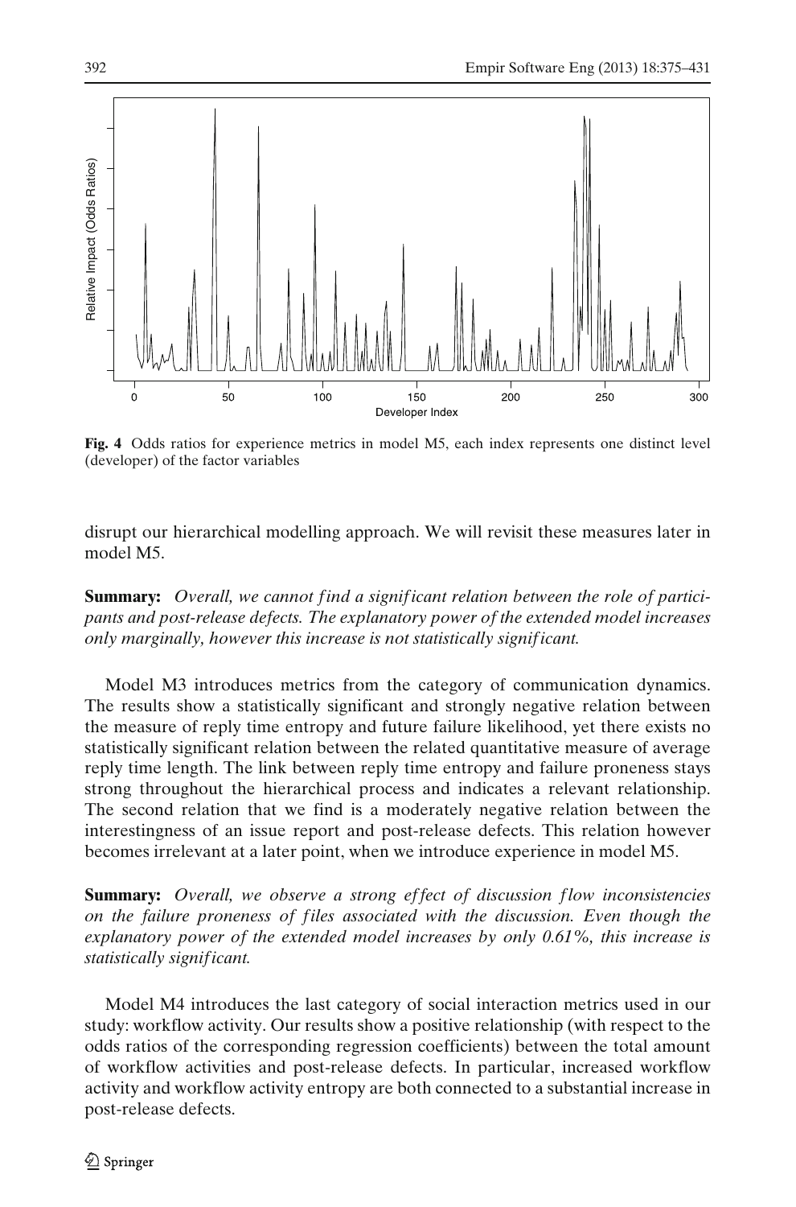**Fig. 4** Odds ratios for experience metrics in model M5, each index represents one distinct level (developer) of the factor variables

disrupt our hierarchical modelling approach. We will revisit these measures later in model M5.

**Summary:** *Overall, we cannot find a significant relation between the role of participants and post-release defects. The explanatory power of the extended model increases only marginally, however this increase is not statistically significant.*

Model M3 introduces metrics from the category of communication dynamics. The results show a statistically significant and strongly negative relation between the measure of reply time entropy and future failure likelihood, yet there exists no statistically significant relation between the related quantitative measure of average reply time length. The link between reply time entropy and failure proneness stays strong throughout the hierarchical process and indicates a relevant relationship. The second relation that we find is a moderately negative relation between the interestingness of an issue report and post-release defects. This relation however becomes irrelevant at a later point, when we introduce experience in model M5.

**Summary:** *Overall, we observe a strong effect of discussion flow inconsistencies on the failure proneness of files associated with the discussion. Even though the explanatory power of the extended model increases by only 0.61%, this increase is statistically significant.*

Model M4 introduces the last category of social interaction metrics used in our study: workflow activity. Our results show a positive relationship (with respect to the odds ratios of the corresponding regression coefficients) between the total amount of workflow activities and post-release defects. In particular, increased workflow activity and workflow activity entropy are both connected to a substantial increase in post-release defects.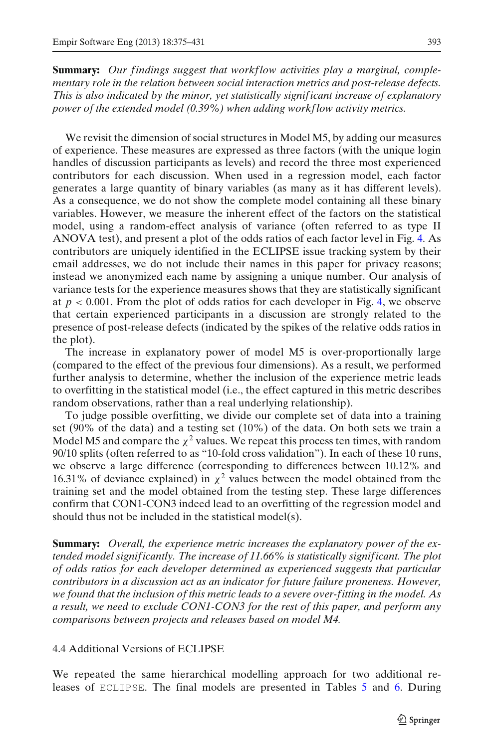**Summary:** *Our findings suggest that workflow activities play a marginal, complementary role in the relation between social interaction metrics and post-release defects. This is also indicated by the minor, yet statistically significant increase of explanatory power of the extended model (0.39%) when adding workflow activity metrics.*

We revisit the dimension of social structures in Model M5, by adding our measures of experience. These measures are expressed as three factors (with the unique login handles of discussion participants as levels) and record the three most experienced contributors for each discussion. When used in a regression model, each factor generates a large quantity of binary variables (as many as it has different levels). As a consequence, we do not show the complete model containing all these binary variables. However, we measure the inherent effect of the factors on the statistical model, using a random-effect analysis of variance (often referred to as type II ANOVA test), and present a plot of the odds ratios of each factor level in Fig. 4. As contributors are uniquely identified in the ECLIPSE issue tracking system by their email addresses, we do not include their names in this paper for privacy reasons; instead we anonymized each name by assigning a unique number. Our analysis of variance tests for the experience measures shows that they are statistically significant at $p < 0.001$. From the plot of odds ratios for each developer in Fig. 4, we observe that certain experienced participants in a discussion are strongly related to the presence of post-release defects (indicated by the spikes of the relative odds ratios in the plot).

The increase in explanatory power of model M5 is over-proportionally large (compared to the effect of the previous four dimensions). As a result, we performed further analysis to determine, whether the inclusion of the experience metric leads to overfitting in the statistical model (i.e., the effect captured in this metric describes random observations, rather than a real underlying relationship).

To judge possible overfitting, we divide our complete set of data into a training set (90% of the data) and a testing set (10%) of the data. On both sets we train a Model M5 and compare the $\chi^2$ values. We repeat this process ten times, with random 90/10 splits (often referred to as "10-fold cross validation"). In each of these 10 runs, we observe a large difference (corresponding to differences between 10.12% and 16.31% of deviance explained) in $\chi^2$ values between the model obtained from the training set and the model obtained from the testing step. These large differences confirm that CON1-CON3 indeed lead to an overfitting of the regression model and should thus not be included in the statistical model(s).

**Summary:** *Overall, the experience metric increases the explanatory power of the extended model significantly. The increase of 11.66% is statistically significant. The plot of odds ratios for each developer determined as experienced suggests that particular contributors in a discussion act as an indicator for future failure proneness. However, we found that the inclusion of this metric leads to a severe over-fitting in the model. As a result, we need to exclude CON1-CON3 for the rest of this paper, and perform any comparisons between projects and releases based on model M4.*

### 4.4 Additional Versions of ECLIPSE

We repeated the same hierarchical modelling approach for two additional releases of ECLIPSE. The final models are presented in Tables 5 and 6. During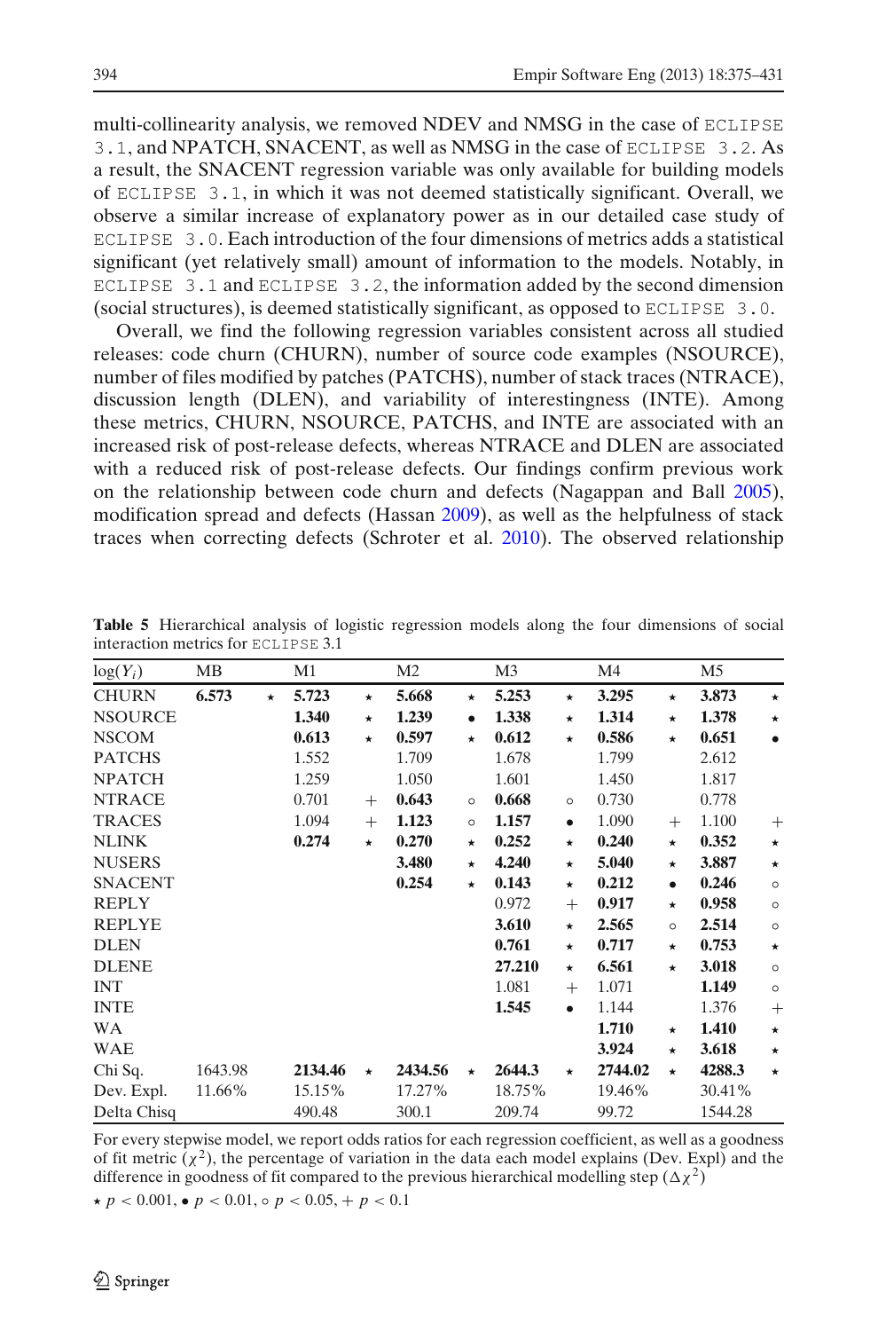multi-collinearity analysis, we removed NDEV and NMSG in the case of ECLIPSE 3.1, and NPATCH, SNACENT, as well as NMSG in the case of ECLIPSE 3.2. As a result, the SNACENT regression variable was only available for building models of ECLIPSE 3.1, in which it was not deemed statistically significant. Overall, we observe a similar increase of explanatory power as in our detailed case study of ECLIPSE 3.0. Each introduction of the four dimensions of metrics adds a statistical significant (yet relatively small) amount of information to the models. Notably, in ECLIPSE 3.1 and ECLIPSE 3.2, the information added by the second dimension (social structures), is deemed statistically significant, as opposed to ECLIPSE 3.0.

Overall, we find the following regression variables consistent across all studied releases: code churn (CHURN), number of source code examples (NSOURCE), number of files modified by patches (PATCHS), number of stack traces (NTRACE), discussion length (DLEN), and variability of interestingness (INTE). Among these metrics, CHURN, NSOURCE, PATCHS, and INTE are associated with an increased risk of post-release defects, whereas NTRACE and DLEN are associated with a reduced risk of post-release defects. Our findings confirm previous work on the relationship between code churn and defects (Nagappan and Ball 2005), modification spread and defects (Hassan 2009), as well as the helpfulness of stack traces when correcting defects (Schroter et al. 2010). The observed relationship

**Table 5** Hierarchical analysis of logistic regression models along the four dimensions of social interaction metrics for ECLIPSE 3.1

| $\log(Y_i)$ | MB | | M1 | | M2 | | M3 | | M4 | | M5 | |
|---|---|---|---|---|---|---|---|---|---|---|---|---|
| CHURN | **6.573** | ⋆ | **5.723** | ⋆ | **5.668** | ⋆ | **5.253** | ⋆ | **3.295** | ⋆ | **3.873** | ⋆ |
| NSOURCE | | | **1.340** | ⋆ | **1.239** | • | **1.338** | ⋆ | **1.314** | ⋆ | **1.378** | ⋆ |
| NSCOM | | | **0.613** | ⋆ | **0.597** | ⋆ | **0.612** | ⋆ | **0.586** | ⋆ | **0.651** | • |
| PATCHS | | | 1.552 | | 1.709 | | 1.678 | | 1.799 | | 2.612 | |
| NPATCH | | | 1.259 | | 1.050 | | 1.601 | | 1.450 | | 1.817 | |
| NTRACE | | | 0.701 | + | **0.643** | ∘ | **0.668** | ∘ | 0.730 | | 0.778 | |
| TRACES | | | 1.094 | + | **1.123** | ∘ | **1.157** | • | 1.090 | + | 1.100 | + |
| NLINK | | | **0.274** | ⋆ | **0.270** | ⋆ | **0.252** | ⋆ | **0.240** | ⋆ | **0.352** | ⋆ |
| NUSERS | | | | | **3.480** | ⋆ | **4.240** | ⋆ | **5.040** | ⋆ | **3.887** | ⋆ |
| SNACENT | | | | | **0.254** | ⋆ | **0.143** | ⋆ | **0.212** | • | **0.246** | ∘ |
| REPLY | | | | | | | 0.972 | + | **0.917** | ⋆ | **0.958** | ∘ |
| REPLYE | | | | | | | **3.610** | ⋆ | **2.565** | ∘ | **2.514** | ∘ |
| DLEN | | | | | | | **0.761** | ⋆ | **0.717** | ⋆ | **0.753** | ⋆ |
| DLENE | | | | | | | **27.210** | ⋆ | **6.561** | ⋆ | **3.018** | ∘ |
| INT | | | | | | | 1.081 | + | 1.071 | | **1.149** | ∘ |
| INTE | | | | | | | **1.545** | • | 1.144 | | 1.376 | + |
| WA | | | | | | | | | **1.710** | ⋆ | **1.410** | ⋆ |
| WAE | | | | | | | | | **3.924** | ⋆ | **3.618** | ⋆ |
| Chi Sq. | 1643.98 | | **2134.46** | ⋆ | **2434.56** | ⋆ | **2644.3** | ⋆ | **2744.02** | ⋆ | **4288.3** | ⋆ |
| Dev. Expl. | 11.66% | | 15.15% | | 17.27% | | 18.75% | | 19.46% | | 30.41% | |
| Delta Chisq | | | 490.48 | | 300.1 | | 209.74 | | 99.72 | | 1544.28 | |

For every stepwise model, we report odds ratios for each regression coefficient, as well as a goodness of fit metric ($\chi^2$), the percentage of variation in the data each model explains (Dev. Expl) and the difference in goodness of fit compared to the previous hierarchical modelling step ($\Delta\chi^2$)

⋆ $p < 0.001$, • $p < 0.01$, ∘ $p < 0.05$, + $p < 0.1$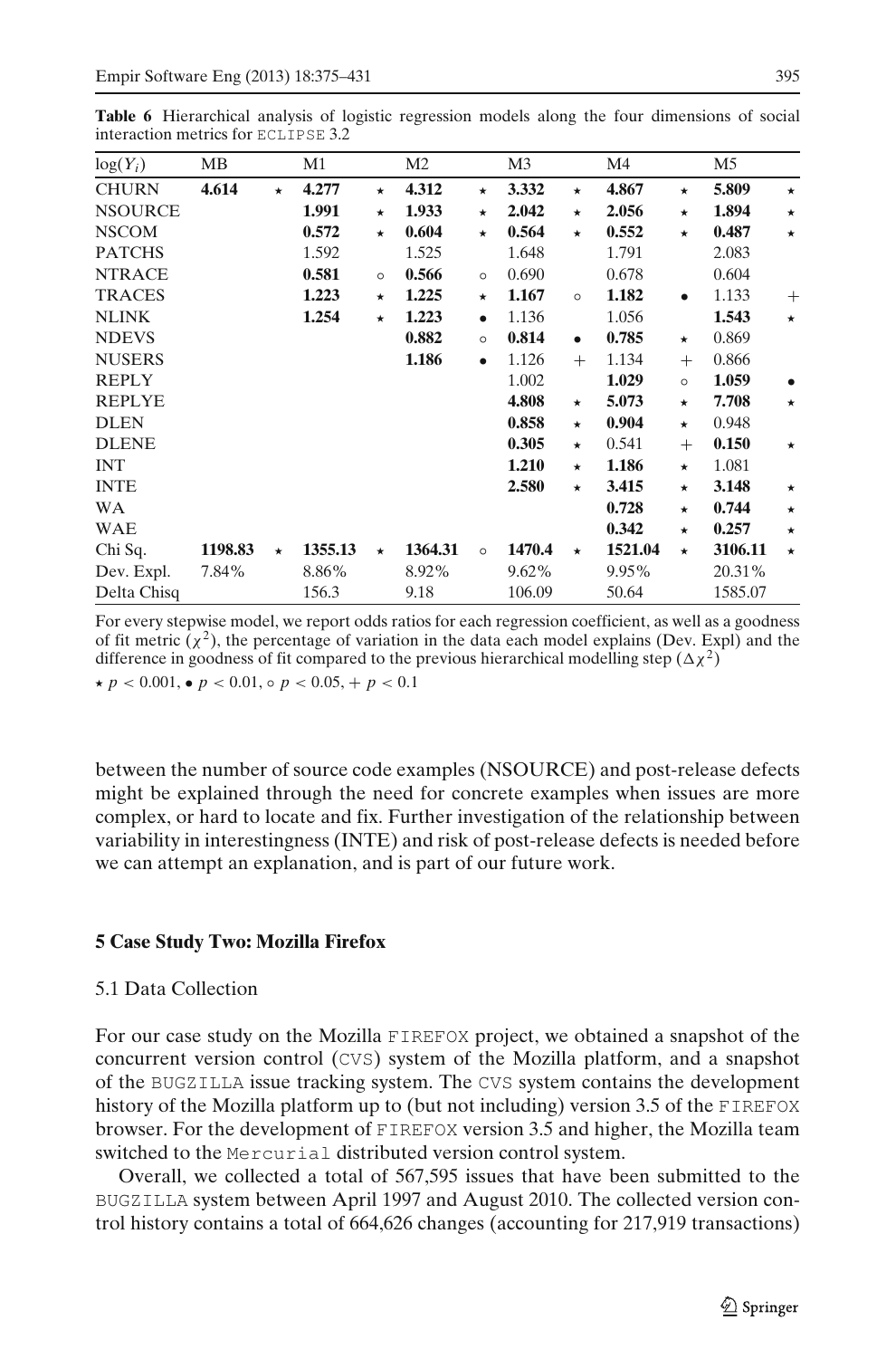**Table 6** Hierarchical analysis of logistic regression models along the four dimensions of social interaction metrics for ECLIPSE 3.2

| $\log(Y_i)$ | MB | | M1 | | M2 | | M3 | | M4 | | M5 | |
|---|---|---|---|---|---|---|---|---|---|---|---|---|
| CHURN | **4.614** | ⋆ | **4.277** | ⋆ | **4.312** | ⋆ | **3.332** | ⋆ | **4.867** | ⋆ | **5.809** | ⋆ |
| NSOURCE | | | **1.991** | ⋆ | **1.933** | ⋆ | **2.042** | ⋆ | **2.056** | ⋆ | **1.894** | ⋆ |
| NSCOM | | | **0.572** | ⋆ | **0.604** | ⋆ | **0.564** | ⋆ | **0.552** | ⋆ | **0.487** | ⋆ |
| PATCHS | | | 1.592 | | 1.525 | | 1.648 | | 1.791 | | 2.083 | |
| NTRACE | | | **0.581** | ◦ | **0.566** | ◦ | 0.690 | | 0.678 | | 0.604 | |
| TRACES | | | **1.223** | ⋆ | **1.225** | ⋆ | **1.167** | ◦ | **1.182** | • | 1.133 | + |
| NLINK | | | **1.254** | ⋆ | **1.223** | • | 1.136 | | 1.056 | | **1.543** | ⋆ |
| NDEVS | | | | | **0.882** | ◦ | **0.814** | • | **0.785** | ⋆ | 0.869 | |
| NUSERS | | | | | **1.186** | • | 1.126 | + | 1.134 | + | 0.866 | |
| REPLY | | | | | | | 1.002 | | **1.029** | ◦ | **1.059** | • |
| REPLYE | | | | | | | **4.808** | ⋆ | **5.073** | ⋆ | **7.708** | ⋆ |
| DLEN | | | | | | | **0.858** | ⋆ | **0.904** | ⋆ | 0.948 | |
| DLENE | | | | | | | **0.305** | ⋆ | 0.541 | + | **0.150** | ⋆ |
| INT | | | | | | | **1.210** | ⋆ | **1.186** | ⋆ | 1.081 | |
| INTE | | | | | | | **2.580** | ⋆ | **3.415** | ⋆ | **3.148** | ⋆ |
| WA | | | | | | | | | **0.728** | ⋆ | **0.744** | ⋆ |
| WAE | | | | | | | | | **0.342** | ⋆ | **0.257** | ⋆ |
| Chi Sq. | **1198.83** | ⋆ | **1355.13** | ⋆ | **1364.31** | ◦ | **1470.4** | ⋆ | **1521.04** | ⋆ | **3106.11** | ⋆ |
| Dev. Expl. | 7.84% | | 8.86% | | 8.92% | | 9.62% | | 9.95% | | 20.31% | |
| Delta Chisq | | | 156.3 | | 9.18 | | 106.09 | | 50.64 | | 1585.07 | |

For every stepwise model, we report odds ratios for each regression coefficient, as well as a goodness of fit metric ($\chi^2$), the percentage of variation in the data each model explains (Dev. Expl) and the difference in goodness of fit compared to the previous hierarchical modelling step ($\Delta\chi^2$)

⋆ $p < 0.001$, • $p < 0.01$, ◦ $p < 0.05$, + $p < 0.1$

between the number of source code examples (NSOURCE) and post-release defects might be explained through the need for concrete examples when issues are more complex, or hard to locate and fix. Further investigation of the relationship between variability in interestingness (INTE) and risk of post-release defects is needed before we can attempt an explanation, and is part of our future work.

## 5 Case Study Two: Mozilla Firefox

### 5.1 Data Collection

For our case study on the Mozilla FIREFOX project, we obtained a snapshot of the concurrent version control (CVS) system of the Mozilla platform, and a snapshot of the BUGZILLA issue tracking system. The CVS system contains the development history of the Mozilla platform up to (but not including) version 3.5 of the FIREFOX browser. For the development of FIREFOX version 3.5 and higher, the Mozilla team switched to the Mercurial distributed version control system.

Overall, we collected a total of 567,595 issues that have been submitted to the BUGZILLA system between April 1997 and August 2010. The collected version control history contains a total of 664,626 changes (accounting for 217,919 transactions)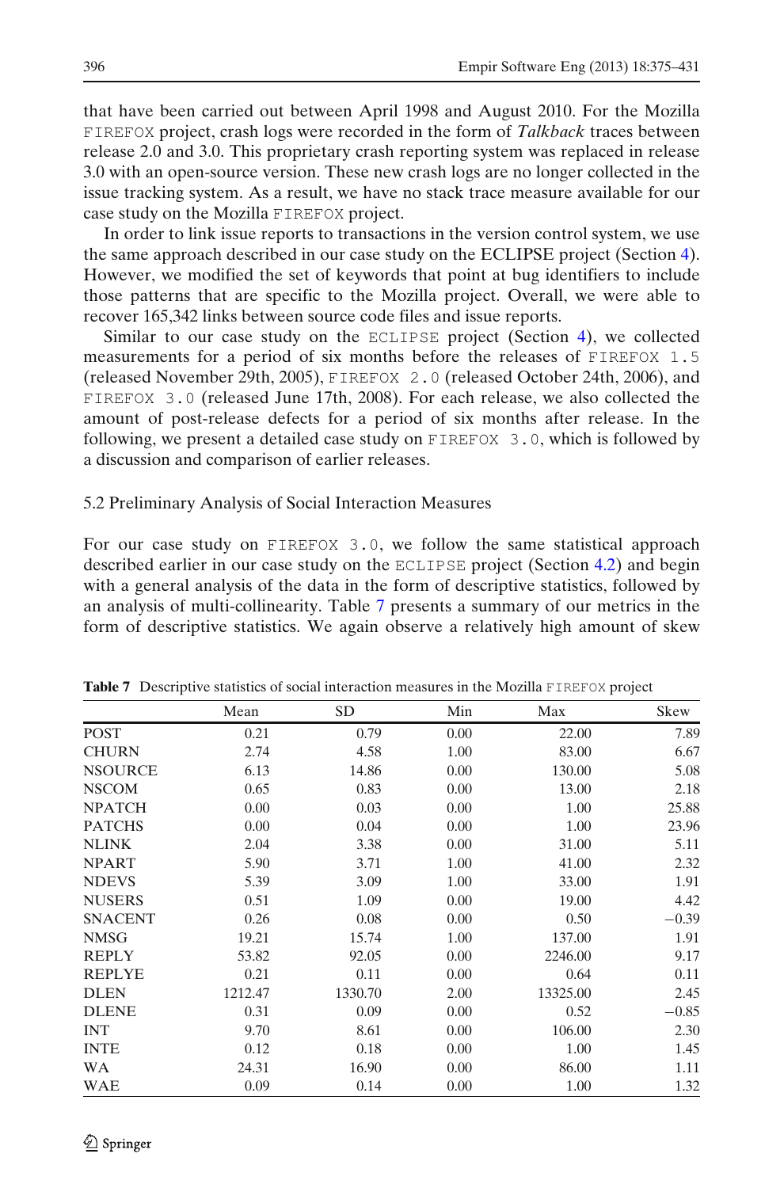that have been carried out between April 1998 and August 2010. For the Mozilla FIREFOX project, crash logs were recorded in the form of *Talkback* traces between release 2.0 and 3.0. This proprietary crash reporting system was replaced in release 3.0 with an open-source version. These new crash logs are no longer collected in the issue tracking system. As a result, we have no stack trace measure available for our case study on the Mozilla FIREFOX project.

In order to link issue reports to transactions in the version control system, we use the same approach described in our case study on the ECLIPSE project (Section 4). However, we modified the set of keywords that point at bug identifiers to include those patterns that are specific to the Mozilla project. Overall, we were able to recover 165,342 links between source code files and issue reports.

Similar to our case study on the ECLIPSE project (Section 4), we collected measurements for a period of six months before the releases of FIREFOX 1.5 (released November 29th, 2005), FIREFOX 2.0 (released October 24th, 2006), and FIREFOX 3.0 (released June 17th, 2008). For each release, we also collected the amount of post-release defects for a period of six months after release. In the following, we present a detailed case study on FIREFOX 3.0, which is followed by a discussion and comparison of earlier releases.

### 5.2 Preliminary Analysis of Social Interaction Measures

For our case study on FIREFOX 3.0, we follow the same statistical approach described earlier in our case study on the ECLIPSE project (Section 4.2) and begin with a general analysis of the data in the form of descriptive statistics, followed by an analysis of multi-collinearity. Table 7 presents a summary of our metrics in the form of descriptive statistics. We again observe a relatively high amount of skew

**Table 7** Descriptive statistics of social interaction measures in the Mozilla FIREFOX project

| | Mean | SD | Min | Max | Skew |
|---|---|---|---|---|---|
| POST | 0.21 | 0.79 | 0.00 | 22.00 | 7.89 |
| CHURN | 2.74 | 4.58 | 1.00 | 83.00 | 6.67 |
| NSOURCE | 6.13 | 14.86 | 0.00 | 130.00 | 5.08 |
| NSCOM | 0.65 | 0.83 | 0.00 | 13.00 | 2.18 |
| NPATCH | 0.00 | 0.03 | 0.00 | 1.00 | 25.88 |
| PATCHS | 0.00 | 0.04 | 0.00 | 1.00 | 23.96 |
| NLINK | 2.04 | 3.38 | 0.00 | 31.00 | 5.11 |
| NPART | 5.90 | 3.71 | 1.00 | 41.00 | 2.32 |
| NDEVS | 5.39 | 3.09 | 1.00 | 33.00 | 1.91 |
| NUSERS | 0.51 | 1.09 | 0.00 | 19.00 | 4.42 |
| SNACENT | 0.26 | 0.08 | 0.00 | 0.50 | −0.39 |
| NMSG | 19.21 | 15.74 | 1.00 | 137.00 | 1.91 |
| REPLY | 53.82 | 92.05 | 0.00 | 2246.00 | 9.17 |
| REPLYE | 0.21 | 0.11 | 0.00 | 0.64 | 0.11 |
| DLEN | 1212.47 | 1330.70 | 2.00 | 13325.00 | 2.45 |
| DLENE | 0.31 | 0.09 | 0.00 | 0.52 | −0.85 |
| INT | 9.70 | 8.61 | 0.00 | 106.00 | 2.30 |
| INTE | 0.12 | 0.18 | 0.00 | 1.00 | 1.45 |
| WA | 24.31 | 16.90 | 0.00 | 86.00 | 1.11 |
| WAE | 0.09 | 0.14 | 0.00 | 1.00 | 1.32 |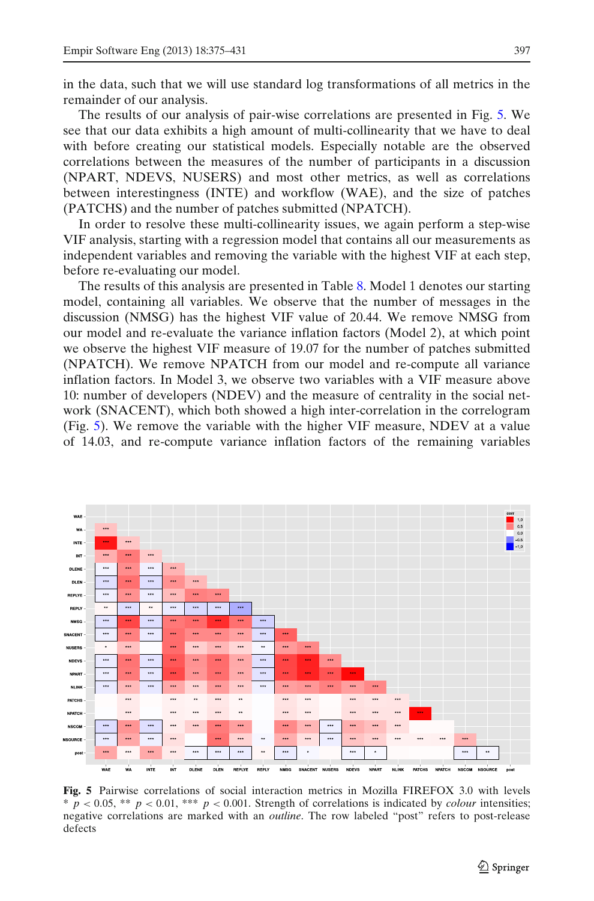in the data, such that we will use standard log transformations of all metrics in the remainder of our analysis.

The results of our analysis of pair-wise correlations are presented in Fig. 5. We see that our data exhibits a high amount of multi-collinearity that we have to deal with before creating our statistical models. Especially notable are the observed correlations between the measures of the number of participants in a discussion (NPART, NDEVS, NUSERS) and most other metrics, as well as correlations between interestingness (INTE) and workflow (WAE), and the size of patches (PATCHS) and the number of patches submitted (NPATCH).

In order to resolve these multi-collinearity issues, we again perform a step-wise VIF analysis, starting with a regression model that contains all our measurements as independent variables and removing the variable with the highest VIF at each step, before re-evaluating our model.

The results of this analysis are presented in Table 8. Model 1 denotes our starting model, containing all variables. We observe that the number of messages in the discussion (NMSG) has the highest VIF value of 20.44. We remove NMSG from our model and re-evaluate the variance inflation factors (Model 2), at which point we observe the highest VIF measure of 19.07 for the number of patches submitted (NPATCH). We remove NPATCH from our model and re-compute all variance inflation factors. In Model 3, we observe two variables with a VIF measure above 10: number of developers (NDEV) and the measure of centrality in the social network (SNACENT), which both showed a high inter-correlation in the correlogram (Fig. 5). We remove the variable with the higher VIF measure, NDEV at a value of 14.03, and re-compute variance inflation factors of the remaining variables

**Fig. 5** Pairwise correlations of social interaction metrics in Mozilla FIREFOX 3.0 with levels * $p < 0.05$, ** $p < 0.01$, *** $p < 0.001$. Strength of correlations is indicated by *colour* intensities; negative correlations are marked with an *outline*. The row labeled "post" refers to post-release defects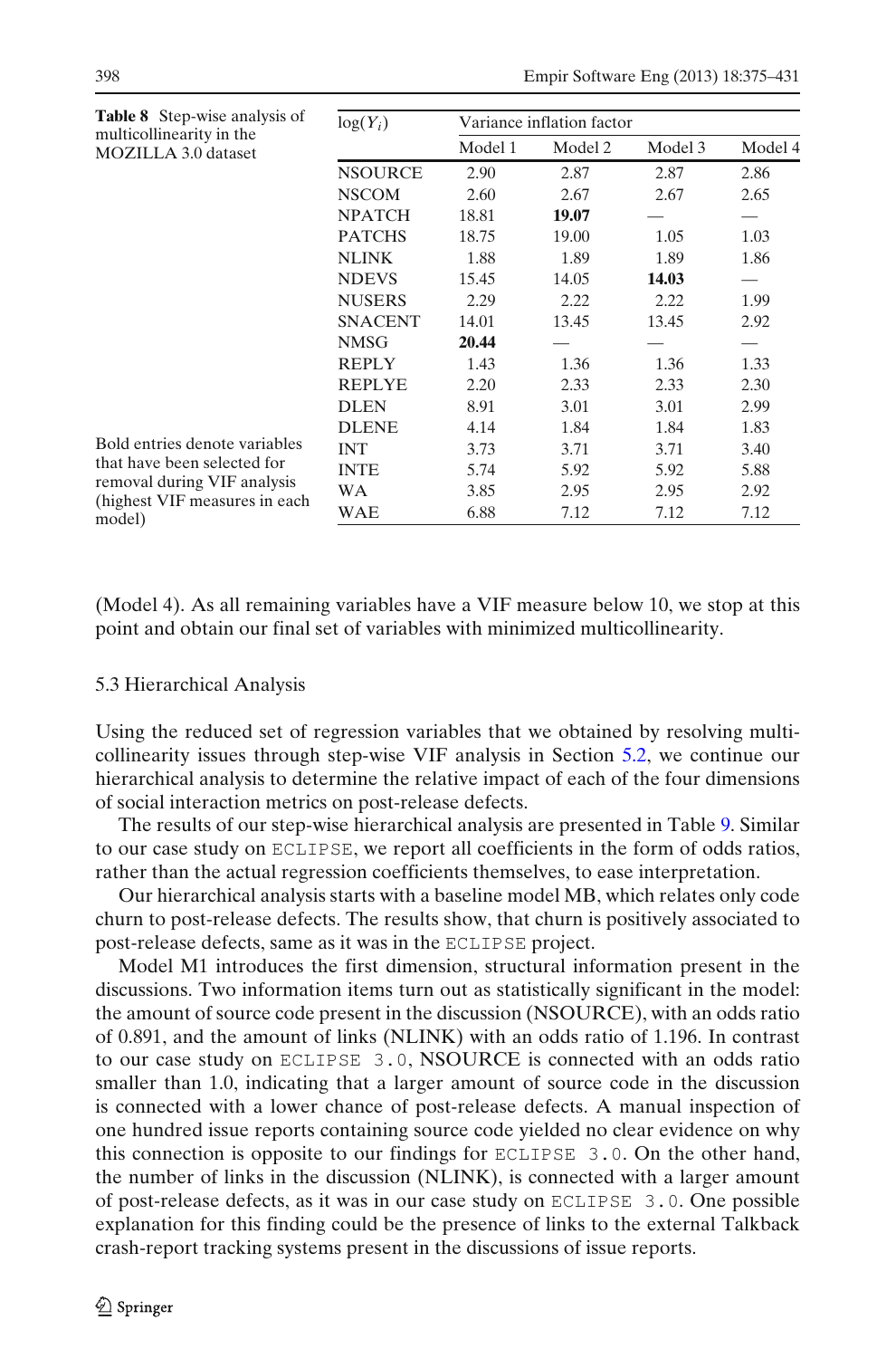**Table 8** Step-wise analysis of multicollinearity in the MOZILLA 3.0 dataset

| $\log(Y_i)$ | Variance inflation factor | | | |
|---|---|---|---|---|
| | Model 1 | Model 2 | Model 3 | Model 4 |
| NSOURCE | 2.90 | 2.87 | 2.87 | 2.86 |
| NSCOM | 2.60 | 2.67 | 2.67 | 2.65 |
| NPATCH | 18.81 | **19.07** | — | — |
| PATCHS | 18.75 | 19.00 | 1.05 | 1.03 |
| NLINK | 1.88 | 1.89 | 1.89 | 1.86 |
| NDEVS | 15.45 | 14.05 | **14.03** | — |
| NUSERS | 2.29 | 2.22 | 2.22 | 1.99 |
| SNACENT | 14.01 | 13.45 | 13.45 | 2.92 |
| NMSG | **20.44** | — | — | — |
| REPLY | 1.43 | 1.36 | 1.36 | 1.33 |
| REPLYE | 2.20 | 2.33 | 2.33 | 2.30 |
| DLEN | 8.91 | 3.01 | 3.01 | 2.99 |
| DLENE | 4.14 | 1.84 | 1.84 | 1.83 |
| INT | 3.73 | 3.71 | 3.71 | 3.40 |
| INTE | 5.74 | 5.92 | 5.92 | 5.88 |
| WA | 3.85 | 2.95 | 2.95 | 2.92 |
| WAE | 6.88 | 7.12 | 7.12 | 7.12 |

Bold entries denote variables that have been selected for removal during VIF analysis (highest VIF measures in each model)

(Model 4). As all remaining variables have a VIF measure below 10, we stop at this point and obtain our final set of variables with minimized multicollinearity.

### 5.3 Hierarchical Analysis

Using the reduced set of regression variables that we obtained by resolving multicollinearity issues through step-wise VIF analysis in Section 5.2, we continue our hierarchical analysis to determine the relative impact of each of the four dimensions of social interaction metrics on post-release defects.

The results of our step-wise hierarchical analysis are presented in Table 9. Similar to our case study on ECLIPSE, we report all coefficients in the form of odds ratios, rather than the actual regression coefficients themselves, to ease interpretation.

Our hierarchical analysis starts with a baseline model MB, which relates only code churn to post-release defects. The results show, that churn is positively associated to post-release defects, same as it was in the ECLIPSE project.

Model M1 introduces the first dimension, structural information present in the discussions. Two information items turn out as statistically significant in the model: the amount of source code present in the discussion (NSOURCE), with an odds ratio of 0.891, and the amount of links (NLINK) with an odds ratio of 1.196. In contrast to our case study on ECLIPSE 3.0, NSOURCE is connected with an odds ratio smaller than 1.0, indicating that a larger amount of source code in the discussion is connected with a lower chance of post-release defects. A manual inspection of one hundred issue reports containing source code yielded no clear evidence on why this connection is opposite to our findings for ECLIPSE 3.0. On the other hand, the number of links in the discussion (NLINK), is connected with a larger amount of post-release defects, as it was in our case study on ECLIPSE 3.0. One possible explanation for this finding could be the presence of links to the external Talkback crash-report tracking systems present in the discussions of issue reports.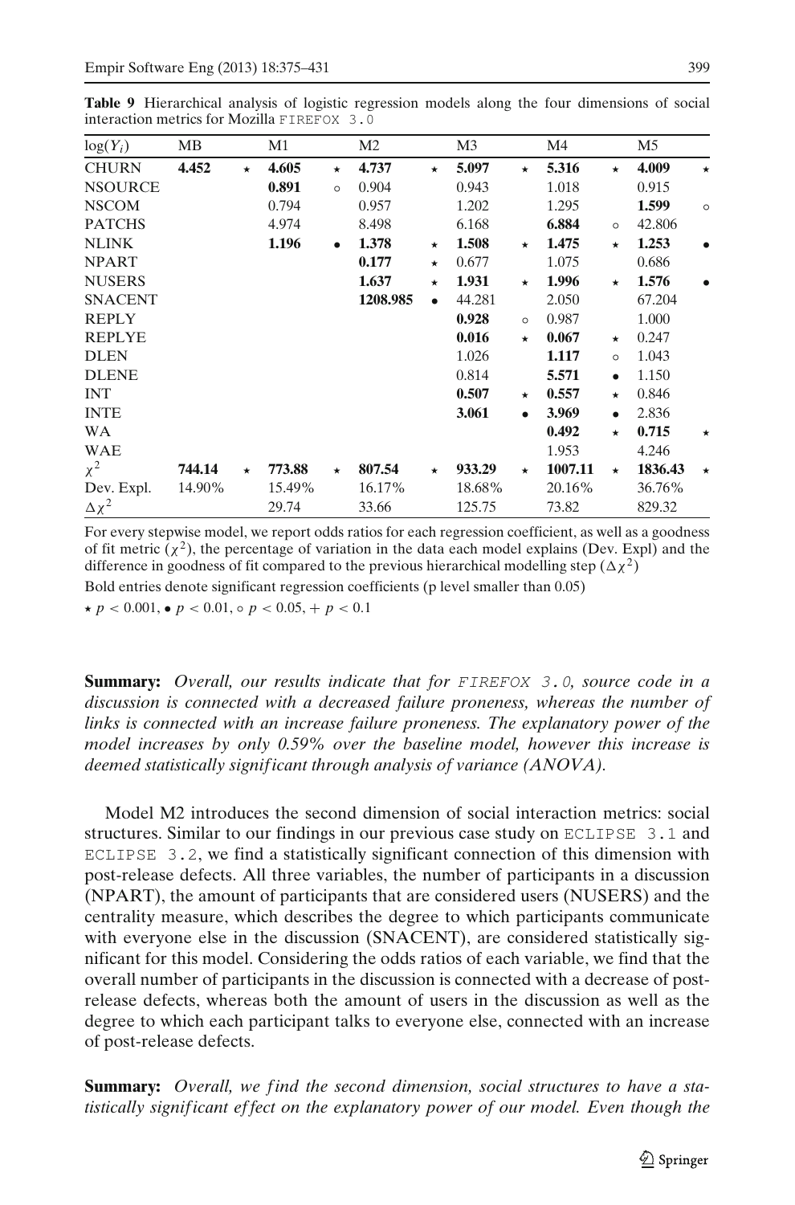**Table 9** Hierarchical analysis of logistic regression models along the four dimensions of social interaction metrics for Mozilla FIREFOX 3.0

| $\log(Y_i)$ | MB | | M1 | | M2 | | M3 | | M4 | | M5 | |
|---|---|---|---|---|---|---|---|---|---|---|---|---|
| CHURN | **4.452** | ⋆ | **4.605** | ⋆ | **4.737** | ⋆ | **5.097** | ⋆ | **5.316** | ⋆ | **4.009** | ⋆ |
| NSOURCE | | | **0.891** | ∘ | 0.904 | | 0.943 | | 1.018 | | 0.915 | |
| NSCOM | | | 0.794 | | 0.957 | | 1.202 | | 1.295 | | **1.599** | ∘ |
| PATCHS | | | 4.974 | | 8.498 | | 6.168 | | **6.884** | ∘ | 42.806 | |
| NLINK | | | **1.196** | • | **1.378** | ⋆ | **1.508** | ⋆ | **1.475** | ⋆ | **1.253** | • |
| NPART | | | | | **0.177** | ⋆ | 0.677 | | 1.075 | | 0.686 | |
| NUSERS | | | | | **1.637** | ⋆ | **1.931** | ⋆ | **1.996** | ⋆ | **1.576** | • |
| SNACENT | | | | | **1208.985** | • | 44.281 | | 2.050 | | 67.204 | |
| REPLY | | | | | | | **0.928** | ∘ | 0.987 | | 1.000 | |
| REPLYE | | | | | | | **0.016** | ⋆ | **0.067** | ⋆ | 0.247 | |
| DLEN | | | | | | | 1.026 | | **1.117** | ∘ | 1.043 | |
| DLENE | | | | | | | 0.814 | | **5.571** | • | 1.150 | |
| INT | | | | | | | **0.507** | ⋆ | **0.557** | ⋆ | 0.846 | |
| INTE | | | | | | | **3.061** | • | **3.969** | • | 2.836 | |
| WA | | | | | | | | | **0.492** | ⋆ | **0.715** | ⋆ |
| WAE | | | | | | | | | 1.953 | | 4.246 | |
| $\chi^2$ | **744.14** | ⋆ | **773.88** | ⋆ | **807.54** | ⋆ | **933.29** | ⋆ | **1007.11** | ⋆ | **1836.43** | ⋆ |
| Dev. Expl. | 14.90% | | 15.49% | | 16.17% | | 18.68% | | 20.16% | | 36.76% | |
| $\Delta\chi^2$ | | | 29.74 | | 33.66 | | 125.75 | | 73.82 | | 829.32 | |

For every stepwise model, we report odds ratios for each regression coefficient, as well as a goodness of fit metric ($\chi^2$), the percentage of variation in the data each model explains (Dev. Expl) and the difference in goodness of fit compared to the previous hierarchical modelling step ($\Delta\chi^2$)

Bold entries denote significant regression coefficients (p level smaller than 0.05)

⋆ $p < 0.001$, • $p < 0.01$, ∘ $p < 0.05$, + $p < 0.1$

**Summary:** *Overall, our results indicate that for FIREFOX 3.0, source code in a discussion is connected with a decreased failure proneness, whereas the number of links is connected with an increase failure proneness. The explanatory power of the model increases by only 0.59% over the baseline model, however this increase is deemed statistically significant through analysis of variance (ANOVA).*

Model M2 introduces the second dimension of social interaction metrics: social structures. Similar to our findings in our previous case study on ECLIPSE 3.1 and ECLIPSE 3.2, we find a statistically significant connection of this dimension with post-release defects. All three variables, the number of participants in a discussion (NPART), the amount of participants that are considered users (NUSERS) and the centrality measure, which describes the degree to which participants communicate with everyone else in the discussion (SNACENT), are considered statistically significant for this model. Considering the odds ratios of each variable, we find that the overall number of participants in the discussion is connected with a decrease of post-release defects, whereas both the amount of users in the discussion as well as the degree to which each participant talks to everyone else, connected with an increase of post-release defects.

**Summary:** *Overall, we find the second dimension, social structures to have a statistically significant effect on the explanatory power of our model. Even though the*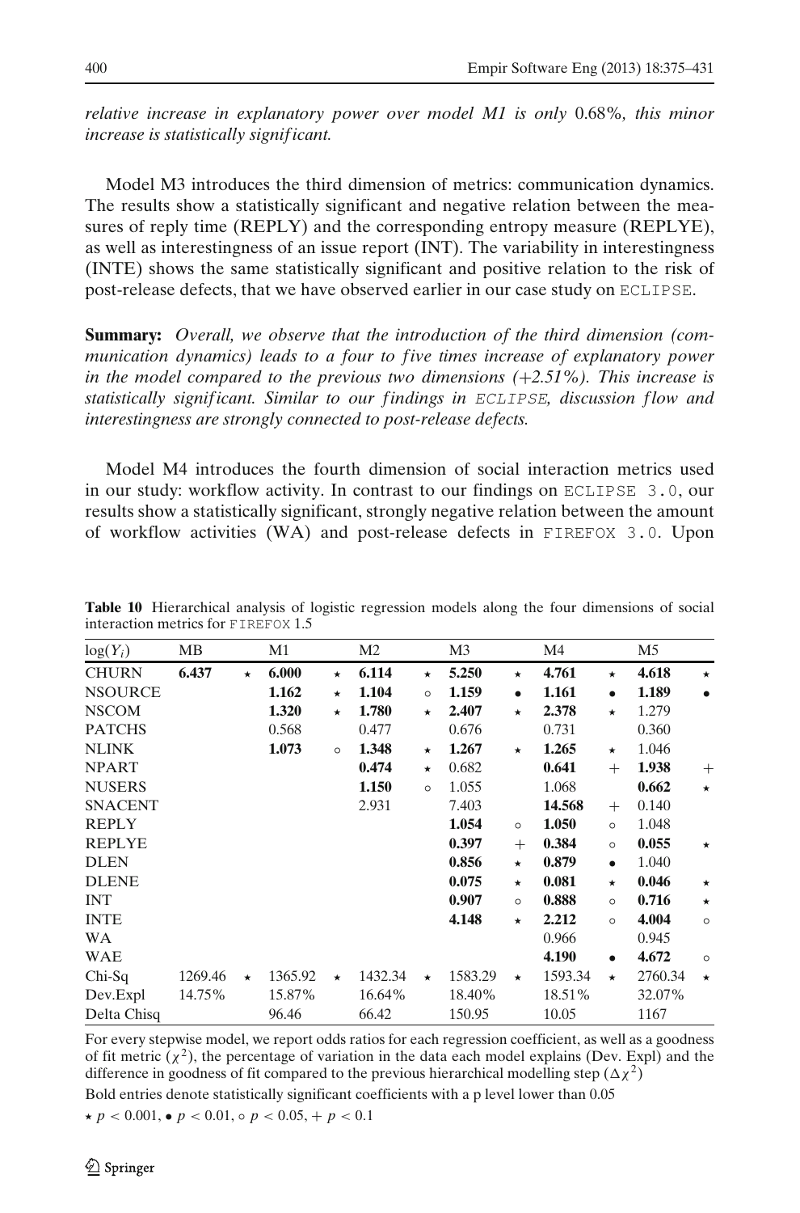*relative increase in explanatory power over model M1 is only* 0.68%*, this minor increase is statistically significant.*

Model M3 introduces the third dimension of metrics: communication dynamics. The results show a statistically significant and negative relation between the measures of reply time (REPLY) and the corresponding entropy measure (REPLYE), as well as interestingness of an issue report (INT). The variability in interestingness (INTE) shows the same statistically significant and positive relation to the risk of post-release defects, that we have observed earlier in our case study on ECLIPSE.

**Summary:** *Overall, we observe that the introduction of the third dimension (communication dynamics) leads to a four to five times increase of explanatory power in the model compared to the previous two dimensions (+2.51%). This increase is statistically significant. Similar to our findings in ECLIPSE, discussion flow and interestingness are strongly connected to post-release defects.*

Model M4 introduces the fourth dimension of social interaction metrics used in our study: workflow activity. In contrast to our findings on ECLIPSE 3.0, our results show a statistically significant, strongly negative relation between the amount of workflow activities (WA) and post-release defects in FIREFOX 3.0. Upon

**Table 10** Hierarchical analysis of logistic regression models along the four dimensions of social interaction metrics for FIREFOX 1.5

| $\log(Y_i)$ | MB | | M1 | | M2 | | M3 | | M4 | | M5 | |
|---|---|---|---|---|---|---|---|---|---|---|---|---|
| CHURN | **6.437** | ⋆ | **6.000** | ⋆ | **6.114** | ⋆ | **5.250** | ⋆ | **4.761** | ⋆ | **4.618** | ⋆ |
| NSOURCE | | | **1.162** | ⋆ | **1.104** | ∘ | **1.159** | • | **1.161** | • | **1.189** | • |
| NSCOM | | | **1.320** | ⋆ | **1.780** | ⋆ | **2.407** | ⋆ | **2.378** | ⋆ | 1.279 | |
| PATCHS | | | 0.568 | | 0.477 | | 0.676 | | 0.731 | | 0.360 | |
| NLINK | | | **1.073** | ∘ | **1.348** | ⋆ | **1.267** | ⋆ | **1.265** | ⋆ | 1.046 | |
| NPART | | | | | **0.474** | ⋆ | 0.682 | | **0.641** | + | **1.938** | + |
| NUSERS | | | | | **1.150** | ∘ | 1.055 | | 1.068 | | **0.662** | ⋆ |
| SNACENT | | | | | 2.931 | | 7.403 | | **14.568** | + | 0.140 | |
| REPLY | | | | | | | **1.054** | ∘ | **1.050** | ∘ | 1.048 | |
| REPLYE | | | | | | | **0.397** | + | **0.384** | ∘ | **0.055** | ⋆ |
| DLEN | | | | | | | **0.856** | ⋆ | **0.879** | • | 1.040 | |
| DLENE | | | | | | | **0.075** | ⋆ | **0.081** | ⋆ | **0.046** | ⋆ |
| INT | | | | | | | **0.907** | ∘ | **0.888** | ∘ | **0.716** | ⋆ |
| INTE | | | | | | | **4.148** | ⋆ | **2.212** | ∘ | **4.004** | ∘ |
| WA | | | | | | | | | 0.966 | | 0.945 | |
| WAE | | | | | | | | | **4.190** | • | **4.672** | ∘ |
| Chi-Sq | 1269.46 | ⋆ | 1365.92 | ⋆ | 1432.34 | ⋆ | 1583.29 | ⋆ | 1593.34 | ⋆ | 2760.34 | ⋆ |
| Dev.Expl | 14.75% | | 15.87% | | 16.64% | | 18.40% | | 18.51% | | 32.07% | |
| Delta Chisq | | | 96.46 | | 66.42 | | 150.95 | | 10.05 | | 1167 | |

For every stepwise model, we report odds ratios for each regression coefficient, as well as a goodness of fit metric ($\chi^2$), the percentage of variation in the data each model explains (Dev. Expl) and the difference in goodness of fit compared to the previous hierarchical modelling step ($\Delta\chi^2$)

Bold entries denote statistically significant coefficients with a p level lower than 0.05

⋆ $p < 0.001$, • $p < 0.01$, ∘ $p < 0.05$, + $p < 0.1$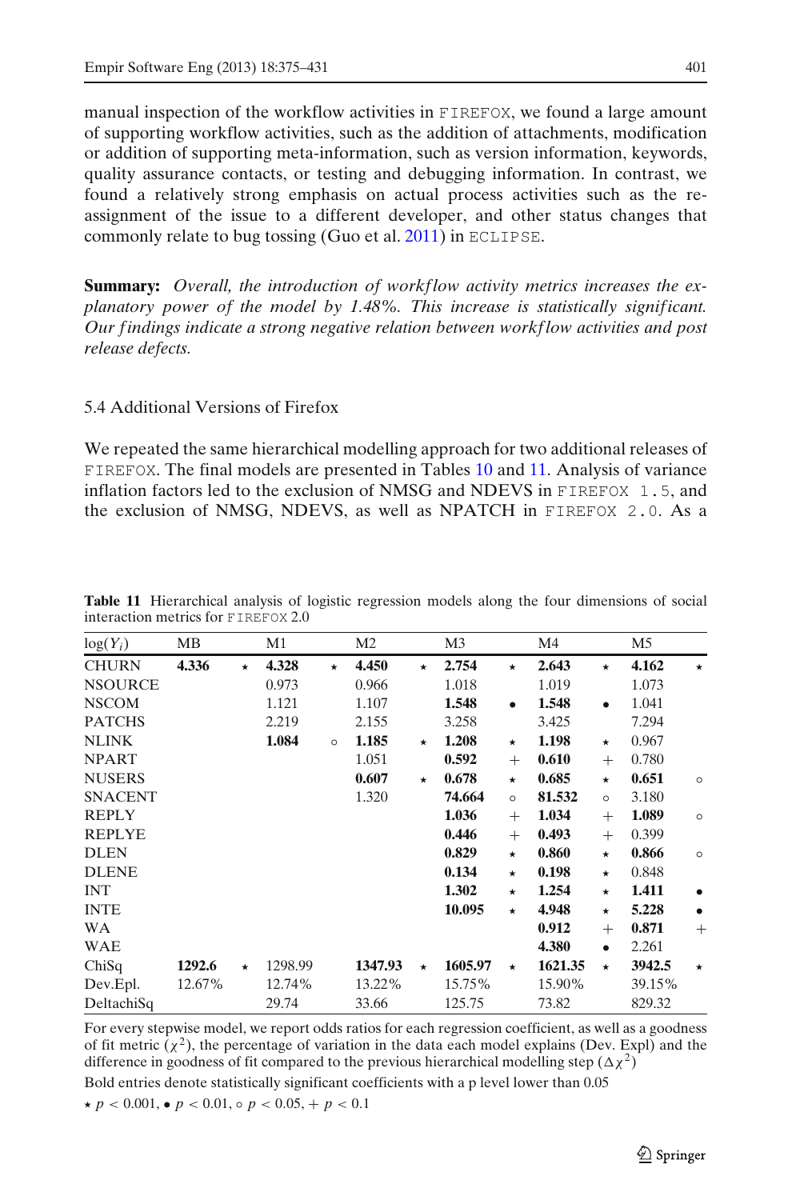manual inspection of the workflow activities in FIREFOX, we found a large amount of supporting workflow activities, such as the addition of attachments, modification or addition of supporting meta-information, such as version information, keywords, quality assurance contacts, or testing and debugging information. In contrast, we found a relatively strong emphasis on actual process activities such as the re-assignment of the issue to a different developer, and other status changes that commonly relate to bug tossing (Guo et al. 2011) in ECLIPSE.

**Summary:** *Overall, the introduction of workflow activity metrics increases the explanatory power of the model by 1.48%. This increase is statistically significant. Our findings indicate a strong negative relation between workflow activities and post release defects.*

### 5.4 Additional Versions of Firefox

We repeated the same hierarchical modelling approach for two additional releases of FIREFOX. The final models are presented in Tables 10 and 11. Analysis of variance inflation factors led to the exclusion of NMSG and NDEVS in FIREFOX 1.5, and the exclusion of NMSG, NDEVS, as well as NPATCH in FIREFOX 2.0. As a

**Table 11** Hierarchical analysis of logistic regression models along the four dimensions of social interaction metrics for FIREFOX 2.0

| $\log(Y_i)$ | MB | | M1 | | M2 | | M3 | | M4 | | M5 | |
|---|---|---|---|---|---|---|---|---|---|---|---|---|
| CHURN | **4.336** | ⋆ | **4.328** | ⋆ | **4.450** | ⋆ | **2.754** | ⋆ | **2.643** | ⋆ | **4.162** | ⋆ |
| NSOURCE | | | 0.973 | | 0.966 | | 1.018 | | 1.019 | | 1.073 | |
| NSCOM | | | 1.121 | | 1.107 | | **1.548** | • | **1.548** | • | 1.041 | |
| PATCHS | | | 2.219 | | 2.155 | | 3.258 | | 3.425 | | 7.294 | |
| NLINK | | | **1.084** | ∘ | **1.185** | ⋆ | **1.208** | ⋆ | **1.198** | ⋆ | 0.967 | |
| NPART | | | | | 1.051 | | **0.592** | + | **0.610** | + | 0.780 | |
| NUSERS | | | | | **0.607** | ⋆ | **0.678** | ⋆ | **0.685** | ⋆ | **0.651** | ∘ |
| SNACENT | | | | | 1.320 | | **74.664** | ∘ | **81.532** | ∘ | 3.180 | |
| REPLY | | | | | | | **1.036** | + | **1.034** | + | **1.089** | ∘ |
| REPLYE | | | | | | | **0.446** | + | **0.493** | + | 0.399 | |
| DLEN | | | | | | | **0.829** | ⋆ | **0.860** | ⋆ | **0.866** | ∘ |
| DLENE | | | | | | | **0.134** | ⋆ | **0.198** | ⋆ | 0.848 | |
| INT | | | | | | | **1.302** | ⋆ | **1.254** | ⋆ | **1.411** | • |
| INTE | | | | | | | **10.095** | ⋆ | **4.948** | ⋆ | **5.228** | • |
| WA | | | | | | | | | **0.912** | + | **0.871** | + |
| WAE | | | | | | | | | **4.380** | • | 2.261 | |
| ChiSq | **1292.6** | ⋆ | 1298.99 | | **1347.93** | ⋆ | **1605.97** | ⋆ | **1621.35** | ⋆ | **3942.5** | ⋆ |
| Dev.Epl. | 12.67% | | 12.74% | | 13.22% | | 15.75% | | 15.90% | | 39.15% | |
| DeltachiSq | | | 29.74 | | 33.66 | | 125.75 | | 73.82 | | 829.32 | |

For every stepwise model, we report odds ratios for each regression coefficient, as well as a goodness of fit metric ($\chi^2$), the percentage of variation in the data each model explains (Dev. Expl) and the difference in goodness of fit compared to the previous hierarchical modelling step ($\Delta\chi^2$)

Bold entries denote statistically significant coefficients with a p level lower than 0.05

⋆ $p < 0.001$, • $p < 0.01$, ∘ $p < 0.05$, + $p < 0.1$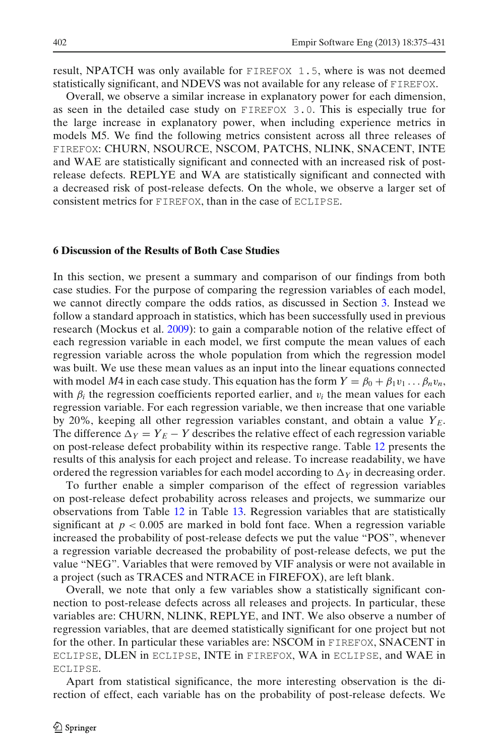result, NPATCH was only available for FIREFOX 1.5, where is was not deemed statistically significant, and NDEVS was not available for any release of FIREFOX.

Overall, we observe a similar increase in explanatory power for each dimension, as seen in the detailed case study on FIREFOX 3.0. This is especially true for the large increase in explanatory power, when including experience metrics in models M5. We find the following metrics consistent across all three releases of FIREFOX: CHURN, NSOURCE, NSCOM, PATCHS, NLINK, SNACENT, INTE and WAE are statistically significant and connected with an increased risk of post-release defects. REPLYE and WA are statistically significant and connected with a decreased risk of post-release defects. On the whole, we observe a larger set of consistent metrics for FIREFOX, than in the case of ECLIPSE.

## 6 Discussion of the Results of Both Case Studies

In this section, we present a summary and comparison of our findings from both case studies. For the purpose of comparing the regression variables of each model, we cannot directly compare the odds ratios, as discussed in Section 3. Instead we follow a standard approach in statistics, which has been successfully used in previous research (Mockus et al. 2009): to gain a comparable notion of the relative effect of each regression variable in each model, we first compute the mean values of each regression variable across the whole population from which the regression model was built. We use these mean values as an input into the linear equations connected with model *M*4 in each case study. This equation has the form $Y = \beta_0 + \beta_1 v_1 \ldots \beta_n v_n$, with $\beta_i$ the regression coefficients reported earlier, and $v_i$ the mean values for each regression variable. For each regression variable, we then increase that one variable by 20%, keeping all other regression variables constant, and obtain a value $Y_E$. The difference $\Delta_Y = Y_E - Y$ describes the relative effect of each regression variable on post-release defect probability within its respective range. Table 12 presents the results of this analysis for each project and release. To increase readability, we have ordered the regression variables for each model according to $\Delta_Y$ in decreasing order.

To further enable a simpler comparison of the effect of regression variables on post-release defect probability across releases and projects, we summarize our observations from Table 12 in Table 13. Regression variables that are statistically significant at $p < 0.005$ are marked in bold font face. When a regression variable increased the probability of post-release defects we put the value "POS", whenever a regression variable decreased the probability of post-release defects, we put the value "NEG". Variables that were removed by VIF analysis or were not available in a project (such as TRACES and NTRACE in FIREFOX), are left blank.

Overall, we note that only a few variables show a statistically significant connection to post-release defects across all releases and projects. In particular, these variables are: CHURN, NLINK, REPLYE, and INT. We also observe a number of regression variables, that are deemed statistically significant for one project but not for the other. In particular these variables are: NSCOM in FIREFOX, SNACENT in ECLIPSE, DLEN in ECLIPSE, INTE in FIREFOX, WA in ECLIPSE, and WAE in ECLIPSE.

Apart from statistical significance, the more interesting observation is the direction of effect, each variable has on the probability of post-release defects. We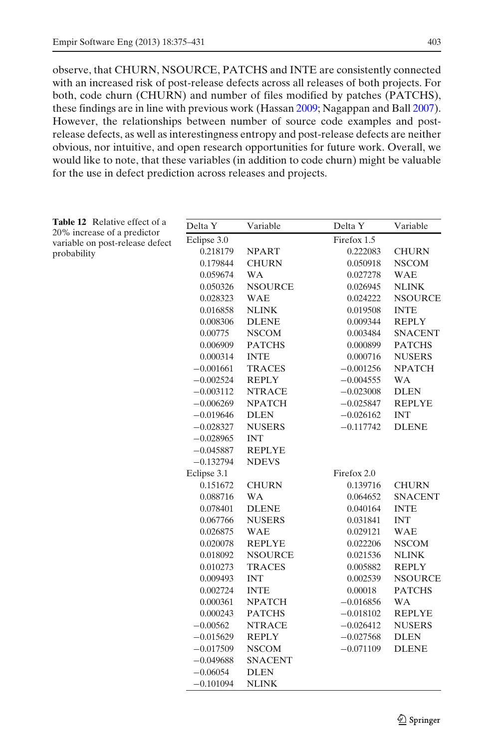observe, that CHURN, NSOURCE, PATCHS and INTE are consistently connected with an increased risk of post-release defects across all releases of both projects. For both, code churn (CHURN) and number of files modified by patches (PATCHS), these findings are in line with previous work (Hassan 2009; Nagappan and Ball 2007). However, the relationships between number of source code examples and post-release defects, as well as interestingness entropy and post-release defects are neither obvious, nor intuitive, and open research opportunities for future work. Overall, we would like to note, that these variables (in addition to code churn) might be valuable for the use in defect prediction across releases and projects.

**Table 12** Relative effect of a 20% increase of a predictor variable on post-release defect probability

| Delta Y | Variable | Delta Y | Variable |
|---|---|---|---|
| Eclipse 3.0 | | Firefox 1.5 | |
| 0.218179 | NPART | 0.222083 | CHURN |
| 0.179844 | CHURN | 0.050918 | NSCOM |
| 0.059674 | WA | 0.027278 | WAE |
| 0.050326 | NSOURCE | 0.026945 | NLINK |
| 0.028323 | WAE | 0.024222 | NSOURCE |
| 0.016858 | NLINK | 0.019508 | INTE |
| 0.008306 | DLENE | 0.009344 | REPLY |
| 0.00775 | NSCOM | 0.003484 | SNACENT |
| 0.006909 | PATCHS | 0.000899 | PATCHS |
| 0.000314 | INTE | 0.000716 | NUSERS |
| −0.001661 | TRACES | −0.001256 | NPATCH |
| −0.002524 | REPLY | −0.004555 | WA |
| −0.003112 | NTRACE | −0.023008 | DLEN |
| −0.006269 | NPATCH | −0.025847 | REPLYE |
| −0.019646 | DLEN | −0.026162 | INT |
| −0.028327 | NUSERS | −0.117742 | DLENE |
| −0.028965 | INT | | |
| −0.045887 | REPLYE | | |
| −0.132794 | NDEVS | | |
| Eclipse 3.1 | | Firefox 2.0 | |
| 0.151672 | CHURN | 0.139716 | CHURN |
| 0.088716 | WA | 0.064652 | SNACENT |
| 0.078401 | DLENE | 0.040164 | INTE |
| 0.067766 | NUSERS | 0.031841 | INT |
| 0.026875 | WAE | 0.029121 | WAE |
| 0.020078 | REPLYE | 0.022206 | NSCOM |
| 0.018092 | NSOURCE | 0.021536 | NLINK |
| 0.010273 | TRACES | 0.005882 | REPLY |
| 0.009493 | INT | 0.002539 | NSOURCE |
| 0.002724 | INTE | 0.00018 | PATCHS |
| 0.000361 | NPATCH | −0.016856 | WA |
| 0.000243 | PATCHS | −0.018102 | REPLYE |
| −0.00562 | NTRACE | −0.026412 | NUSERS |
| −0.015629 | REPLY | −0.027568 | DLEN |
| −0.017509 | NSCOM | −0.071109 | DLENE |
| −0.049688 | SNACENT | | |
| −0.06054 | DLEN | | |
| −0.101094 | NLINK | | |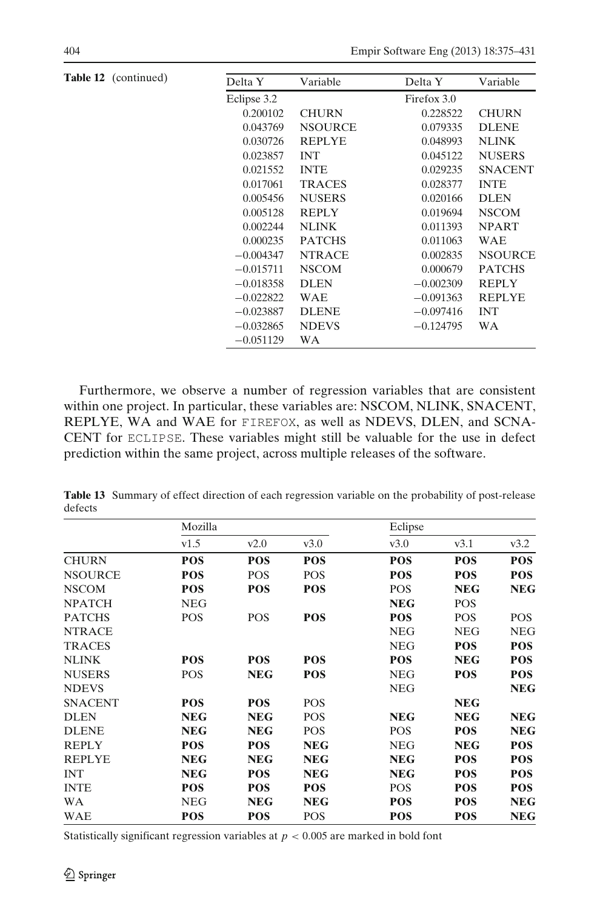**Table 12** (continued)

| Delta Y | Variable | Delta Y | Variable |
|---|---|---|---|
| Eclipse 3.2 | | Firefox 3.0 | |
| 0.200102 | CHURN | 0.228522 | CHURN |
| 0.043769 | NSOURCE | 0.079335 | DLENE |
| 0.030726 | REPLYE | 0.048993 | NLINK |
| 0.023857 | INT | 0.045122 | NUSERS |
| 0.021552 | INTE | 0.029235 | SNACENT |
| 0.017061 | TRACES | 0.028377 | INTE |
| 0.005456 | NUSERS | 0.020166 | DLEN |
| 0.005128 | REPLY | 0.019694 | NSCOM |
| 0.002244 | NLINK | 0.011393 | NPART |
| 0.000235 | PATCHS | 0.011063 | WAE |
| −0.004347 | NTRACE | 0.002835 | NSOURCE |
| −0.015711 | NSCOM | 0.000679 | PATCHS |
| −0.018358 | DLEN | −0.002309 | REPLY |
| −0.022822 | WAE | −0.091363 | REPLYE |
| −0.023887 | DLENE | −0.097416 | INT |
| −0.032865 | NDEVS | −0.124795 | WA |
| −0.051129 | WA | | |

Furthermore, we observe a number of regression variables that are consistent within one project. In particular, these variables are: NSCOM, NLINK, SNACENT, REPLYE, WA and WAE for FIREFOX, as well as NDEVS, DLEN, and SCNACENT for ECLIPSE. These variables might still be valuable for the use in defect prediction within the same project, across multiple releases of the software.

**Table 13** Summary of effect direction of each regression variable on the probability of post-release defects

| | Mozilla | | | Eclipse | | |
|---|---|---|---|---|---|---|
| | v1.5 | v2.0 | v3.0 | v3.0 | v3.1 | v3.2 |
| CHURN | **POS** | **POS** | **POS** | **POS** | **POS** | **POS** |
| NSOURCE | **POS** | POS | POS | **POS** | **POS** | **POS** |
| NSCOM | **POS** | **POS** | **POS** | POS | **NEG** | **NEG** |
| NPATCH | NEG | | | **NEG** | POS | |
| PATCHS | POS | POS | **POS** | **POS** | POS | POS |
| NTRACE | | | | NEG | NEG | NEG |
| TRACES | | | | NEG | **POS** | **POS** |
| NLINK | **POS** | **POS** | **POS** | **POS** | **NEG** | **POS** |
| NUSERS | POS | **NEG** | **POS** | NEG | **POS** | **POS** |
| NDEVS | | | | NEG | | **NEG** |
| SNACENT | **POS** | **POS** | POS | | **NEG** | |
| DLEN | **NEG** | **NEG** | POS | **NEG** | **NEG** | **NEG** |
| DLENE | **NEG** | **NEG** | POS | POS | **POS** | **NEG** |
| REPLY | **POS** | **POS** | **NEG** | NEG | **NEG** | **POS** |
| REPLYE | **NEG** | **NEG** | **NEG** | **NEG** | **POS** | **POS** |
| INT | **NEG** | **POS** | **NEG** | **NEG** | **POS** | **POS** |
| INTE | **POS** | **POS** | **POS** | POS | **POS** | **POS** |
| WA | NEG | **NEG** | **NEG** | **POS** | **POS** | **NEG** |
| WAE | **POS** | **POS** | POS | **POS** | **POS** | **NEG** |

Statistically significant regression variables at $p < 0.005$ are marked in bold font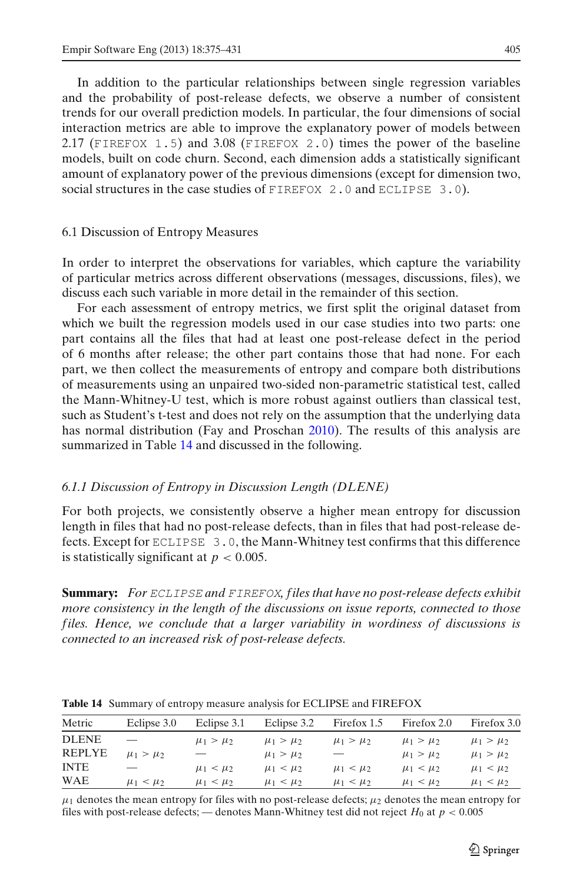In addition to the particular relationships between single regression variables and the probability of post-release defects, we observe a number of consistent trends for our overall prediction models. In particular, the four dimensions of social interaction metrics are able to improve the explanatory power of models between 2.17 (FIREFOX 1.5) and 3.08 (FIREFOX 2.0) times the power of the baseline models, built on code churn. Second, each dimension adds a statistically significant amount of explanatory power of the previous dimensions (except for dimension two, social structures in the case studies of FIREFOX 2.0 and ECLIPSE 3.0).

## 6.1 Discussion of Entropy Measures

In order to interpret the observations for variables, which capture the variability of particular metrics across different observations (messages, discussions, files), we discuss each such variable in more detail in the remainder of this section.

For each assessment of entropy metrics, we first split the original dataset from which we built the regression models used in our case studies into two parts: one part contains all the files that had at least one post-release defect in the period of 6 months after release; the other part contains those that had none. For each part, we then collect the measurements of entropy and compare both distributions of measurements using an unpaired two-sided non-parametric statistical test, called the Mann-Whitney-U test, which is more robust against outliers than classical test, such as Student's t-test and does not rely on the assumption that the underlying data has normal distribution (Fay and Proschan 2010). The results of this analysis are summarized in Table 14 and discussed in the following.

### *6.1.1 Discussion of Entropy in Discussion Length (DLENE)*

For both projects, we consistently observe a higher mean entropy for discussion length in files that had no post-release defects, than in files that had post-release defects. Except for ECLIPSE 3.0, the Mann-Whitney test confirms that this difference is statistically significant at $p < 0.005$.

**Summary:** *For ECLIPSE and FIREFOX, files that have no post-release defects exhibit more consistency in the length of the discussions on issue reports, connected to those files. Hence, we conclude that a larger variability in wordiness of discussions is connected to an increased risk of post-release defects.*

**Table 14** Summary of entropy measure analysis for ECLIPSE and FIREFOX

| Metric | Eclipse 3.0 | Eclipse 3.1 | Eclipse 3.2 | Firefox 1.5 | Firefox 2.0 | Firefox 3.0 |
|---|---|---|---|---|---|---|
| DLENE | — | $\mu_1 > \mu_2$ | $\mu_1 > \mu_2$ | $\mu_1 > \mu_2$ | $\mu_1 > \mu_2$ | $\mu_1 > \mu_2$ |
| REPLYE | $\mu_1 > \mu_2$ | — | $\mu_1 > \mu_2$ | — | $\mu_1 > \mu_2$ | $\mu_1 > \mu_2$ |
| INTE | — | $\mu_1 < \mu_2$ | $\mu_1 < \mu_2$ | $\mu_1 < \mu_2$ | $\mu_1 < \mu_2$ | $\mu_1 < \mu_2$ |
| WAE | $\mu_1 < \mu_2$ | $\mu_1 < \mu_2$ | $\mu_1 < \mu_2$ | $\mu_1 < \mu_2$ | $\mu_1 < \mu_2$ | $\mu_1 < \mu_2$ |

$\mu_1$ denotes the mean entropy for files with no post-release defects; $\mu_2$ denotes the mean entropy for files with post-release defects; — denotes Mann-Whitney test did not reject $H_0$ at $p < 0.005$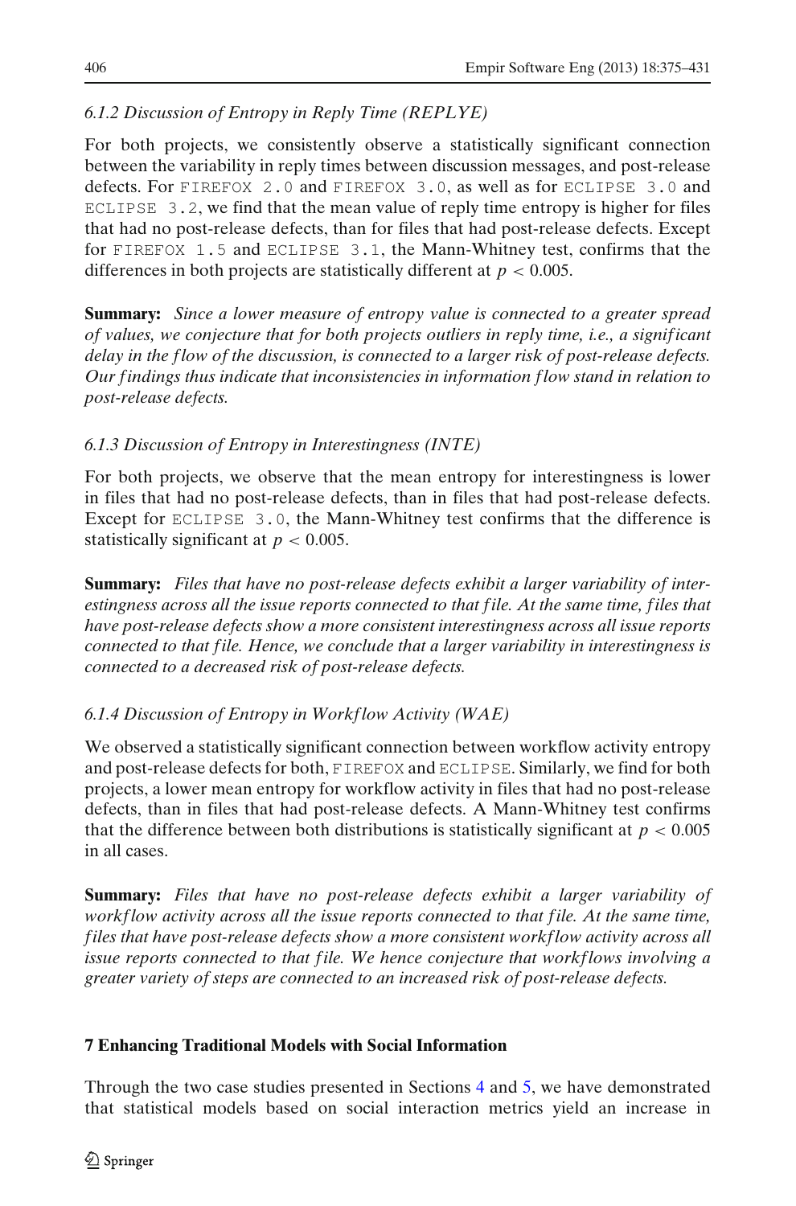#### 6.1.2 Discussion of Entropy in Reply Time (REPLYE)

For both projects, we consistently observe a statistically significant connection between the variability in reply times between discussion messages, and post-release defects. For `FIREFOX 2.0` and `FIREFOX 3.0`, as well as for `ECLIPSE 3.0` and `ECLIPSE 3.2`, we find that the mean value of reply time entropy is higher for files that had no post-release defects, than for files that had post-release defects. Except for `FIREFOX 1.5` and `ECLIPSE 3.1`, the Mann-Whitney test, confirms that the differences in both projects are statistically different at $p < 0.005$.

**Summary:** *Since a lower measure of entropy value is connected to a greater spread of values, we conjecture that for both projects outliers in reply time, i.e., a significant delay in the flow of the discussion, is connected to a larger risk of post-release defects. Our findings thus indicate that inconsistencies in information flow stand in relation to post-release defects.*

#### 6.1.3 Discussion of Entropy in Interestingness (INTE)

For both projects, we observe that the mean entropy for interestingness is lower in files that had no post-release defects, than in files that had post-release defects. Except for `ECLIPSE 3.0`, the Mann-Whitney test confirms that the difference is statistically significant at $p < 0.005$.

**Summary:** *Files that have no post-release defects exhibit a larger variability of interestingness across all the issue reports connected to that file. At the same time, files that have post-release defects show a more consistent interestingness across all issue reports connected to that file. Hence, we conclude that a larger variability in interestingness is connected to a decreased risk of post-release defects.*

#### 6.1.4 Discussion of Entropy in Workflow Activity (WAE)

We observed a statistically significant connection between workflow activity entropy and post-release defects for both, `FIREFOX` and `ECLIPSE`. Similarly, we find for both projects, a lower mean entropy for workflow activity in files that had no post-release defects, than in files that had post-release defects. A Mann-Whitney test confirms that the difference between both distributions is statistically significant at $p < 0.005$ in all cases.

**Summary:** *Files that have no post-release defects exhibit a larger variability of workflow activity across all the issue reports connected to that file. At the same time, files that have post-release defects show a more consistent workflow activity across all issue reports connected to that file. We hence conjecture that workflows involving a greater variety of steps are connected to an increased risk of post-release defects.*

## 7 Enhancing Traditional Models with Social Information

Through the two case studies presented in Sections 4 and 5, we have demonstrated that statistical models based on social interaction metrics yield an increase in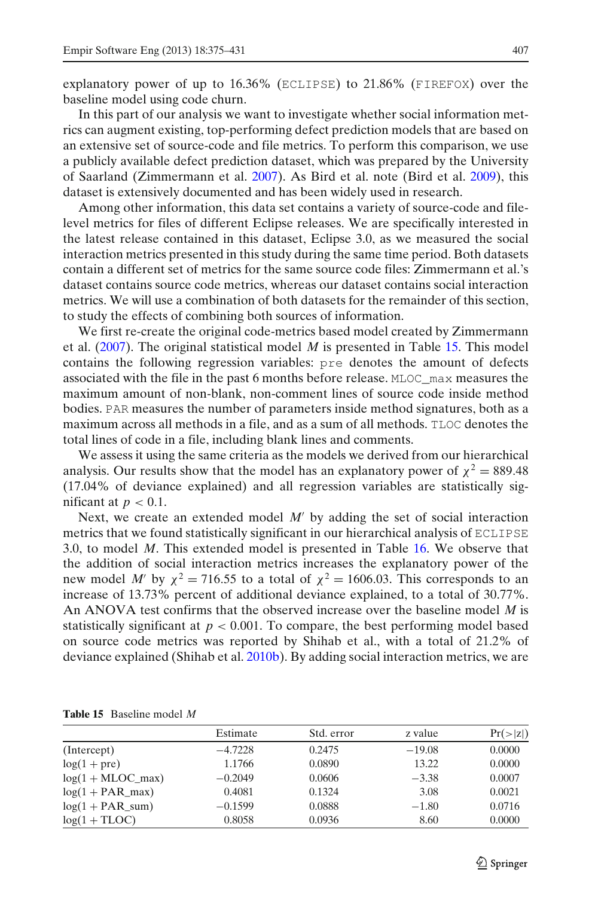explanatory power of up to 16.36% (ECLIPSE) to 21.86% (FIREFOX) over the baseline model using code churn.

In this part of our analysis we want to investigate whether social information metrics can augment existing, top-performing defect prediction models that are based on an extensive set of source-code and file metrics. To perform this comparison, we use a publicly available defect prediction dataset, which was prepared by the University of Saarland (Zimmermann et al. 2007). As Bird et al. note (Bird et al. 2009), this dataset is extensively documented and has been widely used in research.

Among other information, this data set contains a variety of source-code and file-level metrics for files of different Eclipse releases. We are specifically interested in the latest release contained in this dataset, Eclipse 3.0, as we measured the social interaction metrics presented in this study during the same time period. Both datasets contain a different set of metrics for the same source code files: Zimmermann et al.'s dataset contains source code metrics, whereas our dataset contains social interaction metrics. We will use a combination of both datasets for the remainder of this section, to study the effects of combining both sources of information.

We first re-create the original code-metrics based model created by Zimmermann et al. (2007). The original statistical model $M$ is presented in Table 15. This model contains the following regression variables: pre denotes the amount of defects associated with the file in the past 6 months before release. MLOC_max measures the maximum amount of non-blank, non-comment lines of source code inside method bodies. PAR measures the number of parameters inside method signatures, both as a maximum across all methods in a file, and as a sum of all methods. TLOC denotes the total lines of code in a file, including blank lines and comments.

We assess it using the same criteria as the models we derived from our hierarchical analysis. Our results show that the model has an explanatory power of $\chi^2 = 889.48$ (17.04% of deviance explained) and all regression variables are statistically significant at $p < 0.1$.

Next, we create an extended model $M'$ by adding the set of social interaction metrics that we found statistically significant in our hierarchical analysis of ECLIPSE 3.0, to model $M$. This extended model is presented in Table 16. We observe that the addition of social interaction metrics increases the explanatory power of the new model $M'$ by $\chi^2 = 716.55$ to a total of $\chi^2 = 1606.03$. This corresponds to an increase of 13.73% percent of additional deviance explained, to a total of 30.77%. An ANOVA test confirms that the observed increase over the baseline model $M$ is statistically significant at $p < 0.001$. To compare, the best performing model based on source code metrics was reported by Shihab et al., with a total of 21.2% of deviance explained (Shihab et al. 2010b). By adding social interaction metrics, we are

**Table 15** Baseline model $M$

| | Estimate | Std. error | z value | Pr(>\|z\|) |
|---|---|---|---|---|
| (Intercept) | −4.7228 | 0.2475 | −19.08 | 0.0000 |
| log(1 + pre) | 1.1766 | 0.0890 | 13.22 | 0.0000 |
| log(1 + MLOC_max) | −0.2049 | 0.0606 | −3.38 | 0.0007 |
| log(1 + PAR_max) | 0.4081 | 0.1324 | 3.08 | 0.0021 |
| log(1 + PAR_sum) | −0.1599 | 0.0888 | −1.80 | 0.0716 |
| log(1 + TLOC) | 0.8058 | 0.0936 | 8.60 | 0.0000 |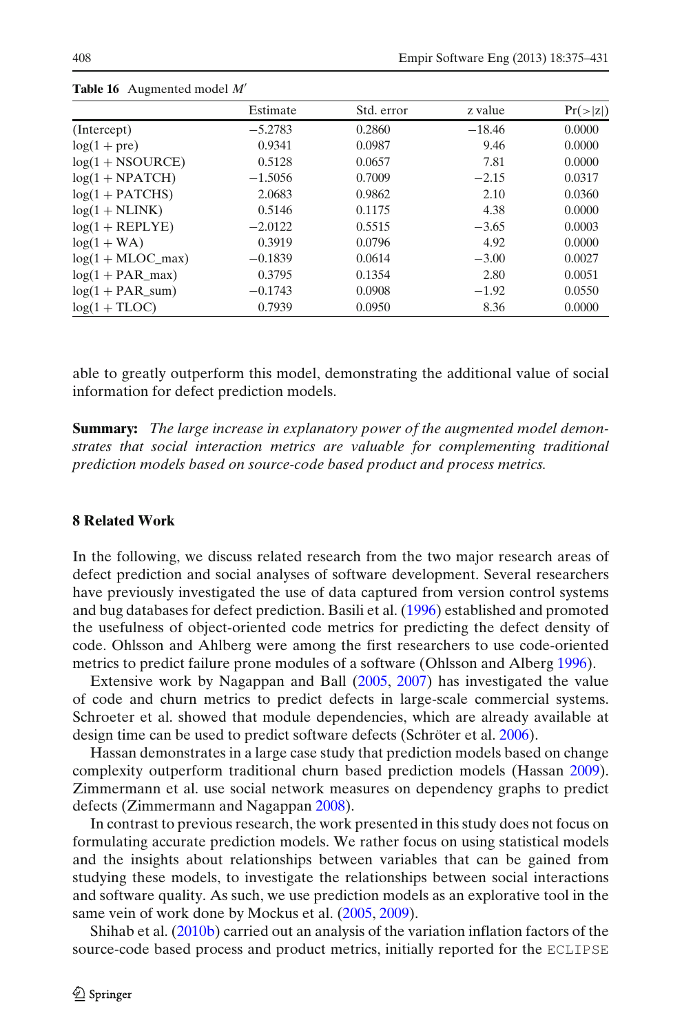**Table 16** Augmented model $M'$

| | Estimate | Std. error | z value | Pr(>\|z\|) |
|---|---|---|---|---|
| (Intercept) | −5.2783 | 0.2860 | −18.46 | 0.0000 |
| log(1 + pre) | 0.9341 | 0.0987 | 9.46 | 0.0000 |
| log(1 + NSOURCE) | 0.5128 | 0.0657 | 7.81 | 0.0000 |
| log(1 + NPATCH) | −1.5056 | 0.7009 | −2.15 | 0.0317 |
| log(1 + PATCHS) | 2.0683 | 0.9862 | 2.10 | 0.0360 |
| log(1 + NLINK) | 0.5146 | 0.1175 | 4.38 | 0.0000 |
| log(1 + REPLYE) | −2.0122 | 0.5515 | −3.65 | 0.0003 |
| log(1 + WA) | 0.3919 | 0.0796 | 4.92 | 0.0000 |
| log(1 + MLOC_max) | −0.1839 | 0.0614 | −3.00 | 0.0027 |
| log(1 + PAR_max) | 0.3795 | 0.1354 | 2.80 | 0.0051 |
| log(1 + PAR_sum) | −0.1743 | 0.0908 | −1.92 | 0.0550 |
| log(1 + TLOC) | 0.7939 | 0.0950 | 8.36 | 0.0000 |

able to greatly outperform this model, demonstrating the additional value of social information for defect prediction models.

**Summary:** *The large increase in explanatory power of the augmented model demonstrates that social interaction metrics are valuable for complementing traditional prediction models based on source-code based product and process metrics.*

## 8 Related Work

In the following, we discuss related research from the two major research areas of defect prediction and social analyses of software development. Several researchers have previously investigated the use of data captured from version control systems and bug databases for defect prediction. Basili et al. (1996) established and promoted the usefulness of object-oriented code metrics for predicting the defect density of code. Ohlsson and Ahlberg were among the first researchers to use code-oriented metrics to predict failure prone modules of a software (Ohlsson and Alberg 1996).

Extensive work by Nagappan and Ball (2005, 2007) has investigated the value of code and churn metrics to predict defects in large-scale commercial systems. Schroeter et al. showed that module dependencies, which are already available at design time can be used to predict software defects (Schröter et al. 2006).

Hassan demonstrates in a large case study that prediction models based on change complexity outperform traditional churn based prediction models (Hassan 2009). Zimmermann et al. use social network measures on dependency graphs to predict defects (Zimmermann and Nagappan 2008).

In contrast to previous research, the work presented in this study does not focus on formulating accurate prediction models. We rather focus on using statistical models and the insights about relationships between variables that can be gained from studying these models, to investigate the relationships between social interactions and software quality. As such, we use prediction models as an explorative tool in the same vein of work done by Mockus et al. (2005, 2009).

Shihab et al. (2010b) carried out an analysis of the variation inflation factors of the source-code based process and product metrics, initially reported for the ECLIPSE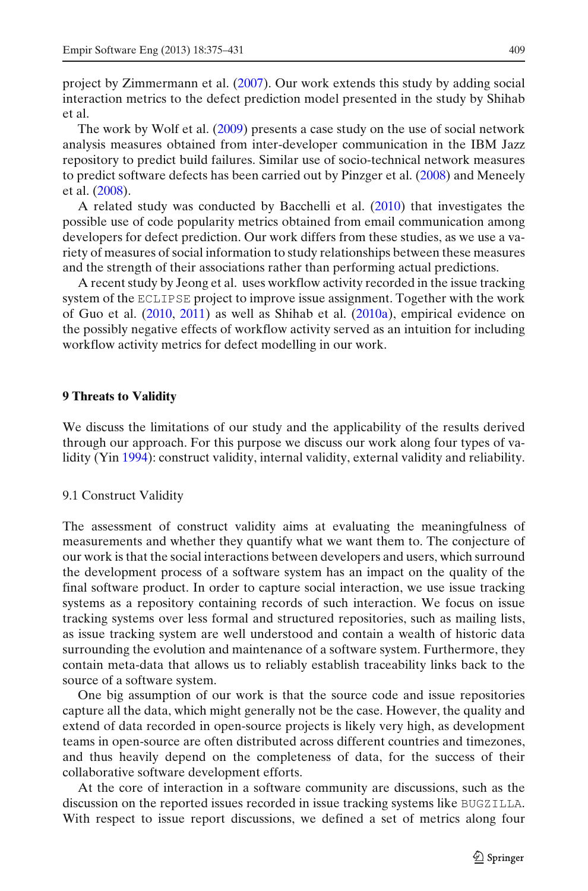project by Zimmermann et al. (2007). Our work extends this study by adding social interaction metrics to the defect prediction model presented in the study by Shihab et al.

The work by Wolf et al. (2009) presents a case study on the use of social network analysis measures obtained from inter-developer communication in the IBM Jazz repository to predict build failures. Similar use of socio-technical network measures to predict software defects has been carried out by Pinzger et al. (2008) and Meneely et al. (2008).

A related study was conducted by Bacchelli et al. (2010) that investigates the possible use of code popularity metrics obtained from email communication among developers for defect prediction. Our work differs from these studies, as we use a variety of measures of social information to study relationships between these measures and the strength of their associations rather than performing actual predictions.

A recent study by Jeong et al. uses workflow activity recorded in the issue tracking system of the ECLIPSE project to improve issue assignment. Together with the work of Guo et al. (2010, 2011) as well as Shihab et al. (2010a), empirical evidence on the possibly negative effects of workflow activity served as an intuition for including workflow activity metrics for defect modelling in our work.

## 9 Threats to Validity

We discuss the limitations of our study and the applicability of the results derived through our approach. For this purpose we discuss our work along four types of validity (Yin 1994): construct validity, internal validity, external validity and reliability.

### 9.1 Construct Validity

The assessment of construct validity aims at evaluating the meaningfulness of measurements and whether they quantify what we want them to. The conjecture of our work is that the social interactions between developers and users, which surround the development process of a software system has an impact on the quality of the final software product. In order to capture social interaction, we use issue tracking systems as a repository containing records of such interaction. We focus on issue tracking systems over less formal and structured repositories, such as mailing lists, as issue tracking system are well understood and contain a wealth of historic data surrounding the evolution and maintenance of a software system. Furthermore, they contain meta-data that allows us to reliably establish traceability links back to the source of a software system.

One big assumption of our work is that the source code and issue repositories capture all the data, which might generally not be the case. However, the quality and extend of data recorded in open-source projects is likely very high, as development teams in open-source are often distributed across different countries and timezones, and thus heavily depend on the completeness of data, for the success of their collaborative software development efforts.

At the core of interaction in a software community are discussions, such as the discussion on the reported issues recorded in issue tracking systems like BUGZILLA. With respect to issue report discussions, we defined a set of metrics along four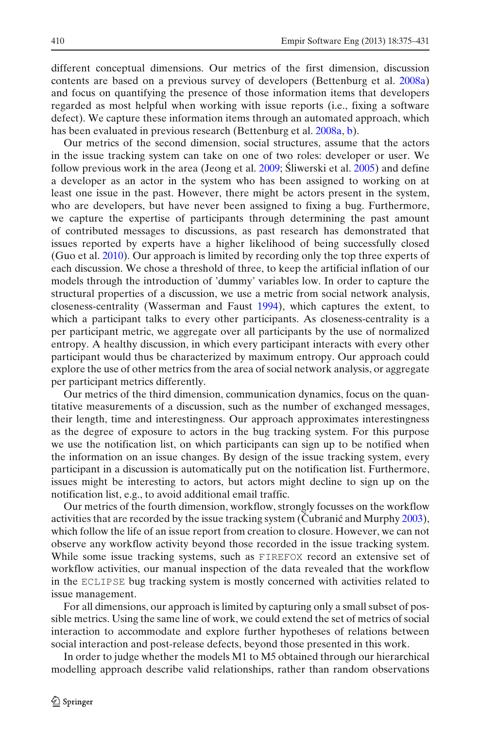different conceptual dimensions. Our metrics of the first dimension, discussion contents are based on a previous survey of developers (Bettenburg et al. 2008a) and focus on quantifying the presence of those information items that developers regarded as most helpful when working with issue reports (i.e., fixing a software defect). We capture these information items through an automated approach, which has been evaluated in previous research (Bettenburg et al. 2008a, b).

Our metrics of the second dimension, social structures, assume that the actors in the issue tracking system can take on one of two roles: developer or user. We follow previous work in the area (Jeong et al. 2009; Śliwerski et al. 2005) and define a developer as an actor in the system who has been assigned to working on at least one issue in the past. However, there might be actors present in the system, who are developers, but have never been assigned to fixing a bug. Furthermore, we capture the expertise of participants through determining the past amount of contributed messages to discussions, as past research has demonstrated that issues reported by experts have a higher likelihood of being successfully closed (Guo et al. 2010). Our approach is limited by recording only the top three experts of each discussion. We chose a threshold of three, to keep the artificial inflation of our models through the introduction of 'dummy' variables low. In order to capture the structural properties of a discussion, we use a metric from social network analysis, closeness-centrality (Wasserman and Faust 1994), which captures the extent, to which a participant talks to every other participants. As closeness-centrality is a per participant metric, we aggregate over all participants by the use of normalized entropy. A healthy discussion, in which every participant interacts with every other participant would thus be characterized by maximum entropy. Our approach could explore the use of other metrics from the area of social network analysis, or aggregate per participant metrics differently.

Our metrics of the third dimension, communication dynamics, focus on the quantitative measurements of a discussion, such as the number of exchanged messages, their length, time and interestingness. Our approach approximates interestingness as the degree of exposure to actors in the bug tracking system. For this purpose we use the notification list, on which participants can sign up to be notified when the information on an issue changes. By design of the issue tracking system, every participant in a discussion is automatically put on the notification list. Furthermore, issues might be interesting to actors, but actors might decline to sign up on the notification list, e.g., to avoid additional email traffic.

Our metrics of the fourth dimension, workflow, strongly focusses on the workflow activities that are recorded by the issue tracking system (Čubranić and Murphy 2003), which follow the life of an issue report from creation to closure. However, we can not observe any workflow activity beyond those recorded in the issue tracking system. While some issue tracking systems, such as FIREFOX record an extensive set of workflow activities, our manual inspection of the data revealed that the workflow in the ECLIPSE bug tracking system is mostly concerned with activities related to issue management.

For all dimensions, our approach is limited by capturing only a small subset of possible metrics. Using the same line of work, we could extend the set of metrics of social interaction to accommodate and explore further hypotheses of relations between social interaction and post-release defects, beyond those presented in this work.

In order to judge whether the models M1 to M5 obtained through our hierarchical modelling approach describe valid relationships, rather than random observations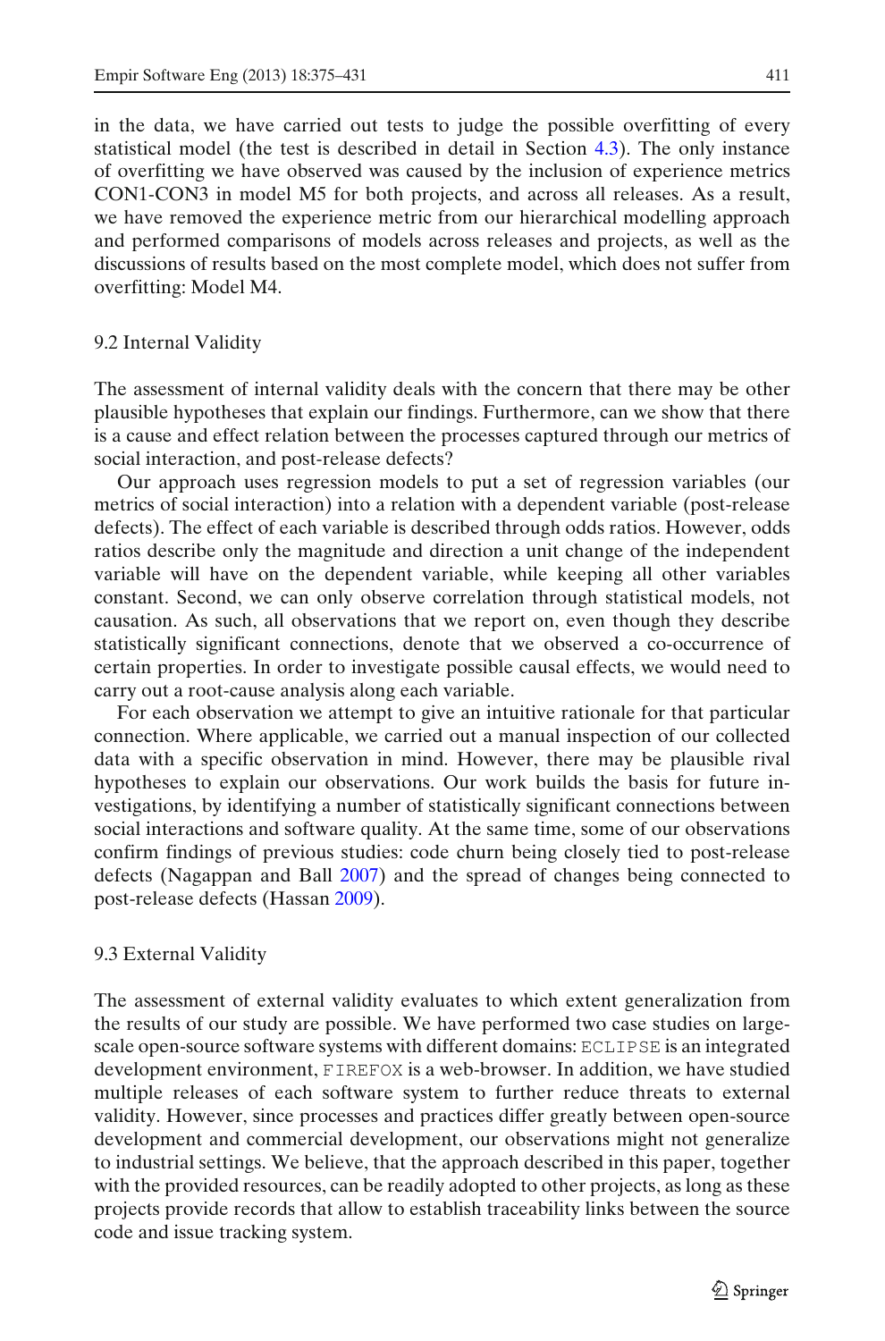in the data, we have carried out tests to judge the possible overfitting of every statistical model (the test is described in detail in Section 4.3). The only instance of overfitting we have observed was caused by the inclusion of experience metrics CON1-CON3 in model M5 for both projects, and across all releases. As a result, we have removed the experience metric from our hierarchical modelling approach and performed comparisons of models across releases and projects, as well as the discussions of results based on the most complete model, which does not suffer from overfitting: Model M4.

### 9.2 Internal Validity

The assessment of internal validity deals with the concern that there may be other plausible hypotheses that explain our findings. Furthermore, can we show that there is a cause and effect relation between the processes captured through our metrics of social interaction, and post-release defects?

Our approach uses regression models to put a set of regression variables (our metrics of social interaction) into a relation with a dependent variable (post-release defects). The effect of each variable is described through odds ratios. However, odds ratios describe only the magnitude and direction a unit change of the independent variable will have on the dependent variable, while keeping all other variables constant. Second, we can only observe correlation through statistical models, not causation. As such, all observations that we report on, even though they describe statistically significant connections, denote that we observed a co-occurrence of certain properties. In order to investigate possible causal effects, we would need to carry out a root-cause analysis along each variable.

For each observation we attempt to give an intuitive rationale for that particular connection. Where applicable, we carried out a manual inspection of our collected data with a specific observation in mind. However, there may be plausible rival hypotheses to explain our observations. Our work builds the basis for future investigations, by identifying a number of statistically significant connections between social interactions and software quality. At the same time, some of our observations confirm findings of previous studies: code churn being closely tied to post-release defects (Nagappan and Ball 2007) and the spread of changes being connected to post-release defects (Hassan 2009).

### 9.3 External Validity

The assessment of external validity evaluates to which extent generalization from the results of our study are possible. We have performed two case studies on large-scale open-source software systems with different domains: ECLIPSE is an integrated development environment, FIREFOX is a web-browser. In addition, we have studied multiple releases of each software system to further reduce threats to external validity. However, since processes and practices differ greatly between open-source development and commercial development, our observations might not generalize to industrial settings. We believe, that the approach described in this paper, together with the provided resources, can be readily adopted to other projects, as long as these projects provide records that allow to establish traceability links between the source code and issue tracking system.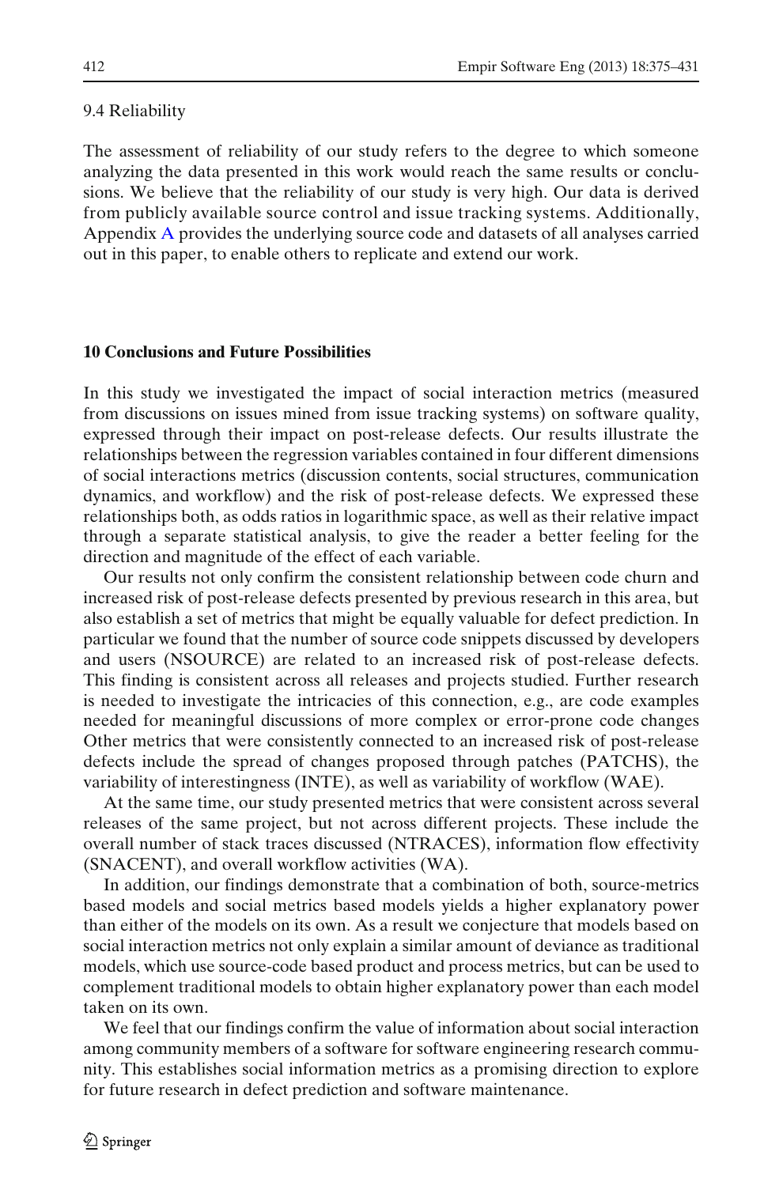### 9.4 Reliability

The assessment of reliability of our study refers to the degree to which someone analyzing the data presented in this work would reach the same results or conclusions. We believe that the reliability of our study is very high. Our data is derived from publicly available source control and issue tracking systems. Additionally, Appendix A provides the underlying source code and datasets of all analyses carried out in this paper, to enable others to replicate and extend our work.

## 10 Conclusions and Future Possibilities

In this study we investigated the impact of social interaction metrics (measured from discussions on issues mined from issue tracking systems) on software quality, expressed through their impact on post-release defects. Our results illustrate the relationships between the regression variables contained in four different dimensions of social interactions metrics (discussion contents, social structures, communication dynamics, and workflow) and the risk of post-release defects. We expressed these relationships both, as odds ratios in logarithmic space, as well as their relative impact through a separate statistical analysis, to give the reader a better feeling for the direction and magnitude of the effect of each variable.

Our results not only confirm the consistent relationship between code churn and increased risk of post-release defects presented by previous research in this area, but also establish a set of metrics that might be equally valuable for defect prediction. In particular we found that the number of source code snippets discussed by developers and users (NSOURCE) are related to an increased risk of post-release defects. This finding is consistent across all releases and projects studied. Further research is needed to investigate the intricacies of this connection, e.g., are code examples needed for meaningful discussions of more complex or error-prone code changes Other metrics that were consistently connected to an increased risk of post-release defects include the spread of changes proposed through patches (PATCHS), the variability of interestingness (INTE), as well as variability of workflow (WAE).

At the same time, our study presented metrics that were consistent across several releases of the same project, but not across different projects. These include the overall number of stack traces discussed (NTRACES), information flow effectivity (SNACENT), and overall workflow activities (WA).

In addition, our findings demonstrate that a combination of both, source-metrics based models and social metrics based models yields a higher explanatory power than either of the models on its own. As a result we conjecture that models based on social interaction metrics not only explain a similar amount of deviance as traditional models, which use source-code based product and process metrics, but can be used to complement traditional models to obtain higher explanatory power than each model taken on its own.

We feel that our findings confirm the value of information about social interaction among community members of a software for software engineering research community. This establishes social information metrics as a promising direction to explore for future research in defect prediction and software maintenance.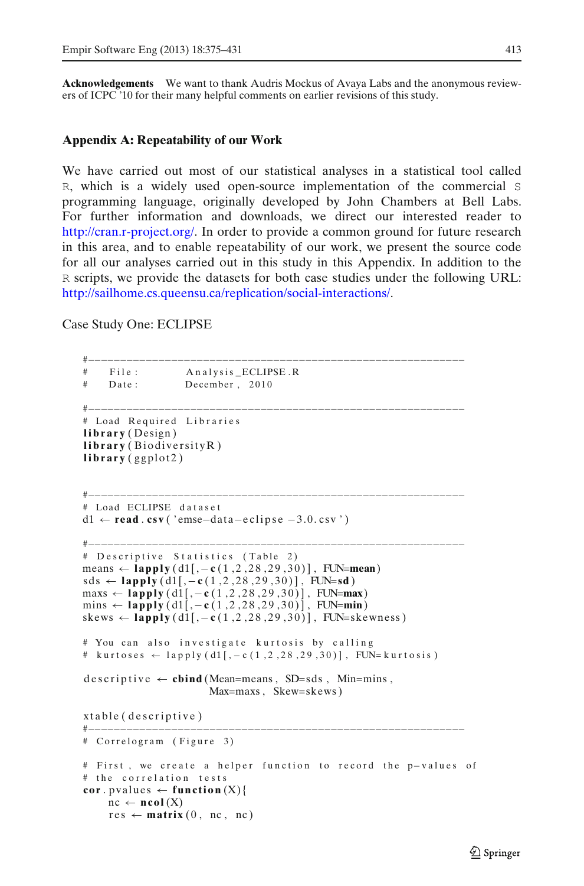**Acknowledgements** We want to thank Audris Mockus of Avaya Labs and the anonymous reviewers of ICPC '10 for their many helpful comments on earlier revisions of this study.

## Appendix A: Repeatability of our Work

We have carried out most of our statistical analyses in a statistical tool called R, which is a widely used open-source implementation of the commercial S programming language, originally developed by John Chambers at Bell Labs. For further information and downloads, we direct our interested reader to http://cran.r-project.org/. In order to provide a common ground for future research in this area, and to enable repeatability of our work, we present the source code for all our analyses carried out in this study in this Appendix. In addition to the R scripts, we provide the datasets for both case studies under the following URL: http://sailhome.cs.queensu.ca/replication/social-interactions/.

Case Study One: ECLIPSE

```
#------------------------------------------------------------
#    File:          Analysis_ECLIPSE.R
#    Date:          December, 2010

#------------------------------------------------------------
# Load Required Libraries
library(Design)
library(BiodiversityR)
library(ggplot2)


#------------------------------------------------------------
# Load ECLIPSE dataset
d1 <- read.csv('emse-data-eclipse-3.0.csv')

#------------------------------------------------------------
# Descriptive Statistics (Table 2)
means <- lapply(d1[,-c(1,2,28,29,30)], FUN=mean)
sds <- lapply(d1[,-c(1,2,28,29,30)], FUN=sd)
maxs <- lapply(d1[,-c(1,2,28,29,30)], FUN=max)
mins <- lapply(d1[,-c(1,2,28,29,30)], FUN=min)
skews <- lapply(d1[,-c(1,2,28,29,30)], FUN=skewness)

# You can also investigate kurtosis by calling
# kurtoses <- lapply(d1[,-c(1,2,28,29,30)], FUN=kurtosis)

descriptive <- cbind(Mean=means, SD=sds, Min=mins,
                     Max=maxs, Skew=skews)

xtable(descriptive)
#------------------------------------------------------------
# Correlogram (Figure 3)

# First, we create a helper function to record the p-values of
# the correlation tests
cor.pvalues <- function(X){
    nc <- ncol(X)
    res <- matrix(0, nc, nc)
```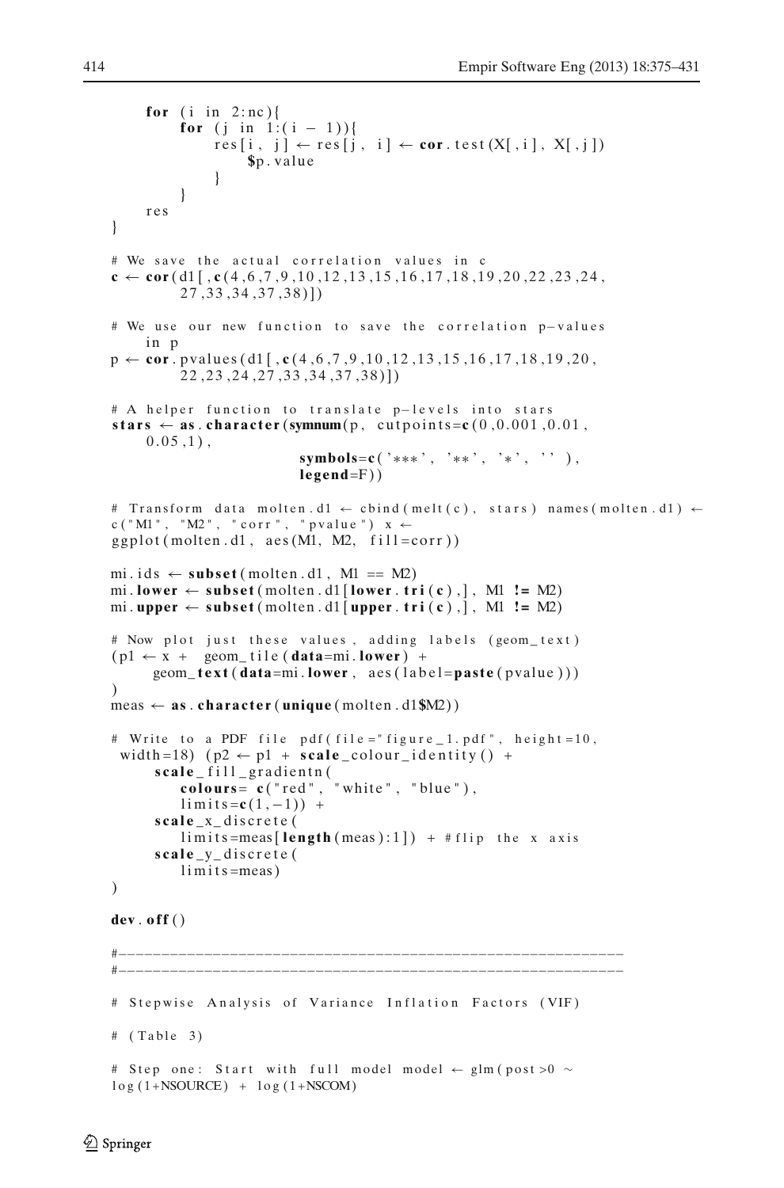```
    for (i in 2:nc){
        for (j in 1:(i - 1)){
            res[i, j] ← res[j, i] ← cor.test(X[,i], X[,j])
                $p.value
            }
        }
    res
}

# We save the actual correlation values in c
c ← cor(d1[,c(4,6,7,9,10,12,13,15,16,17,18,19,20,22,23,24,
        27,33,34,37,38)])

# We use our new function to save the correlation p-values
    in p
p ← cor.pvalues(d1[,c(4,6,7,9,10,12,13,15,16,17,18,19,20,
        22,23,24,27,33,34,37,38)])

# A helper function to translate p-levels into stars
stars ← as.character(symnum(p, cutpoints=c(0,0.001,0.01,
    0.05,1),
                    symbols=c('***', '**', '*', '' ),
                    legend=F))

# Transform data molten.d1 ← cbind(melt(c), stars) names(molten.d1) ←
c("M1", "M2", "corr", "pvalue") x ←
ggplot(molten.d1, aes(M1, M2, fill=corr))

mi.ids ← subset(molten.d1, M1 == M2)
mi.lower ← subset(molten.d1[lower.tri(c),], M1 != M2)
mi.upper ← subset(molten.d1[upper.tri(c),], M1 != M2)

# Now plot just these values, adding labels (geom_text)
(p1 ← x +  geom_tile(data=mi.lower) +
     geom_text(data=mi.lower, aes(label=paste(pvalue)))
)
meas ← as.character(unique(molten.d1$M2))

# Write to a PDF file pdf(file="figure_1.pdf", height=10,
 width=18) (p2 ← p1 + scale_colour_identity() +
     scale_fill_gradientn(
        colours= c("red", "white", "blue"),
        limits=c(1,-1)) +
     scale_x_discrete(
        limits=meas[length(meas):1]) + #flip the x axis
     scale_y_discrete(
        limits=meas)
)

dev.off()

#-----------------------------------------------------------
#-----------------------------------------------------------

# Stepwise Analysis of Variance Inflation Factors (VIF)

# (Table 3)

# Step one: Start with full model model ← glm(post>0 ~
log(1+NSOURCE) + log(1+NSCOM)
```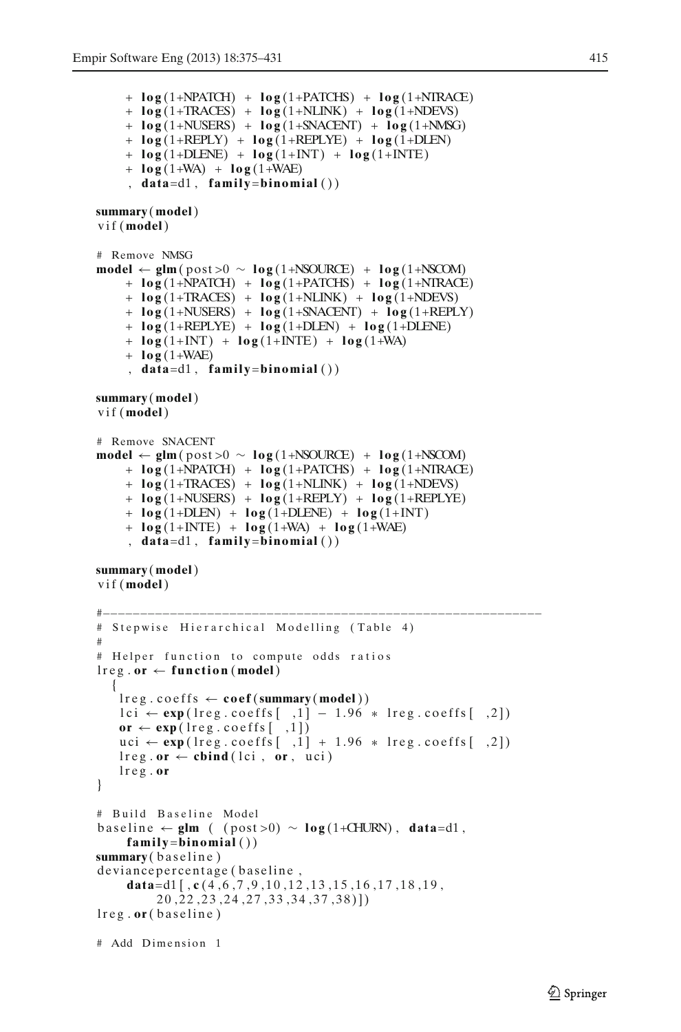```
     + log(1+NPATCH) + log(1+PATCHS) + log(1+NTRACE)
     + log(1+TRACES) + log(1+NLINK) + log(1+NDEVS)
     + log(1+NUSERS) + log(1+SNACENT) + log(1+NMSG)
     + log(1+REPLY) + log(1+REPLYE) + log(1+DLEN)
     + log(1+DLENE) + log(1+INT) + log(1+INTE)
     + log(1+WA) + log(1+WAE)
     , data=d1, family=binomial())

summary(model)
vif(model)

# Remove NMSG
model ← glm(post>0 ~ log(1+NSOURCE) + log(1+NSCOM)
     + log(1+NPATCH) + log(1+PATCHS) + log(1+NTRACE)
     + log(1+TRACES) + log(1+NLINK) + log(1+NDEVS)
     + log(1+NUSERS) + log(1+SNACENT) + log(1+REPLY)
     + log(1+REPLYE) + log(1+DLEN) + log(1+DLENE)
     + log(1+INT) + log(1+INTE) + log(1+WA)
     + log(1+WAE)
     , data=d1, family=binomial())

summary(model)
vif(model)

# Remove SNACENT
model ← glm(post>0 ~ log(1+NSOURCE) + log(1+NSCOM)
     + log(1+NPATCH) + log(1+PATCHS) + log(1+NTRACE)
     + log(1+TRACES) + log(1+NLINK) + log(1+NDEVS)
     + log(1+NUSERS) + log(1+REPLY) + log(1+REPLYE)
     + log(1+DLEN) + log(1+DLENE) + log(1+INT)
     + log(1+INTE) + log(1+WA) + log(1+WAE)
     , data=d1, family=binomial())

summary(model)
vif(model)

#----------------------------------------------------------
# Stepwise Hierarchical Modelling (Table 4)
#
# Helper function to compute odds ratios
lreg.or ← function(model)
  {
   lreg.coeffs ← coef(summary(model))
   lci ← exp(lreg.coeffs[ ,1] − 1.96 * lreg.coeffs[ ,2])
   or ← exp(lreg.coeffs[ ,1])
   uci ← exp(lreg.coeffs[ ,1] + 1.96 * lreg.coeffs[ ,2])
   lreg.or ← cbind(lci, or, uci)
   lreg.or
}

# Build Baseline Model
baseline ← glm ( (post>0) ~ log(1+CHURN), data=d1,
     family=binomial())
summary(baseline)
deviancepercentage(baseline,
     data=d1[,c(4,6,7,9,10,12,13,15,16,17,18,19,
          20,22,23,24,27,33,34,37,38)])
lreg.or(baseline)

# Add Dimension 1
```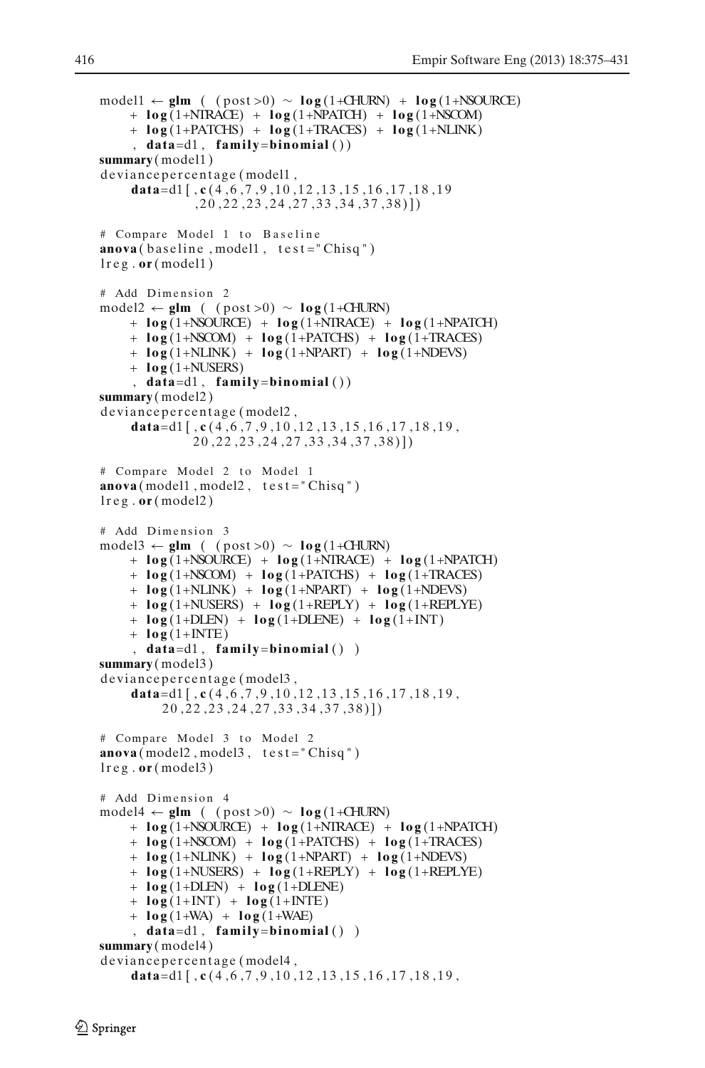```
model1 <- glm ( (post>0) ~ log(1+CHURN) + log(1+NSOURCE)
    + log(1+NTRACE) + log(1+NPATCH) + log(1+NSCOM)
    + log(1+PATCHS) + log(1+TRACES) + log(1+NLINK)
    , data=d1, family=binomial())
summary(model1)
deviancepercentage(model1,
    data=d1[,c(4,6,7,9,10,12,13,15,16,17,18,19
             ,20,22,23,24,27,33,34,37,38)])

# Compare Model 1 to Baseline
anova(baseline,model1, test="Chisq")
lreg.or(model1)

# Add Dimension 2
model2 <- glm ( (post>0) ~ log(1+CHURN)
    + log(1+NSOURCE) + log(1+NTRACE) + log(1+NPATCH)
    + log(1+NSCOM) + log(1+PATCHS) + log(1+TRACES)
    + log(1+NLINK) + log(1+NPART) + log(1+NDEVS)
    + log(1+NUSERS)
    , data=d1, family=binomial())
summary(model2)
deviancepercentage(model2,
    data=d1[,c(4,6,7,9,10,12,13,15,16,17,18,19,
             20,22,23,24,27,33,34,37,38)])

# Compare Model 2 to Model 1
anova(model1,model2, test="Chisq")
lreg.or(model2)

# Add Dimension 3
model3 <- glm ( (post>0) ~ log(1+CHURN)
    + log(1+NSOURCE) + log(1+NTRACE) + log(1+NPATCH)
    + log(1+NSCOM) + log(1+PATCHS) + log(1+TRACES)
    + log(1+NLINK) + log(1+NPART) + log(1+NDEVS)
    + log(1+NUSERS) + log(1+REPLY) + log(1+REPLYE)
    + log(1+DLEN) + log(1+DLENE) + log(1+INT)
    + log(1+INTE)
    , data=d1, family=binomial() )
summary(model3)
deviancepercentage(model3,
    data=d1[,c(4,6,7,9,10,12,13,15,16,17,18,19,
        20,22,23,24,27,33,34,37,38)])

# Compare Model 3 to Model 2
anova(model2,model3, test="Chisq")
lreg.or(model3)

# Add Dimension 4
model4 <- glm ( (post>0) ~ log(1+CHURN)
    + log(1+NSOURCE) + log(1+NTRACE) + log(1+NPATCH)
    + log(1+NSCOM) + log(1+PATCHS) + log(1+TRACES)
    + log(1+NLINK) + log(1+NPART) + log(1+NDEVS)
    + log(1+NUSERS) + log(1+REPLY) + log(1+REPLYE)
    + log(1+DLEN) + log(1+DLENE)
    + log(1+INT) + log(1+INTE)
    + log(1+WA) + log(1+WAE)
    , data=d1, family=binomial() )
summary(model4)
deviancepercentage(model4,
    data=d1[,c(4,6,7,9,10,12,13,15,16,17,18,19,
```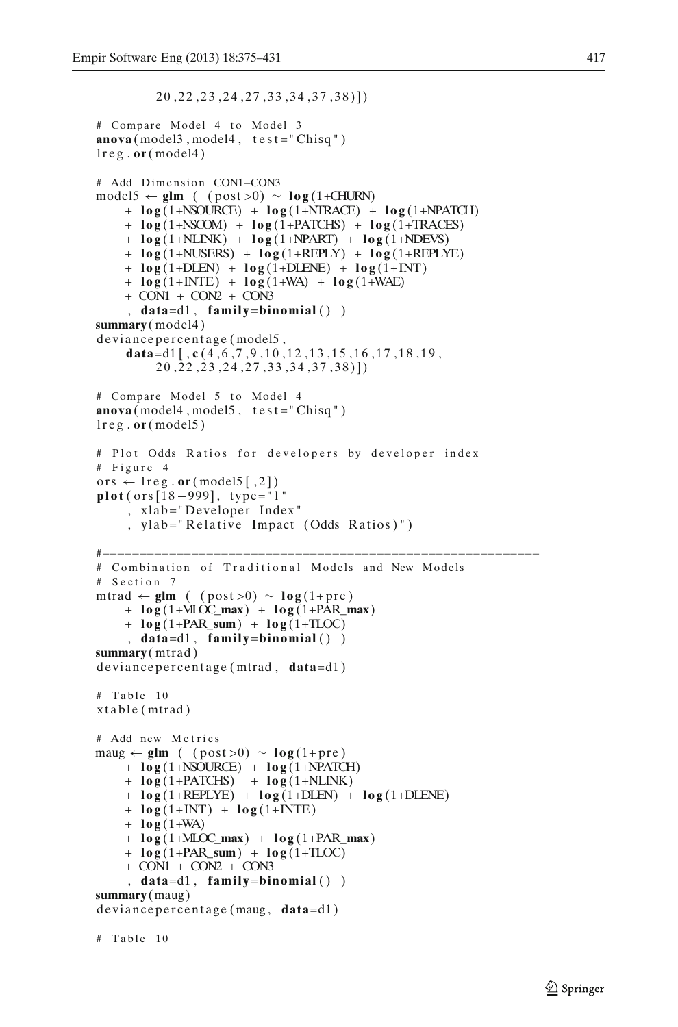```
        20,22,23,24,27,33,34,37,38)])

# Compare Model 4 to Model 3
anova(model3,model4, test="Chisq")
lreg.or(model4)

# Add Dimension CON1-CON3
model5 <- glm ( (post>0) ~ log(1+CHURN)
    + log(1+NSOURCE) + log(1+NTRACE) + log(1+NPATCH)
    + log(1+NSCOM) + log(1+PATCHS) + log(1+TRACES)
    + log(1+NLINK) + log(1+NPART) + log(1+NDEVS)
    + log(1+NUSERS) + log(1+REPLY) + log(1+REPLYE)
    + log(1+DLEN) + log(1+DLENE) + log(1+INT)
    + log(1+INTE) + log(1+WA) + log(1+WAE)
    + CON1 + CON2 + CON3
    , data=d1, family=binomial() )
summary(model4)
deviancepercentage(model5,
    data=d1[,c(4,6,7,9,10,12,13,15,16,17,18,19,
        20,22,23,24,27,33,34,37,38)])

# Compare Model 5 to Model 4
anova(model4,model5, test="Chisq")
lreg.or(model5)

# Plot Odds Ratios for developers by developer index
# Figure 4
ors <- lreg.or(model5[,2])
plot(ors[18-999], type="l"
    , xlab="Developer Index"
    , ylab="Relative Impact (Odds Ratios)")

#------------------------------------------------------------
# Combination of Traditional Models and New Models
# Section 7
mtrad <- glm ( (post>0) ~ log(1+pre)
    + log(1+MLOC_max) + log(1+PAR_max)
    + log(1+PAR_sum) + log(1+TLOC)
    , data=d1, family=binomial() )
summary(mtrad)
deviancepercentage(mtrad, data=d1)

# Table 10
xtable(mtrad)

# Add new Metrics
maug <- glm ( (post>0) ~ log(1+pre)
    + log(1+NSOURCE) + log(1+NPATCH)
    + log(1+PATCHS)  + log(1+NLINK)
    + log(1+REPLYE) + log(1+DLEN) + log(1+DLENE)
    + log(1+INT) + log(1+INTE)
    + log(1+WA)
    + log(1+MLOC_max) + log(1+PAR_max)
    + log(1+PAR_sum) + log(1+TLOC)
    + CON1 + CON2 + CON3
    , data=d1, family=binomial() )
summary(maug)
deviancepercentage(maug, data=d1)

# Table 10
```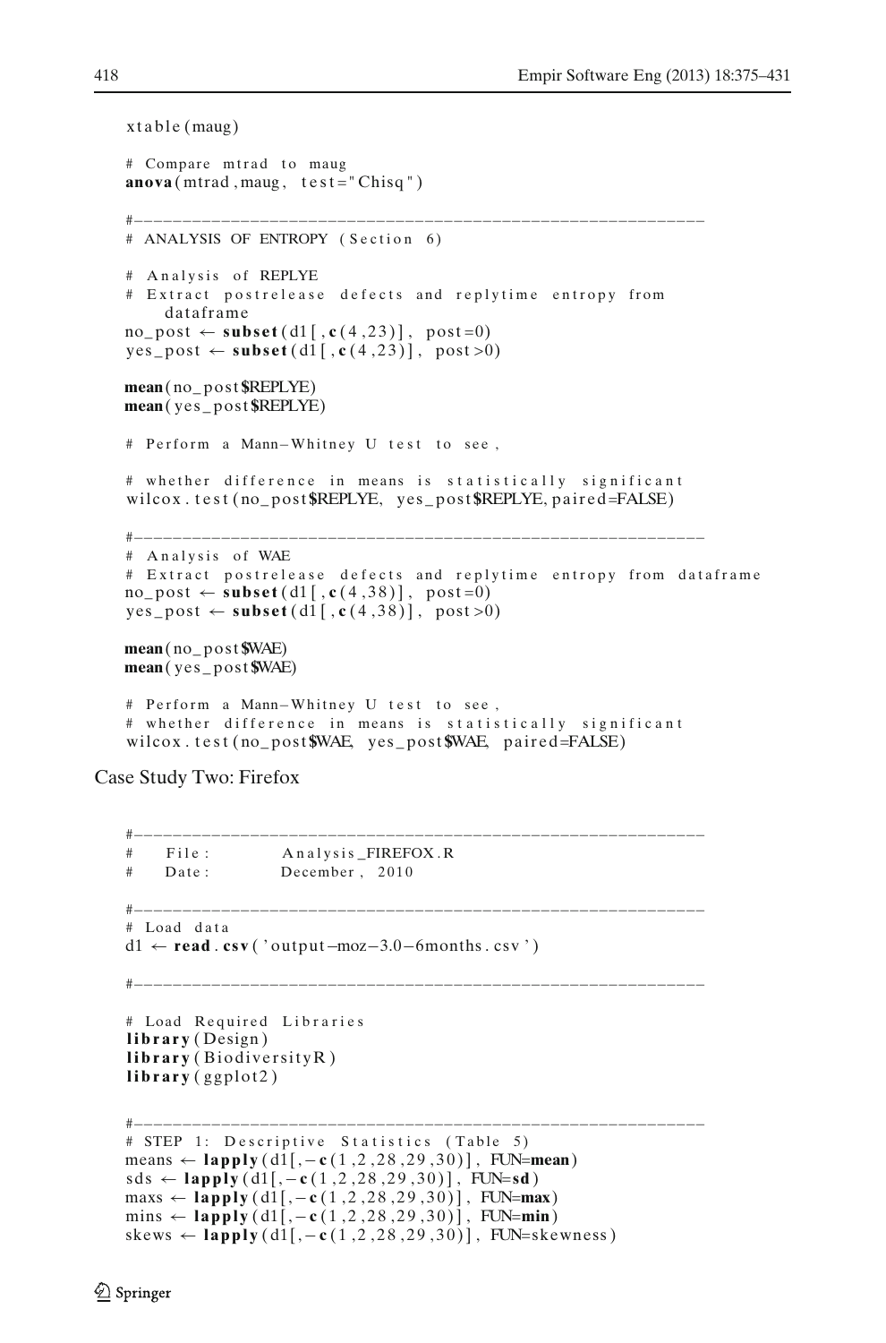```
xtable(maug)

# Compare mtrad to maug
anova(mtrad,maug, test="Chisq")

#-----------------------------------------------------------
# ANALYSIS OF ENTROPY (Section 6)

# Analysis of REPLYE
# Extract postrelease defects and replytime entropy from
    dataframe
no_post <- subset(d1[,c(4,23)], post=0)
yes_post <- subset(d1[,c(4,23)], post>0)

mean(no_post$REPLYE)
mean(yes_post$REPLYE)

# Perform a Mann-Whitney U test to see,

# whether difference in means is statistically significant
wilcox.test(no_post$REPLYE, yes_post$REPLYE, paired=FALSE)

#-----------------------------------------------------------
# Analysis of WAE
# Extract postrelease defects and replytime entropy from dataframe
no_post <- subset(d1[,c(4,38)], post=0)
yes_post <- subset(d1[,c(4,38)], post>0)

mean(no_post$WAE)
mean(yes_post$WAE)

# Perform a Mann-Whitney U test to see,
# whether difference in means is statistically significant
wilcox.test(no_post$WAE, yes_post$WAE, paired=FALSE)
```

Case Study Two: Firefox

```
#-----------------------------------------------------------
#    File:          Analysis_FIREFOX.R
#    Date:          December, 2010

#-----------------------------------------------------------
# Load data
d1 <- read.csv('output-moz-3.0-6months.csv')

#-----------------------------------------------------------

# Load Required Libraries
library(Design)
library(BiodiversityR)
library(ggplot2)

#-----------------------------------------------------------
# STEP 1: Descriptive Statistics (Table 5)
means <- lapply(d1[,-c(1,2,28,29,30)], FUN=mean)
sds <- lapply(d1[,-c(1,2,28,29,30)], FUN=sd)
maxs <- lapply(d1[,-c(1,2,28,29,30)], FUN=max)
mins <- lapply(d1[,-c(1,2,28,29,30)], FUN=min)
skews <- lapply(d1[,-c(1,2,28,29,30)], FUN=skewness)
```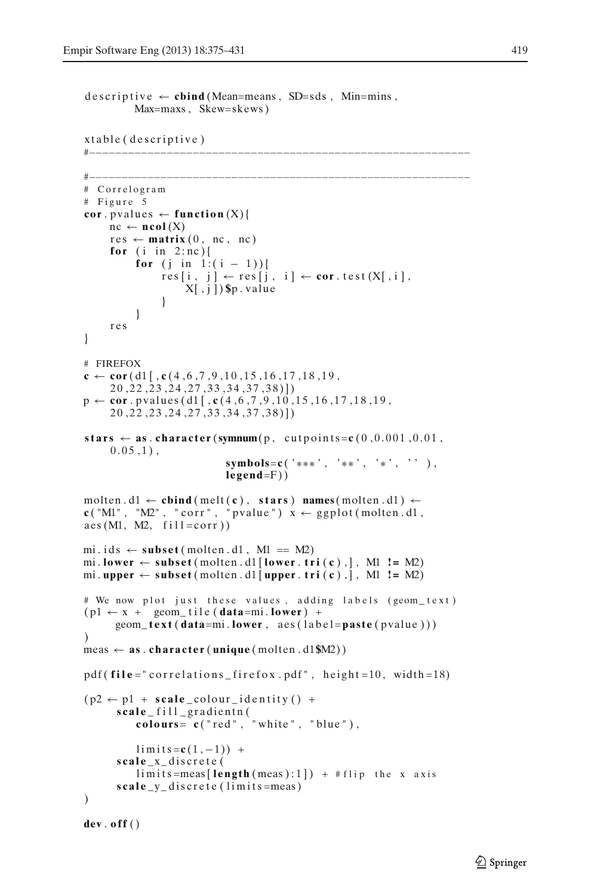```
descriptive <- cbind(Mean=means, SD=sds, Min=mins,
        Max=maxs, Skew=skews)

xtable(descriptive)
#-----------------------------------------------------------

#-----------------------------------------------------------
# Correlogram
# Figure 5
cor.pvalues <- function(X){
    nc <- ncol(X)
    res <- matrix(0, nc, nc)
    for (i in 2:nc){
        for (j in 1:(i - 1)){
            res[i, j] <- res[j, i] <- cor.test(X[,i],
                X[,j])$p.value
        }
    }
    res
}

# FIREFOX
c <- cor(d1[,c(4,6,7,9,10,15,16,17,18,19,
    20,22,23,24,27,33,34,37,38)])
p <- cor.pvalues(d1[,c(4,6,7,9,10,15,16,17,18,19,
    20,22,23,24,27,33,34,37,38)])

stars <- as.character(symnum(p, cutpoints=c(0,0.001,0.01,
    0.05,1),
                        symbols=c('***', '**', '*', ''),
                        legend=F))

molten.d1 <- cbind(melt(c), stars) names(molten.d1) <-
c("M1", "M2", "corr", "pvalue") x <- ggplot(molten.d1,
aes(M1, M2, fill=corr))

mi.ids <- subset(molten.d1, M1 == M2)
mi.lower <- subset(molten.d1[lower.tri(c),], M1 != M2)
mi.upper <- subset(molten.d1[upper.tri(c),], M1 != M2)

# We now plot just these values, adding labels (geom_text)
(p1 <- x +  geom_tile(data=mi.lower) +
    geom_text(data=mi.lower, aes(label=paste(pvalue)))
)
meas <- as.character(unique(molten.d1$M2))

pdf(file="correlations_firefox.pdf", height=10, width=18)

(p2 <- p1 + scale_colour_identity() +
    scale_fill_gradientn(
        colours= c("red", "white", "blue"),

        limits=c(1,-1)) +
    scale_x_discrete(
        limits=meas[length(meas):1]) + #flip the x axis
    scale_y_discrete(limits=meas)
)

dev.off()
```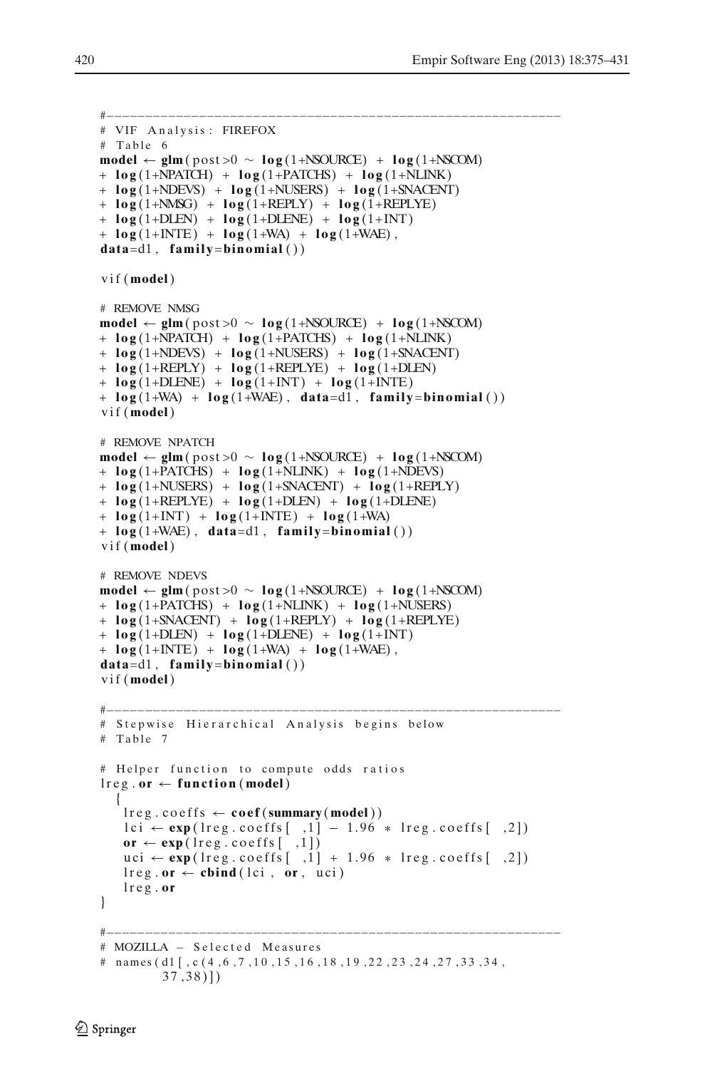```
#---------------------------------------------------------
# VIF Analysis: FIREFOX
# Table 6
model ← glm(post>0 ~ log(1+NSOURCE) + log(1+NSCOM)
+ log(1+NPATCH) + log(1+PATCHS) + log(1+NLINK)
+ log(1+NDEVS) + log(1+NUSERS) + log(1+SNACENT)
+ log(1+NMSG) + log(1+REPLY) + log(1+REPLYE)
+ log(1+DLEN) + log(1+DLENE) + log(1+INT)
+ log(1+INTE) + log(1+WA) + log(1+WAE),
data=d1, family=binomial())

vif(model)

# REMOVE NMSG
model ← glm(post>0 ~ log(1+NSOURCE) + log(1+NSCOM)
+ log(1+NPATCH) + log(1+PATCHS) + log(1+NLINK)
+ log(1+NDEVS) + log(1+NUSERS) + log(1+SNACENT)
+ log(1+REPLY) + log(1+REPLYE) + log(1+DLEN)
+ log(1+DLENE) + log(1+INT) + log(1+INTE)
+ log(1+WA) + log(1+WAE), data=d1, family=binomial())
vif(model)

# REMOVE NPATCH
model ← glm(post>0 ~ log(1+NSOURCE) + log(1+NSCOM)
+ log(1+PATCHS) + log(1+NLINK) + log(1+NDEVS)
+ log(1+NUSERS) + log(1+SNACENT) + log(1+REPLY)
+ log(1+REPLYE) + log(1+DLEN) + log(1+DLENE)
+ log(1+INT) + log(1+INTE) + log(1+WA)
+ log(1+WAE), data=d1, family=binomial())
vif(model)

# REMOVE NDEVS
model ← glm(post>0 ~ log(1+NSOURCE) + log(1+NSCOM)
+ log(1+PATCHS) + log(1+NLINK) + log(1+NUSERS)
+ log(1+SNACENT) + log(1+REPLY) + log(1+REPLYE)
+ log(1+DLEN) + log(1+DLENE) + log(1+INT)
+ log(1+INTE) + log(1+WA) + log(1+WAE),
data=d1, family=binomial())
vif(model)

#---------------------------------------------------------
# Stepwise Hierarchical Analysis begins below
# Table 7

# Helper function to compute odds ratios
lreg.or ← function(model)
  {
    lreg.coeffs ← coef(summary(model))
    lci ← exp(lreg.coeffs[ ,1] − 1.96 * lreg.coeffs[ ,2])
    or ← exp(lreg.coeffs[ ,1])
    uci ← exp(lreg.coeffs[ ,1] + 1.96 * lreg.coeffs[ ,2])
    lreg.or ← cbind(lci, or, uci)
    lreg.or
}

#---------------------------------------------------------
# MOZILLA − Selected Measures
# names(d1[,c(4,6,7,10,15,16,18,19,22,23,24,27,33,34,
        37,38)])
```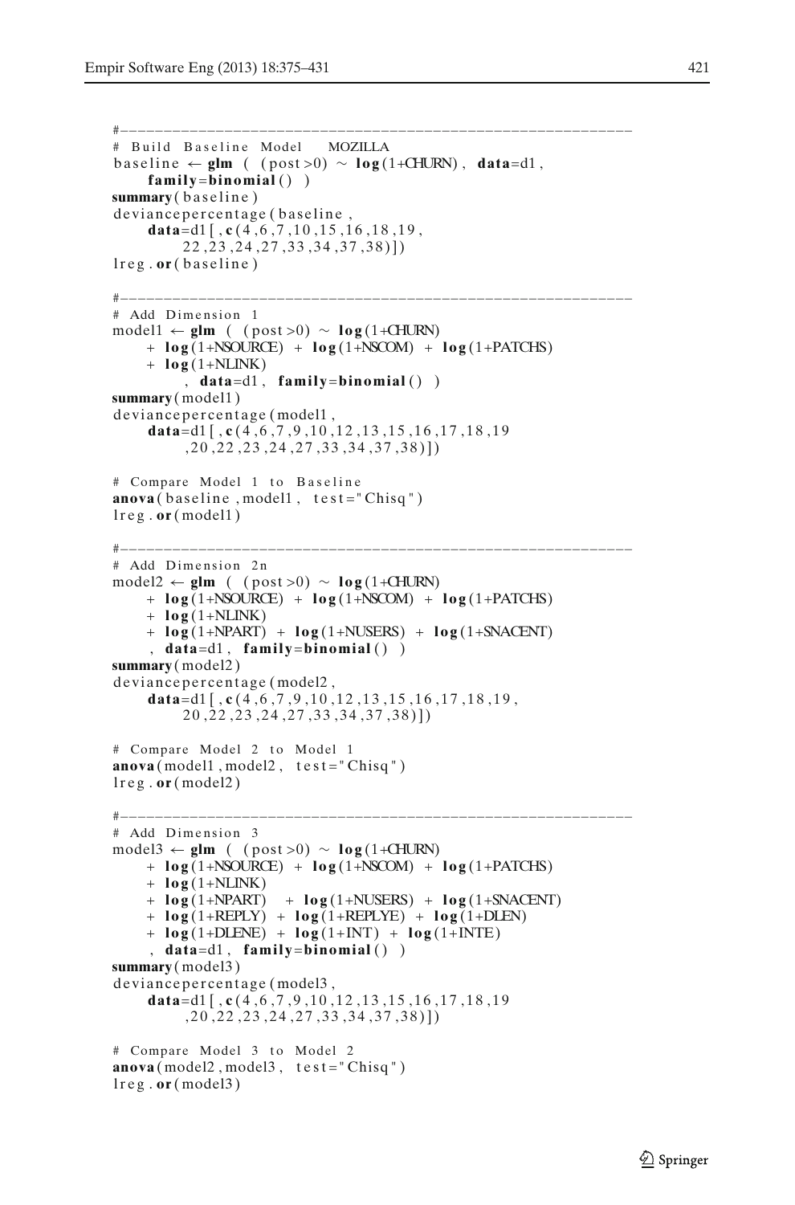```
#---------------------------------------------------------
# Build Baseline Model    MOZILLA
baseline ← glm ( (post>0) ~ log(1+CHURN), data=d1,
     family=binomial() )
summary(baseline)
deviancepercentage(baseline,
     data=d1[,c(4,6,7,10,15,16,18,19,
          22,23,24,27,33,34,37,38)])
lreg.or(baseline)

#---------------------------------------------------------
# Add Dimension 1
model1 ← glm ( (post>0) ~ log(1+CHURN)
     + log(1+NSOURCE) + log(1+NSCOM) + log(1+PATCHS)
     + log(1+NLINK)
          , data=d1, family=binomial() )
summary(model1)
deviancepercentage(model1,
     data=d1[,c(4,6,7,9,10,12,13,15,16,17,18,19
          ,20,22,23,24,27,33,34,37,38)])

# Compare Model 1 to Baseline
anova(baseline,model1, test="Chisq")
lreg.or(model1)

#---------------------------------------------------------
# Add Dimension 2n
model2 ← glm ( (post>0) ~ log(1+CHURN)
     + log(1+NSOURCE) + log(1+NSCOM) + log(1+PATCHS)
     + log(1+NLINK)
     + log(1+NPART) + log(1+NUSERS) + log(1+SNACENT)
     , data=d1, family=binomial() )
summary(model2)
deviancepercentage(model2,
     data=d1[,c(4,6,7,9,10,12,13,15,16,17,18,19,
          20,22,23,24,27,33,34,37,38)])

# Compare Model 2 to Model 1
anova(model1,model2, test="Chisq")
lreg.or(model2)

#---------------------------------------------------------
# Add Dimension 3
model3 ← glm ( (post>0) ~ log(1+CHURN)
     + log(1+NSOURCE) + log(1+NSCOM) + log(1+PATCHS)
     + log(1+NLINK)
     + log(1+NPART)  + log(1+NUSERS) + log(1+SNACENT)
     + log(1+REPLY) + log(1+REPLYE) + log(1+DLEN)
     + log(1+DLENE) + log(1+INT) + log(1+INTE)
     , data=d1, family=binomial() )
summary(model3)
deviancepercentage(model3,
     data=d1[,c(4,6,7,9,10,12,13,15,16,17,18,19
          ,20,22,23,24,27,33,34,37,38)])

# Compare Model 3 to Model 2
anova(model2,model3, test="Chisq")
lreg.or(model3)
```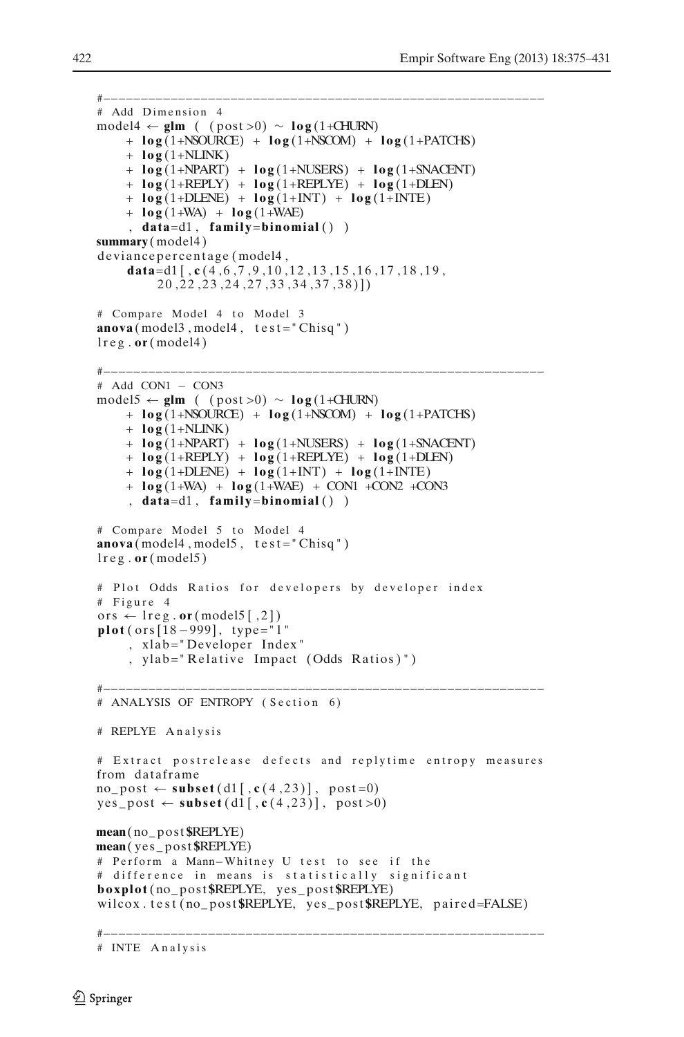```
#--------------------------------------------------------
# Add Dimension 4
model4 ← glm ( (post>0) ~ log(1+CHURN)
    + log(1+NSOURCE) + log(1+NSCOM) + log(1+PATCHS)
    + log(1+NLINK)
    + log(1+NPART) + log(1+NUSERS) + log(1+SNACENT)
    + log(1+REPLY) + log(1+REPLYE) + log(1+DLEN)
    + log(1+DLENE) + log(1+INT) + log(1+INTE)
    + log(1+WA) + log(1+WAE)
    , data=d1, family=binomial() )
summary(model4)
deviancepercentage(model4,
    data=d1[,c(4,6,7,9,10,12,13,15,16,17,18,19,
        20,22,23,24,27,33,34,37,38)])

# Compare Model 4 to Model 3
anova(model3,model4, test="Chisq")
lreg.or(model4)

#--------------------------------------------------------
# Add CON1 - CON3
model5 ← glm ( (post>0) ~ log(1+CHURN)
    + log(1+NSOURCE) + log(1+NSCOM) + log(1+PATCHS)
    + log(1+NLINK)
    + log(1+NPART) + log(1+NUSERS) + log(1+SNACENT)
    + log(1+REPLY) + log(1+REPLYE) + log(1+DLEN)
    + log(1+DLENE) + log(1+INT) + log(1+INTE)
    + log(1+WA) + log(1+WAE) + CON1 +CON2 +CON3
    , data=d1, family=binomial() )

# Compare Model 5 to Model 4
anova(model4,model5, test="Chisq")
lreg.or(model5)

# Plot Odds Ratios for developers by developer index
# Figure 4
ors ← lreg.or(model5[,2])
plot(ors[18-999], type="l"
    , xlab="Developer Index"
    , ylab="Relative Impact (Odds Ratios)")

#--------------------------------------------------------
# ANALYSIS OF ENTROPY (Section 6)

# REPLYE Analysis

# Extract postrelease defects and replytime entropy measures
from dataframe
no_post ← subset(d1[,c(4,23)], post=0)
yes_post ← subset(d1[,c(4,23)], post>0)

mean(no_post$REPLYE)
mean(yes_post$REPLYE)
# Perform a Mann-Whitney U test to see if the
# difference in means is statistically significant
boxplot(no_post$REPLYE, yes_post$REPLYE)
wilcox.test(no_post$REPLYE, yes_post$REPLYE, paired=FALSE)

#--------------------------------------------------------
# INTE Analysis
```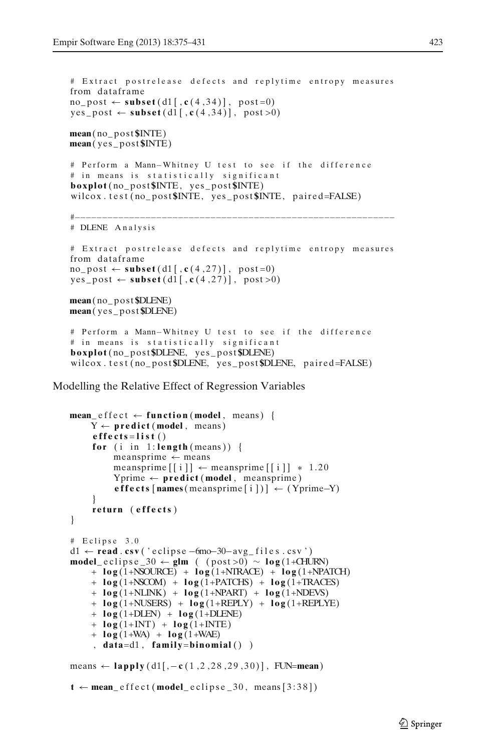```
# Extract postrelease defects and replytime entropy measures
from dataframe
no_post ← subset(d1[,c(4,34)], post=0)
yes_post ← subset(d1[,c(4,34)], post>0)

mean(no_post$INTE)
mean(yes_post$INTE)

# Perform a Mann–Whitney U test to see if the difference
# in means is statistically significant
boxplot(no_post$INTE, yes_post$INTE)
wilcox.test(no_post$INTE, yes_post$INTE, paired=FALSE)

#------------------------------------------------------------
# DLENE Analysis

# Extract postrelease defects and replytime entropy measures
from dataframe
no_post ← subset(d1[,c(4,27)], post=0)
yes_post ← subset(d1[,c(4,27)], post>0)

mean(no_post$DLENE)
mean(yes_post$DLENE)

# Perform a Mann–Whitney U test to see if the difference
# in means is statistically significant
boxplot(no_post$DLENE, yes_post$DLENE)
wilcox.test(no_post$DLENE, yes_post$DLENE, paired=FALSE)
```

Modelling the Relative Effect of Regression Variables

```
mean_effect ← function(model, means) {
    Y ← predict(model, means)
    effects=list()
    for (i in 1:length(means)) {
        meansprime ← means
        meansprime[[i]] ← meansprime[[i]] * 1.20
        Yprime ← predict(model, meansprime)
        effects[names(meansprime[i])] ← (Yprime–Y)
    }
    return (effects)
}

# Eclipse 3.0
d1 ← read.csv('eclipse-6mo-30-avg_files.csv')
model_eclipse_30 ← glm ( (post>0) ~ log(1+CHURN)
    + log(1+NSOURCE) + log(1+NTRACE) + log(1+NPATCH)
    + log(1+NSCOM) + log(1+PATCHS) + log(1+TRACES)
    + log(1+NLINK) + log(1+NPART) + log(1+NDEVS)
    + log(1+NUSERS) + log(1+REPLY) + log(1+REPLYE)
    + log(1+DLEN) + log(1+DLENE)
    + log(1+INT) + log(1+INTE)
    + log(1+WA) + log(1+WAE)
    , data=d1, family=binomial() )

means ← lapply(d1[,-c(1,2,28,29,30)], FUN=mean)

t ← mean_effect(model_eclipse_30, means[3:38])
```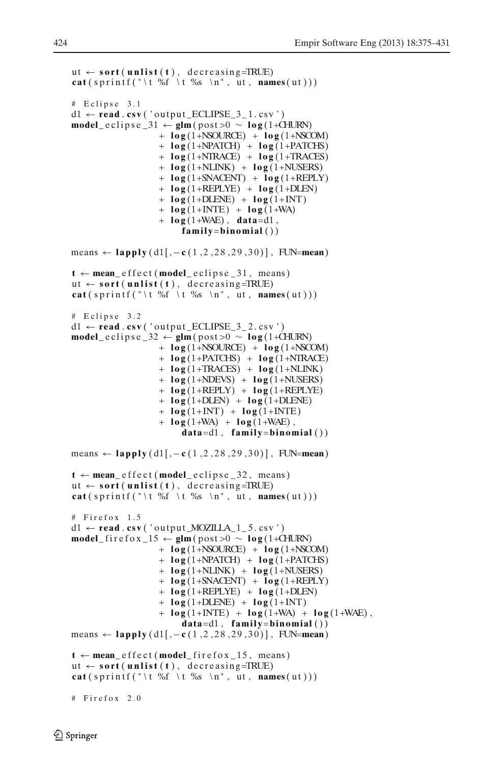```
ut ← sort(unlist(t), decreasing=TRUE)
cat(sprintf("\t %f \t %s \n", ut, names(ut)))

# Eclipse 3.1
d1 ← read.csv('output_ECLIPSE_3_1.csv')
model_eclipse_31 ← glm(post>0 ~ log(1+CHURN)
                 + log(1+NSOURCE) + log(1+NSCOM)
                 + log(1+NPATCH) + log(1+PATCHS)
                 + log(1+NTRACE) + log(1+TRACES)
                 + log(1+NLINK) + log(1+NUSERS)
                 + log(1+SNACENT) + log(1+REPLY)
                 + log(1+REPLYE) + log(1+DLEN)
                 + log(1+DLENE) + log(1+INT)
                 + log(1+INTE) + log(1+WA)
                 + log(1+WAE), data=d1,
                     family=binomial())

means ← lapply(d1[,-c(1,2,28,29,30)], FUN=mean)

t ← mean_effect(model_eclipse_31, means)
ut ← sort(unlist(t), decreasing=TRUE)
cat(sprintf("\t %f \t %s \n", ut, names(ut)))

# Eclipse 3.2
d1 ← read.csv('output_ECLIPSE_3_2.csv')
model_eclipse_32 ← glm(post>0 ~ log(1+CHURN)
                 + log(1+NSOURCE) + log(1+NSCOM)
                 + log(1+PATCHS) + log(1+NTRACE)
                 + log(1+TRACES) + log(1+NLINK)
                 + log(1+NDEVS) + log(1+NUSERS)
                 + log(1+REPLY) + log(1+REPLYE)
                 + log(1+DLEN) + log(1+DLENE)
                 + log(1+INT) + log(1+INTE)
                 + log(1+WA) + log(1+WAE),
                     data=d1, family=binomial())

means ← lapply(d1[,-c(1,2,28,29,30)], FUN=mean)

t ← mean_effect(model_eclipse_32, means)
ut ← sort(unlist(t), decreasing=TRUE)
cat(sprintf("\t %f \t %s \n", ut, names(ut)))

# Firefox 1.5
d1 ← read.csv('output_MOZILLA_1_5.csv')
model_firefox_15 ← glm(post>0 ~ log(1+CHURN)
                 + log(1+NSOURCE) + log(1+NSCOM)
                 + log(1+NPATCH) + log(1+PATCHS)
                 + log(1+NLINK) + log(1+NUSERS)
                 + log(1+SNACENT) + log(1+REPLY)
                 + log(1+REPLYE) + log(1+DLEN)
                 + log(1+DLENE) + log(1+INT)
                 + log(1+INTE) + log(1+WA) + log(1+WAE),
                     data=d1, family=binomial())
means ← lapply(d1[,-c(1,2,28,29,30)], FUN=mean)

t ← mean_effect(model_firefox_15, means)
ut ← sort(unlist(t), decreasing=TRUE)
cat(sprintf("\t %f \t %s \n", ut, names(ut)))

# Firefox 2.0
```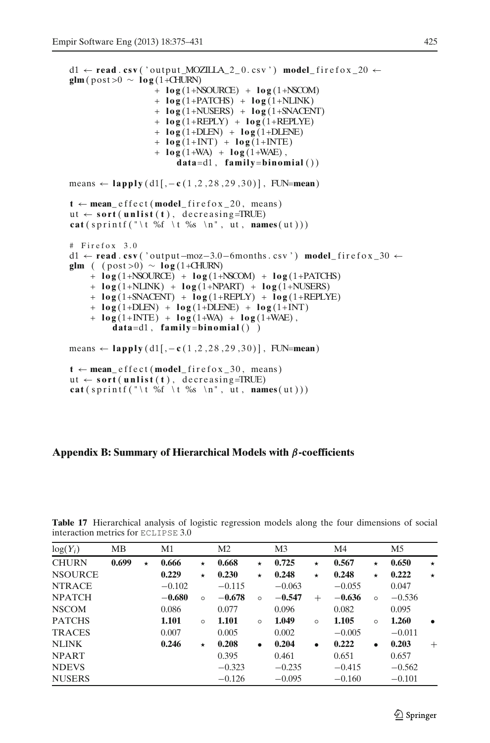```
d1 <- read.csv('output_MOZILLA_2_0.csv') model_firefox_20 <-
glm(post>0 ~ log(1+CHURN)
                + log(1+NSOURCE) + log(1+NSCOM)
                + log(1+PATCHS) + log(1+NLINK)
                + log(1+NUSERS) + log(1+SNACENT)
                + log(1+REPLY) + log(1+REPLYE)
                + log(1+DLEN) + log(1+DLENE)
                + log(1+INT) + log(1+INTE)
                + log(1+WA) + log(1+WAE),
                    data=d1, family=binomial())

means <- lapply(d1[,-c(1,2,28,29,30)], FUN=mean)

t <- mean_effect(model_firefox_20, means)
ut <- sort(unlist(t), decreasing=TRUE)
cat(sprintf("\t %f \t %s \n", ut, names(ut)))

# Firefox 3.0
d1 <- read.csv('output-moz-3.0-6months.csv') model_firefox_30 <-
glm ( (post>0) ~ log(1+CHURN)
    + log(1+NSOURCE) + log(1+NSCOM) + log(1+PATCHS)
    + log(1+NLINK) + log(1+NPART) + log(1+NUSERS)
    + log(1+SNACENT) + log(1+REPLY) + log(1+REPLYE)
    + log(1+DLEN) + log(1+DLENE) + log(1+INT)
    + log(1+INTE) + log(1+WA) + log(1+WAE),
        data=d1, family=binomial() )

means <- lapply(d1[,-c(1,2,28,29,30)], FUN=mean)

t <- mean_effect(model_firefox_30, means)
ut <- sort(unlist(t), decreasing=TRUE)
cat(sprintf("\t %f \t %s \n", ut, names(ut)))
```

## Appendix B: Summary of Hierarchical Models with $\beta$-coefficients

**Table 17** Hierarchical analysis of logistic regression models along the four dimensions of social interaction metrics for ECLIPSE 3.0

| $\log(Y_i)$ | MB | | M1 | | M2 | | M3 | | M4 | | M5 | |
|---|---|---|---|---|---|---|---|---|---|---|---|---|
| CHURN | **0.699** | ⋆ | **0.666** | ⋆ | **0.668** | ⋆ | **0.725** | ⋆ | **0.567** | ⋆ | **0.650** | ⋆ |
| NSOURCE | | | **0.229** | ⋆ | **0.230** | ⋆ | **0.248** | ⋆ | **0.248** | ⋆ | **0.222** | ⋆ |
| NTRACE | | | −0.102 | | −0.115 | | −0.063 | | −0.055 | | 0.047 | |
| NPATCH | | | **−0.680** | ∘ | **−0.678** | ∘ | **−0.547** | + | **−0.636** | ∘ | −0.536 | |
| NSCOM | | | 0.086 | | 0.077 | | 0.096 | | 0.082 | | 0.095 | |
| PATCHS | | | **1.101** | ∘ | **1.101** | ∘ | **1.049** | ∘ | **1.105** | ∘ | **1.260** | • |
| TRACES | | | 0.007 | | 0.005 | | 0.002 | | −0.005 | | −0.011 | |
| NLINK | | | **0.246** | ⋆ | **0.208** | • | **0.204** | • | **0.222** | • | **0.203** | + |
| NPART | | | | | 0.395 | | 0.461 | | 0.651 | | 0.657 | |
| NDEVS | | | | | −0.323 | | −0.235 | | −0.415 | | −0.562 | |
| NUSERS | | | | | −0.126 | | −0.095 | | −0.160 | | −0.101 | |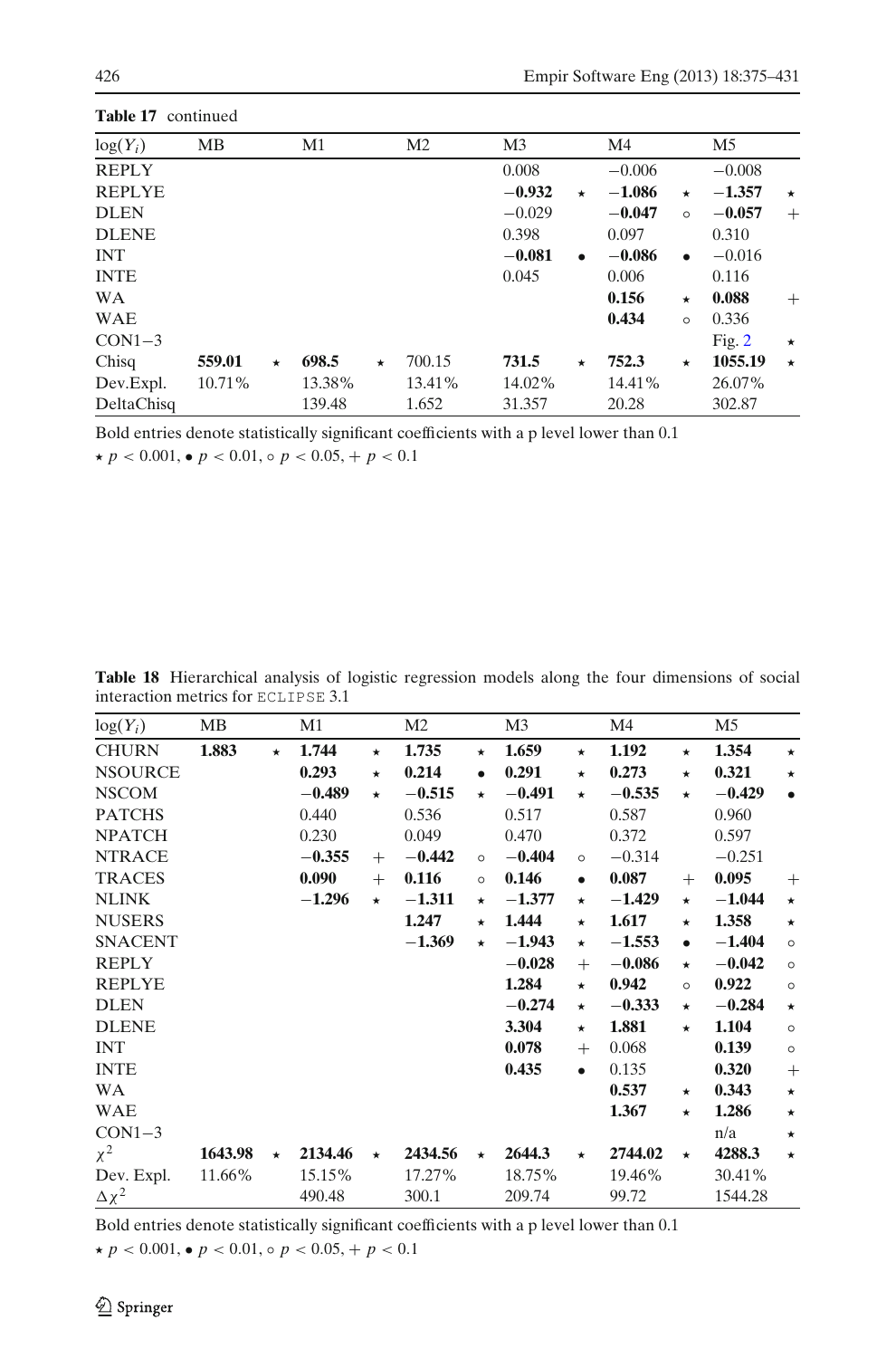**Table 17** continued

| $\log(Y_i)$ | MB | | M1 | | M2 | | M3 | | M4 | | M5 | |
|---|---|---|---|---|---|---|---|---|---|---|---|---|
| REPLY | | | | | | | 0.008 | | −0.006 | | −0.008 | |
| REPLYE | | | | | | | **−0.932** | ⋆ | **−1.086** | ⋆ | **−1.357** | ⋆ |
| DLEN | | | | | | | −0.029 | | **−0.047** | ∘ | **−0.057** | + |
| DLENE | | | | | | | 0.398 | | 0.097 | | 0.310 | |
| INT | | | | | | | **−0.081** | • | **−0.086** | • | −0.016 | |
| INTE | | | | | | | 0.045 | | 0.006 | | 0.116 | |
| WA | | | | | | | | | **0.156** | ⋆ | **0.088** | + |
| WAE | | | | | | | | | **0.434** | ∘ | 0.336 | |
| CON1−3 | | | | | | | | | | | Fig. 2 | ⋆ |
| Chisq | **559.01** | ⋆ | **698.5** | ⋆ | 700.15 | | **731.5** | ⋆ | **752.3** | ⋆ | **1055.19** | ⋆ |
| Dev.Expl. | 10.71% | | 13.38% | | 13.41% | | 14.02% | | 14.41% | | 26.07% | |
| DeltaChisq | | | 139.48 | | 1.652 | | 31.357 | | 20.28 | | 302.87 | |

Bold entries denote statistically significant coefficients with a p level lower than 0.1

⋆ $p < 0.001$, • $p < 0.01$, ∘ $p < 0.05$, + $p < 0.1$

**Table 18** Hierarchical analysis of logistic regression models along the four dimensions of social interaction metrics for ECLIPSE 3.1

| $\log(Y_i)$ | MB | | M1 | | M2 | | M3 | | M4 | | M5 | |
|---|---|---|---|---|---|---|---|---|---|---|---|---|
| CHURN | **1.883** | ⋆ | **1.744** | ⋆ | **1.735** | ⋆ | **1.659** | ⋆ | **1.192** | ⋆ | **1.354** | ⋆ |
| NSOURCE | | | **0.293** | ⋆ | **0.214** | • | **0.291** | ⋆ | **0.273** | ⋆ | **0.321** | ⋆ |
| NSCOM | | | **−0.489** | ⋆ | **−0.515** | ⋆ | **−0.491** | ⋆ | **−0.535** | ⋆ | **−0.429** | • |
| PATCHS | | | 0.440 | | 0.536 | | 0.517 | | 0.587 | | 0.960 | |
| NPATCH | | | 0.230 | | 0.049 | | 0.470 | | 0.372 | | 0.597 | |
| NTRACE | | | **−0.355** | + | **−0.442** | ∘ | **−0.404** | ∘ | −0.314 | | −0.251 | |
| TRACES | | | **0.090** | + | **0.116** | ∘ | **0.146** | • | **0.087** | + | **0.095** | + |
| NLINK | | | **−1.296** | ⋆ | **−1.311** | ⋆ | **−1.377** | ⋆ | **−1.429** | ⋆ | **−1.044** | ⋆ |
| NUSERS | | | | | **1.247** | ⋆ | **1.444** | ⋆ | **1.617** | ⋆ | **1.358** | ⋆ |
| SNACENT | | | | | **−1.369** | ⋆ | **−1.943** | ⋆ | **−1.553** | • | **−1.404** | ∘ |
| REPLY | | | | | | | **−0.028** | + | **−0.086** | ⋆ | **−0.042** | ∘ |
| REPLYE | | | | | | | **1.284** | ⋆ | **0.942** | ∘ | **0.922** | ∘ |
| DLEN | | | | | | | **−0.274** | ⋆ | **−0.333** | ⋆ | **−0.284** | ⋆ |
| DLENE | | | | | | | **3.304** | ⋆ | **1.881** | ⋆ | **1.104** | ∘ |
| INT | | | | | | | **0.078** | + | 0.068 | | **0.139** | ∘ |
| INTE | | | | | | | **0.435** | • | 0.135 | | **0.320** | + |
| WA | | | | | | | | | **0.537** | ⋆ | **0.343** | ⋆ |
| WAE | | | | | | | | | **1.367** | ⋆ | **1.286** | ⋆ |
| CON1−3 | | | | | | | | | | | n/a | ⋆ |
| $\chi^2$ | **1643.98** | ⋆ | **2134.46** | ⋆ | **2434.56** | ⋆ | **2644.3** | ⋆ | **2744.02** | ⋆ | **4288.3** | ⋆ |
| Dev. Expl. | 11.66% | | 15.15% | | 17.27% | | 18.75% | | 19.46% | | 30.41% | |
| $\Delta\chi^2$ | | | 490.48 | | 300.1 | | 209.74 | | 99.72 | | 1544.28 | |

Bold entries denote statistically significant coefficients with a p level lower than 0.1

⋆ $p < 0.001$, • $p < 0.01$, ∘ $p < 0.05$, + $p < 0.1$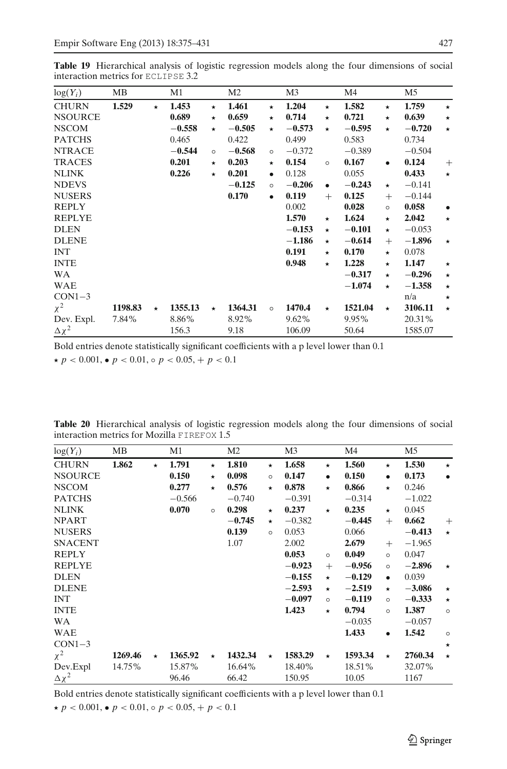**Table 19** Hierarchical analysis of logistic regression models along the four dimensions of social interaction metrics for ECLIPSE 3.2

| $\log(Y_i)$ | MB | | M1 | | M2 | | M3 | | M4 | | M5 | |
|---|---|---|---|---|---|---|---|---|---|---|---|---|
| CHURN | **1.529** | ⋆ | **1.453** | ⋆ | **1.461** | ⋆ | **1.204** | ⋆ | **1.582** | ⋆ | **1.759** | ⋆ |
| NSOURCE | | | **0.689** | ⋆ | **0.659** | ⋆ | **0.714** | ⋆ | **0.721** | ⋆ | **0.639** | ⋆ |
| NSCOM | | | **−0.558** | ⋆ | **−0.505** | ⋆ | **−0.573** | ⋆ | **−0.595** | ⋆ | **−0.720** | ⋆ |
| PATCHS | | | 0.465 | | 0.422 | | 0.499 | | 0.583 | | 0.734 | |
| NTRACE | | | **−0.544** | ∘ | **−0.568** | ∘ | −0.372 | | −0.389 | | −0.504 | |
| TRACES | | | **0.201** | ⋆ | **0.203** | ⋆ | **0.154** | ∘ | **0.167** | • | **0.124** | + |
| NLINK | | | **0.226** | ⋆ | **0.201** | • | 0.128 | | 0.055 | | **0.433** | ⋆ |
| NDEVS | | | | | **−0.125** | ∘ | **−0.206** | • | **−0.243** | ⋆ | −0.141 | |
| NUSERS | | | | | **0.170** | • | **0.119** | + | **0.125** | + | −0.144 | |
| REPLY | | | | | | | 0.002 | | **0.028** | ∘ | **0.058** | • |
| REPLYE | | | | | | | **1.570** | ⋆ | **1.624** | ⋆ | **2.042** | ⋆ |
| DLEN | | | | | | | **−0.153** | ⋆ | **−0.101** | ⋆ | −0.053 | |
| DLENE | | | | | | | **−1.186** | ⋆ | **−0.614** | + | **−1.896** | ⋆ |
| INT | | | | | | | **0.191** | ⋆ | **0.170** | ⋆ | 0.078 | |
| INTE | | | | | | | **0.948** | ⋆ | **1.228** | ⋆ | **1.147** | ⋆ |
| WA | | | | | | | | | **−0.317** | ⋆ | **−0.296** | ⋆ |
| WAE | | | | | | | | | **−1.074** | ⋆ | **−1.358** | ⋆ |
| CON1−3 | | | | | | | | | | | n/a | ⋆ |
| $\chi^2$ | **1198.83** | ⋆ | **1355.13** | ⋆ | **1364.31** | ∘ | **1470.4** | ⋆ | **1521.04** | ⋆ | **3106.11** | ⋆ |
| Dev. Expl. | 7.84% | | 8.86% | | 8.92% | | 9.62% | | 9.95% | | 20.31% | |
| $\Delta\chi^2$ | | | 156.3 | | 9.18 | | 106.09 | | 50.64 | | 1585.07 | |

Bold entries denote statistically significant coefficients with a p level lower than 0.1

⋆ $p < 0.001$, • $p < 0.01$, ∘ $p < 0.05$, + $p < 0.1$

**Table 20** Hierarchical analysis of logistic regression models along the four dimensions of social interaction metrics for Mozilla FIREFOX 1.5

| $\log(Y_i)$ | MB | | M1 | | M2 | | M3 | | M4 | | M5 | |
|---|---|---|---|---|---|---|---|---|---|---|---|---|
| CHURN | **1.862** | ⋆ | **1.791** | ⋆ | **1.810** | ⋆ | **1.658** | ⋆ | **1.560** | ⋆ | **1.530** | ⋆ |
| NSOURCE | | | **0.150** | ⋆ | **0.098** | ∘ | **0.147** | • | **0.150** | • | **0.173** | • |
| NSCOM | | | **0.277** | ⋆ | **0.576** | ⋆ | **0.878** | ⋆ | **0.866** | ⋆ | 0.246 | |
| PATCHS | | | −0.566 | | −0.740 | | −0.391 | | −0.314 | | −1.022 | |
| NLINK | | | **0.070** | ∘ | **0.298** | ⋆ | **0.237** | ⋆ | **0.235** | ⋆ | 0.045 | |
| NPART | | | | | **−0.745** | ⋆ | −0.382 | | **−0.445** | + | **0.662** | + |
| NUSERS | | | | | **0.139** | ∘ | 0.053 | | 0.066 | | **−0.413** | ⋆ |
| SNACENT | | | | | 1.07 | | 2.002 | | **2.679** | + | −1.965 | |
| REPLY | | | | | | | **0.053** | ∘ | **0.049** | ∘ | 0.047 | |
| REPLYE | | | | | | | **−0.923** | + | **−0.956** | ∘ | **−2.896** | ⋆ |
| DLEN | | | | | | | **−0.155** | ⋆ | **−0.129** | • | 0.039 | |
| DLENE | | | | | | | **−2.593** | ⋆ | **−2.519** | ⋆ | **−3.086** | ⋆ |
| INT | | | | | | | **−0.097** | ∘ | **−0.119** | ∘ | **−0.333** | ⋆ |
| INTE | | | | | | | **1.423** | ⋆ | **0.794** | ∘ | **1.387** | ∘ |
| WA | | | | | | | | | −0.035 | | −0.057 | |
| WAE | | | | | | | | | **1.433** | • | **1.542** | ∘ |
| CON1−3 | | | | | | | | | | | | ⋆ |
| $\chi^2$ | **1269.46** | ⋆ | **1365.92** | ⋆ | **1432.34** | ⋆ | **1583.29** | ⋆ | **1593.34** | ⋆ | **2760.34** | ⋆ |
| Dev.Expl | 14.75% | | 15.87% | | 16.64% | | 18.40% | | 18.51% | | 32.07% | |
| $\Delta\chi^2$ | | | 96.46 | | 66.42 | | 150.95 | | 10.05 | | 1167 | |

Bold entries denote statistically significant coefficients with a p level lower than 0.1

⋆ $p < 0.001$, • $p < 0.01$, ∘ $p < 0.05$, + $p < 0.1$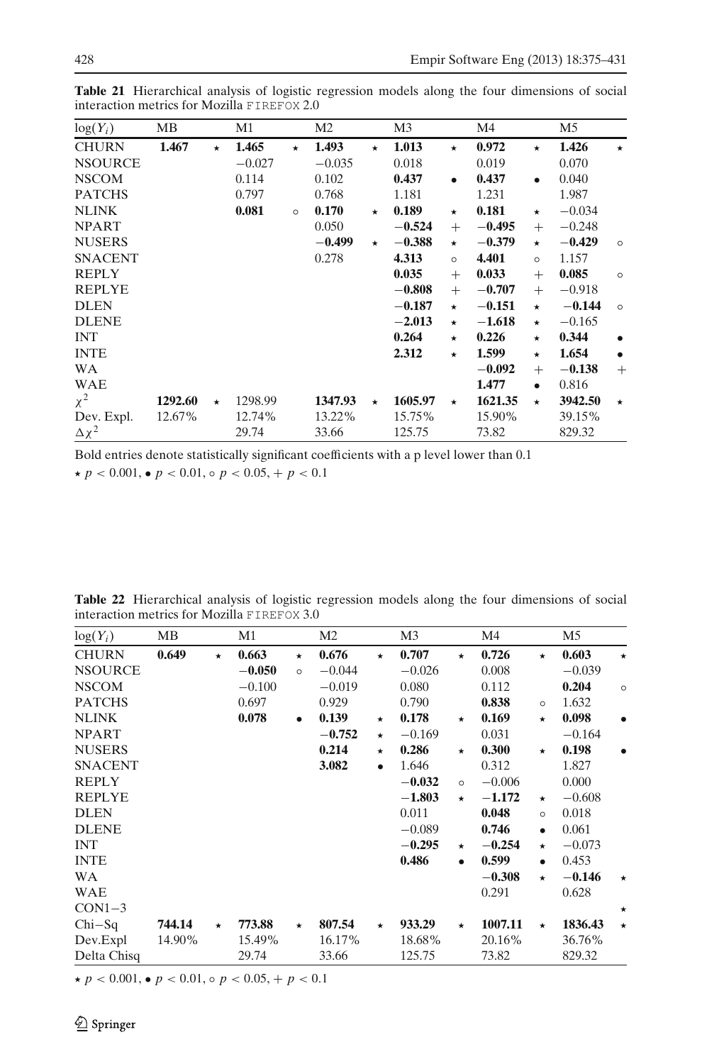**Table 21** Hierarchical analysis of logistic regression models along the four dimensions of social interaction metrics for Mozilla FIREFOX 2.0

| $\log(Y_i)$ | MB | | M1 | | M2 | | M3 | | M4 | | M5 | |
|---|---|---|---|---|---|---|---|---|---|---|---|---|
| CHURN | **1.467** | ⋆ | **1.465** | ⋆ | **1.493** | ⋆ | **1.013** | ⋆ | **0.972** | ⋆ | **1.426** | ⋆ |
| NSOURCE | | | −0.027 | | −0.035 | | 0.018 | | 0.019 | | 0.070 | |
| NSCOM | | | 0.114 | | 0.102 | | **0.437** | • | **0.437** | • | 0.040 | |
| PATCHS | | | 0.797 | | 0.768 | | 1.181 | | 1.231 | | 1.987 | |
| NLINK | | | **0.081** | ∘ | **0.170** | ⋆ | **0.189** | ⋆ | **0.181** | ⋆ | −0.034 | |
| NPART | | | | | 0.050 | | **−0.524** | + | **−0.495** | + | −0.248 | |
| NUSERS | | | | | **−0.499** | ⋆ | **−0.388** | ⋆ | **−0.379** | ⋆ | **−0.429** | ∘ |
| SNACENT | | | | | 0.278 | | **4.313** | ∘ | **4.401** | ∘ | 1.157 | |
| REPLY | | | | | | | **0.035** | + | **0.033** | + | **0.085** | ∘ |
| REPLYE | | | | | | | **−0.808** | + | **−0.707** | + | −0.918 | |
| DLEN | | | | | | | **−0.187** | ⋆ | **−0.151** | ⋆ | **−0.144** | ∘ |
| DLENE | | | | | | | **−2.013** | ⋆ | **−1.618** | ⋆ | −0.165 | |
| INT | | | | | | | **0.264** | ⋆ | **0.226** | ⋆ | **0.344** | • |
| INTE | | | | | | | **2.312** | ⋆ | **1.599** | ⋆ | **1.654** | • |
| WA | | | | | | | | | **−0.092** | + | **−0.138** | + |
| WAE | | | | | | | | | **1.477** | • | 0.816 | |
| $\chi^2$ | **1292.60** | ⋆ | 1298.99 | | **1347.93** | ⋆ | **1605.97** | ⋆ | **1621.35** | ⋆ | **3942.50** | ⋆ |
| Dev. Expl. | 12.67% | | 12.74% | | 13.22% | | 15.75% | | 15.90% | | 39.15% | |
| $\Delta\chi^2$ | | | 29.74 | | 33.66 | | 125.75 | | 73.82 | | 829.32 | |

Bold entries denote statistically significant coefficients with a p level lower than 0.1

⋆ $p < 0.001$, • $p < 0.01$, ∘ $p < 0.05$, + $p < 0.1$

**Table 22** Hierarchical analysis of logistic regression models along the four dimensions of social interaction metrics for Mozilla FIREFOX 3.0

| $\log(Y_i)$ | MB | | M1 | | M2 | | M3 | | M4 | | M5 | |
|---|---|---|---|---|---|---|---|---|---|---|---|---|
| CHURN | **0.649** | ⋆ | **0.663** | ⋆ | **0.676** | ⋆ | **0.707** | ⋆ | **0.726** | ⋆ | **0.603** | ⋆ |
| NSOURCE | | | **−0.050** | ∘ | −0.044 | | −0.026 | | 0.008 | | −0.039 | |
| NSCOM | | | −0.100 | | −0.019 | | 0.080 | | 0.112 | | **0.204** | ∘ |
| PATCHS | | | 0.697 | | 0.929 | | 0.790 | | **0.838** | ∘ | 1.632 | |
| NLINK | | | **0.078** | • | **0.139** | ⋆ | **0.178** | ⋆ | **0.169** | ⋆ | **0.098** | • |
| NPART | | | | | **−0.752** | ⋆ | −0.169 | | 0.031 | | −0.164 | |
| NUSERS | | | | | **0.214** | ⋆ | **0.286** | ⋆ | **0.300** | ⋆ | **0.198** | • |
| SNACENT | | | | | **3.082** | • | 1.646 | | 0.312 | | 1.827 | |
| REPLY | | | | | | | **−0.032** | ∘ | −0.006 | | 0.000 | |
| REPLYE | | | | | | | **−1.803** | ⋆ | **−1.172** | ⋆ | −0.608 | |
| DLEN | | | | | | | 0.011 | | **0.048** | ∘ | 0.018 | |
| DLENE | | | | | | | −0.089 | | **0.746** | • | 0.061 | |
| INT | | | | | | | **−0.295** | ⋆ | **−0.254** | ⋆ | −0.073 | |
| INTE | | | | | | | **0.486** | • | **0.599** | • | 0.453 | |
| WA | | | | | | | | | **−0.308** | ⋆ | **−0.146** | ⋆ |
| WAE | | | | | | | | | 0.291 | | 0.628 | |
| CON1−3 | | | | | | | | | | | | ⋆ |
| Chi−Sq | **744.14** | ⋆ | **773.88** | ⋆ | **807.54** | ⋆ | **933.29** | ⋆ | **1007.11** | ⋆ | **1836.43** | ⋆ |
| Dev.Expl | 14.90% | | 15.49% | | 16.17% | | 18.68% | | 20.16% | | 36.76% | |
| Delta Chisq | | | 29.74 | | 33.66 | | 125.75 | | 73.82 | | 829.32 | |

⋆ $p < 0.001$, • $p < 0.01$, ∘ $p < 0.05$, + $p < 0.1$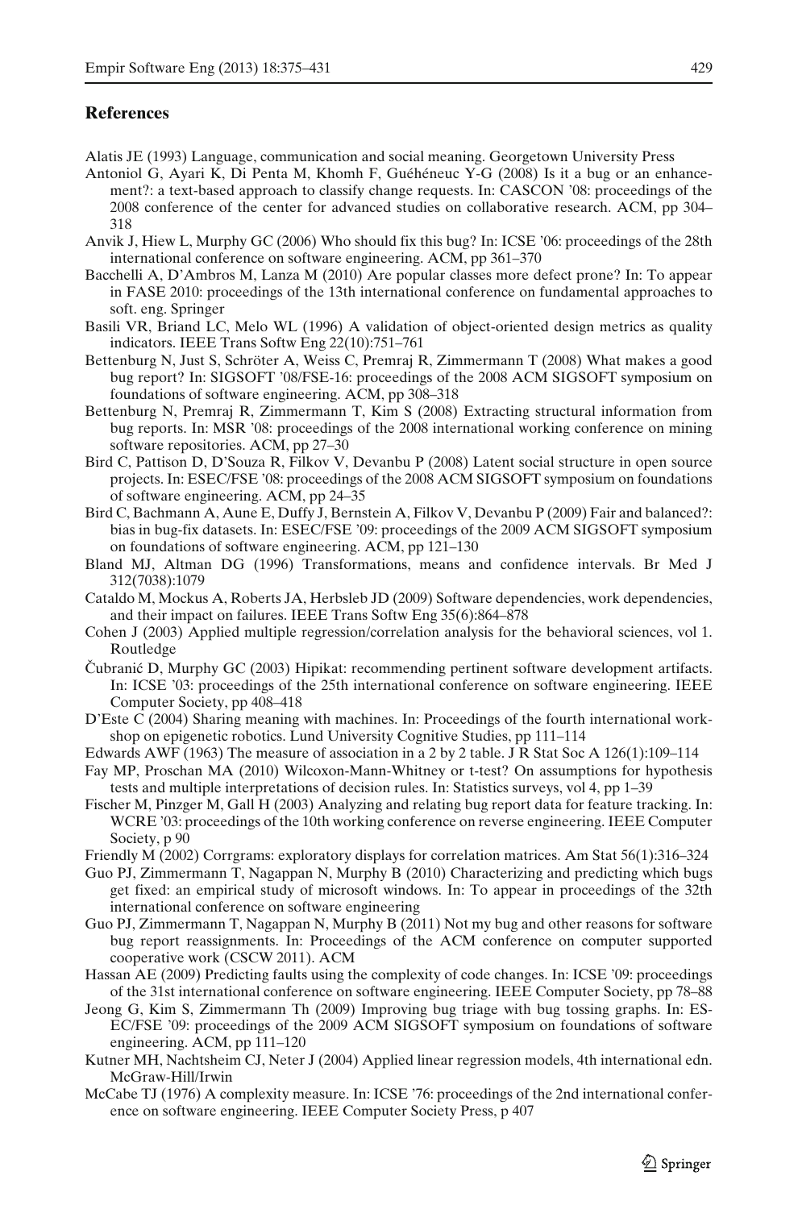## References

Alatis JE (1993) Language, communication and social meaning. Georgetown University Press

Antoniol G, Ayari K, Di Penta M, Khomh F, Guéhéneuc Y-G (2008) Is it a bug or an enhancement?: a text-based approach to classify change requests. In: CASCON '08: proceedings of the 2008 conference of the center for advanced studies on collaborative research. ACM, pp 304–318

Anvik J, Hiew L, Murphy GC (2006) Who should fix this bug? In: ICSE '06: proceedings of the 28th international conference on software engineering. ACM, pp 361–370

Bacchelli A, D'Ambros M, Lanza M (2010) Are popular classes more defect prone? In: To appear in FASE 2010: proceedings of the 13th international conference on fundamental approaches to soft. eng. Springer

Basili VR, Briand LC, Melo WL (1996) A validation of object-oriented design metrics as quality indicators. IEEE Trans Softw Eng 22(10):751–761

Bettenburg N, Just S, Schröter A, Weiss C, Premraj R, Zimmermann T (2008) What makes a good bug report? In: SIGSOFT '08/FSE-16: proceedings of the 2008 ACM SIGSOFT symposium on foundations of software engineering. ACM, pp 308–318

Bettenburg N, Premraj R, Zimmermann T, Kim S (2008) Extracting structural information from bug reports. In: MSR '08: proceedings of the 2008 international working conference on mining software repositories. ACM, pp 27–30

Bird C, Pattison D, D'Souza R, Filkov V, Devanbu P (2008) Latent social structure in open source projects. In: ESEC/FSE '08: proceedings of the 2008 ACM SIGSOFT symposium on foundations of software engineering. ACM, pp 24–35

Bird C, Bachmann A, Aune E, Duffy J, Bernstein A, Filkov V, Devanbu P (2009) Fair and balanced?: bias in bug-fix datasets. In: ESEC/FSE '09: proceedings of the 2009 ACM SIGSOFT symposium on foundations of software engineering. ACM, pp 121–130

Bland MJ, Altman DG (1996) Transformations, means and confidence intervals. Br Med J 312(7038):1079

Cataldo M, Mockus A, Roberts JA, Herbsleb JD (2009) Software dependencies, work dependencies, and their impact on failures. IEEE Trans Softw Eng 35(6):864–878

Cohen J (2003) Applied multiple regression/correlation analysis for the behavioral sciences, vol 1. Routledge

Čubranić D, Murphy GC (2003) Hipikat: recommending pertinent software development artifacts. In: ICSE '03: proceedings of the 25th international conference on software engineering. IEEE Computer Society, pp 408–418

D'Este C (2004) Sharing meaning with machines. In: Proceedings of the fourth international workshop on epigenetic robotics. Lund University Cognitive Studies, pp 111–114

Edwards AWF (1963) The measure of association in a 2 by 2 table. J R Stat Soc A 126(1):109–114

Fay MP, Proschan MA (2010) Wilcoxon-Mann-Whitney or t-test? On assumptions for hypothesis tests and multiple interpretations of decision rules. In: Statistics surveys, vol 4, pp 1–39

Fischer M, Pinzger M, Gall H (2003) Analyzing and relating bug report data for feature tracking. In: WCRE '03: proceedings of the 10th working conference on reverse engineering. IEEE Computer Society, p 90

Friendly M (2002) Corrgrams: exploratory displays for correlation matrices. Am Stat 56(1):316–324

Guo PJ, Zimmermann T, Nagappan N, Murphy B (2010) Characterizing and predicting which bugs get fixed: an empirical study of microsoft windows. In: To appear in proceedings of the 32th international conference on software engineering

Guo PJ, Zimmermann T, Nagappan N, Murphy B (2011) Not my bug and other reasons for software bug report reassignments. In: Proceedings of the ACM conference on computer supported cooperative work (CSCW 2011). ACM

Hassan AE (2009) Predicting faults using the complexity of code changes. In: ICSE '09: proceedings of the 31st international conference on software engineering. IEEE Computer Society, pp 78–88

Jeong G, Kim S, Zimmermann Th (2009) Improving bug triage with bug tossing graphs. In: ESEC/FSE '09: proceedings of the 2009 ACM SIGSOFT symposium on foundations of software engineering. ACM, pp 111–120

Kutner MH, Nachtsheim CJ, Neter J (2004) Applied linear regression models, 4th international edn. McGraw-Hill/Irwin

McCabe TJ (1976) A complexity measure. In: ICSE '76: proceedings of the 2nd international conference on software engineering. IEEE Computer Society Press, p 407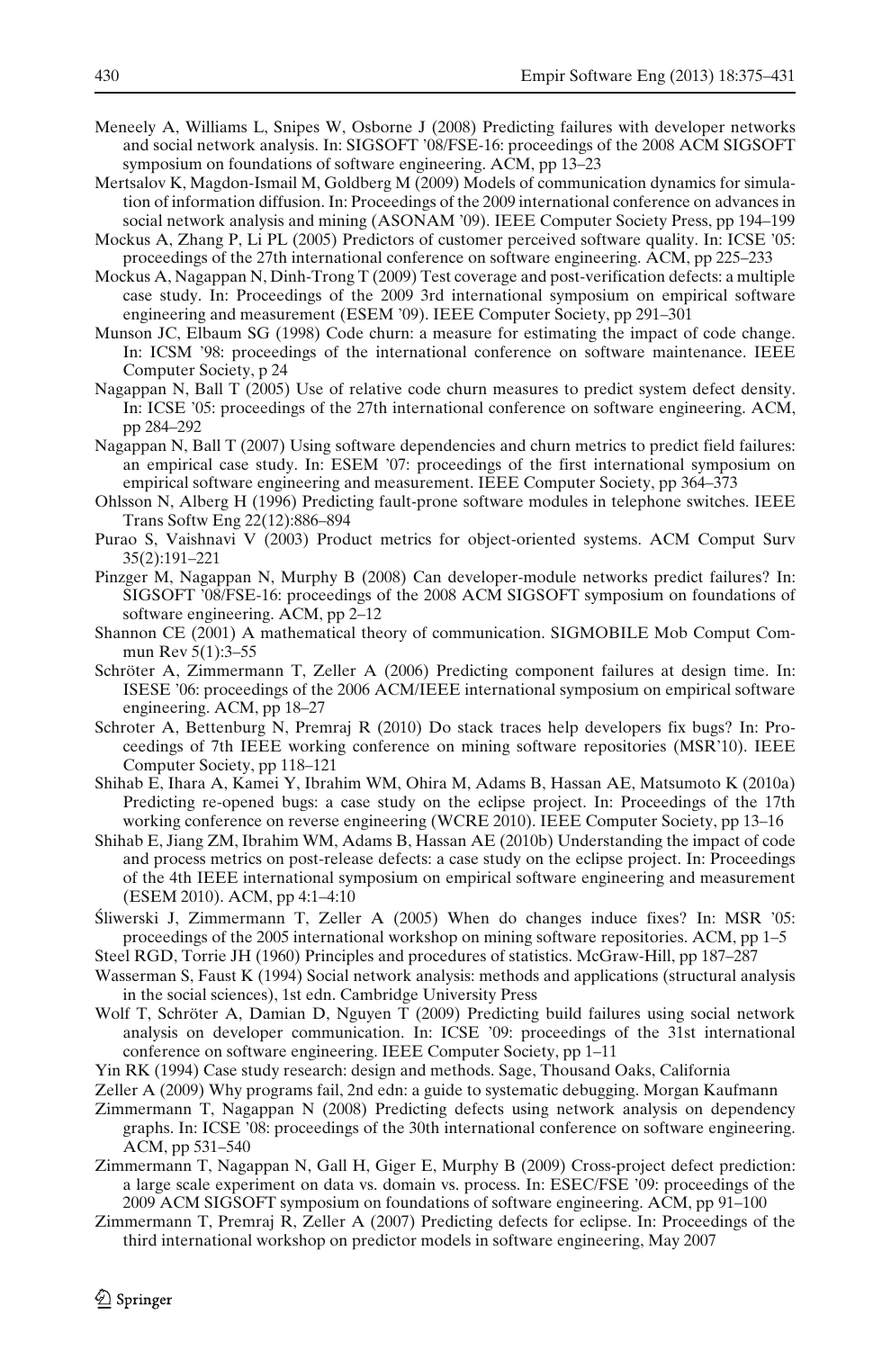Meneely A, Williams L, Snipes W, Osborne J (2008) Predicting failures with developer networks and social network analysis. In: SIGSOFT '08/FSE-16: proceedings of the 2008 ACM SIGSOFT symposium on foundations of software engineering. ACM, pp 13–23

Mertsalov K, Magdon-Ismail M, Goldberg M (2009) Models of communication dynamics for simulation of information diffusion. In: Proceedings of the 2009 international conference on advances in social network analysis and mining (ASONAM '09). IEEE Computer Society Press, pp 194–199

Mockus A, Zhang P, Li PL (2005) Predictors of customer perceived software quality. In: ICSE '05: proceedings of the 27th international conference on software engineering. ACM, pp 225–233

Mockus A, Nagappan N, Dinh-Trong T (2009) Test coverage and post-verification defects: a multiple case study. In: Proceedings of the 2009 3rd international symposium on empirical software engineering and measurement (ESEM '09). IEEE Computer Society, pp 291–301

Munson JC, Elbaum SG (1998) Code churn: a measure for estimating the impact of code change. In: ICSM '98: proceedings of the international conference on software maintenance. IEEE Computer Society, p 24

Nagappan N, Ball T (2005) Use of relative code churn measures to predict system defect density. In: ICSE '05: proceedings of the 27th international conference on software engineering. ACM, pp 284–292

Nagappan N, Ball T (2007) Using software dependencies and churn metrics to predict field failures: an empirical case study. In: ESEM '07: proceedings of the first international symposium on empirical software engineering and measurement. IEEE Computer Society, pp 364–373

Ohlsson N, Alberg H (1996) Predicting fault-prone software modules in telephone switches. IEEE Trans Softw Eng 22(12):886–894

Purao S, Vaishnavi V (2003) Product metrics for object-oriented systems. ACM Comput Surv 35(2):191–221

Pinzger M, Nagappan N, Murphy B (2008) Can developer-module networks predict failures? In: SIGSOFT '08/FSE-16: proceedings of the 2008 ACM SIGSOFT symposium on foundations of software engineering. ACM, pp 2–12

Shannon CE (2001) A mathematical theory of communication. SIGMOBILE Mob Comput Commun Rev 5(1):3–55

Schröter A, Zimmermann T, Zeller A (2006) Predicting component failures at design time. In: ISESE '06: proceedings of the 2006 ACM/IEEE international symposium on empirical software engineering. ACM, pp 18–27

Schroter A, Bettenburg N, Premraj R (2010) Do stack traces help developers fix bugs? In: Proceedings of 7th IEEE working conference on mining software repositories (MSR'10). IEEE Computer Society, pp 118–121

Shihab E, Ihara A, Kamei Y, Ibrahim WM, Ohira M, Adams B, Hassan AE, Matsumoto K (2010a) Predicting re-opened bugs: a case study on the eclipse project. In: Proceedings of the 17th working conference on reverse engineering (WCRE 2010). IEEE Computer Society, pp 13–16

Shihab E, Jiang ZM, Ibrahim WM, Adams B, Hassan AE (2010b) Understanding the impact of code and process metrics on post-release defects: a case study on the eclipse project. In: Proceedings of the 4th IEEE international symposium on empirical software engineering and measurement (ESEM 2010). ACM, pp 4:1–4:10

Śliwerski J, Zimmermann T, Zeller A (2005) When do changes induce fixes? In: MSR '05: proceedings of the 2005 international workshop on mining software repositories. ACM, pp 1–5

Steel RGD, Torrie JH (1960) Principles and procedures of statistics. McGraw-Hill, pp 187–287

Wasserman S, Faust K (1994) Social network analysis: methods and applications (structural analysis in the social sciences), 1st edn. Cambridge University Press

Wolf T, Schröter A, Damian D, Nguyen T (2009) Predicting build failures using social network analysis on developer communication. In: ICSE '09: proceedings of the 31st international conference on software engineering. IEEE Computer Society, pp 1–11

Yin RK (1994) Case study research: design and methods. Sage, Thousand Oaks, California

Zeller A (2009) Why programs fail, 2nd edn: a guide to systematic debugging. Morgan Kaufmann

Zimmermann T, Nagappan N (2008) Predicting defects using network analysis on dependency graphs. In: ICSE '08: proceedings of the 30th international conference on software engineering. ACM, pp 531–540

Zimmermann T, Nagappan N, Gall H, Giger E, Murphy B (2009) Cross-project defect prediction: a large scale experiment on data vs. domain vs. process. In: ESEC/FSE '09: proceedings of the 2009 ACM SIGSOFT symposium on foundations of software engineering. ACM, pp 91–100

Zimmermann T, Premraj R, Zeller A (2007) Predicting defects for eclipse. In: Proceedings of the third international workshop on predictor models in software engineering, May 2007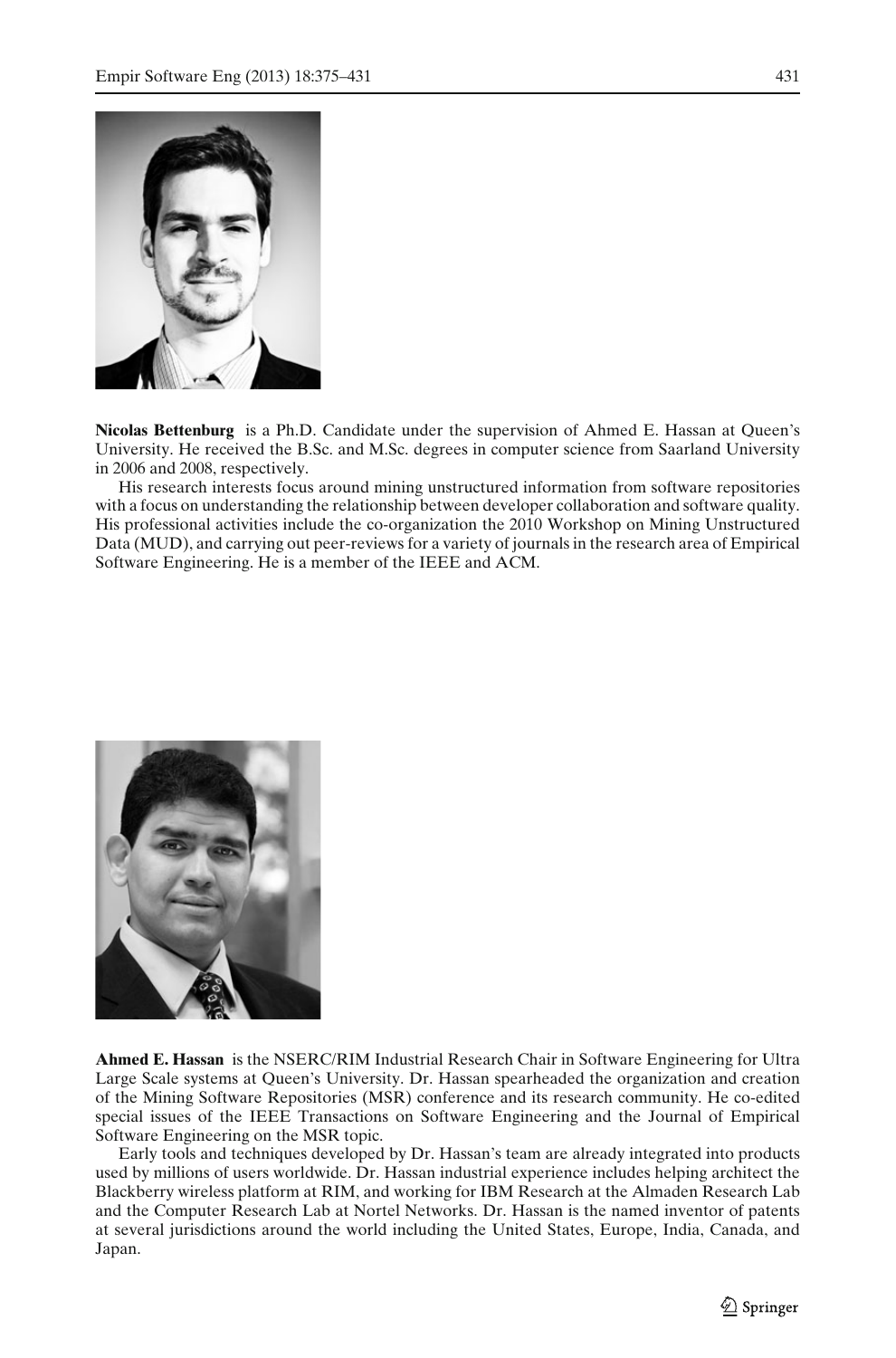**Nicolas Bettenburg** is a Ph.D. Candidate under the supervision of Ahmed E. Hassan at Queen's University. He received the B.Sc. and M.Sc. degrees in computer science from Saarland University in 2006 and 2008, respectively.

His research interests focus around mining unstructured information from software repositories with a focus on understanding the relationship between developer collaboration and software quality. His professional activities include the co-organization the 2010 Workshop on Mining Unstructured Data (MUD), and carrying out peer-reviews for a variety of journals in the research area of Empirical Software Engineering. He is a member of the IEEE and ACM.

**Ahmed E. Hassan** is the NSERC/RIM Industrial Research Chair in Software Engineering for Ultra Large Scale systems at Queen's University. Dr. Hassan spearheaded the organization and creation of the Mining Software Repositories (MSR) conference and its research community. He co-edited special issues of the IEEE Transactions on Software Engineering and the Journal of Empirical Software Engineering on the MSR topic.

Early tools and techniques developed by Dr. Hassan's team are already integrated into products used by millions of users worldwide. Dr. Hassan industrial experience includes helping architect the Blackberry wireless platform at RIM, and working for IBM Research at the Almaden Research Lab and the Computer Research Lab at Nortel Networks. Dr. Hassan is the named inventor of patents at several jurisdictions around the world including the United States, Europe, India, Canada, and Japan.